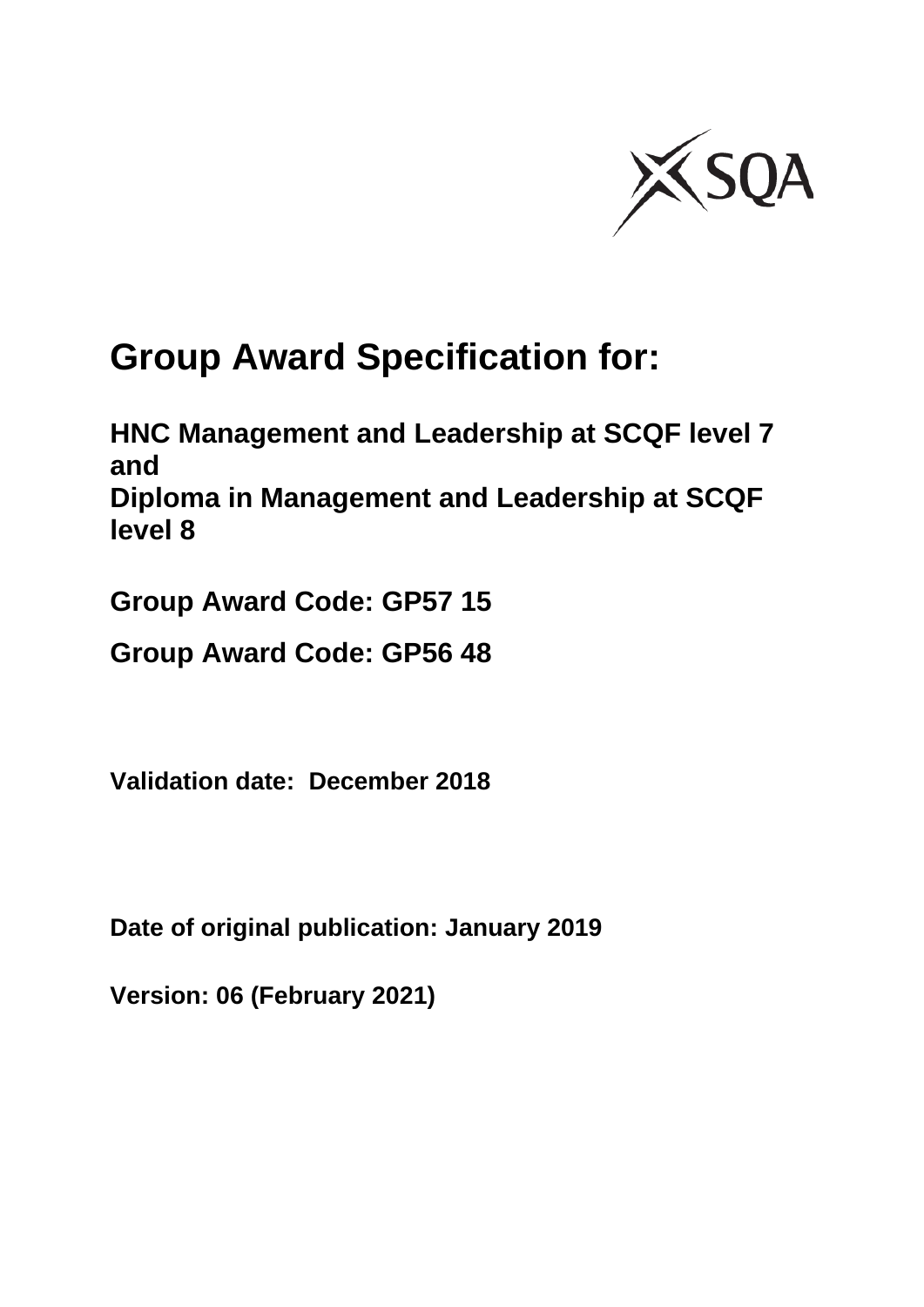# Group Award Specification for:

**HNC Management and Leadership at SCQF level 7 and Diploma in Management and Leadership at SCQF level 8**

**Group Award Code: GP57 15**

**Group Award Code: GP56 48**

**Validation date: December 2018**

**Date of original publication: January 2019**

**Version: 06 (February 2021)**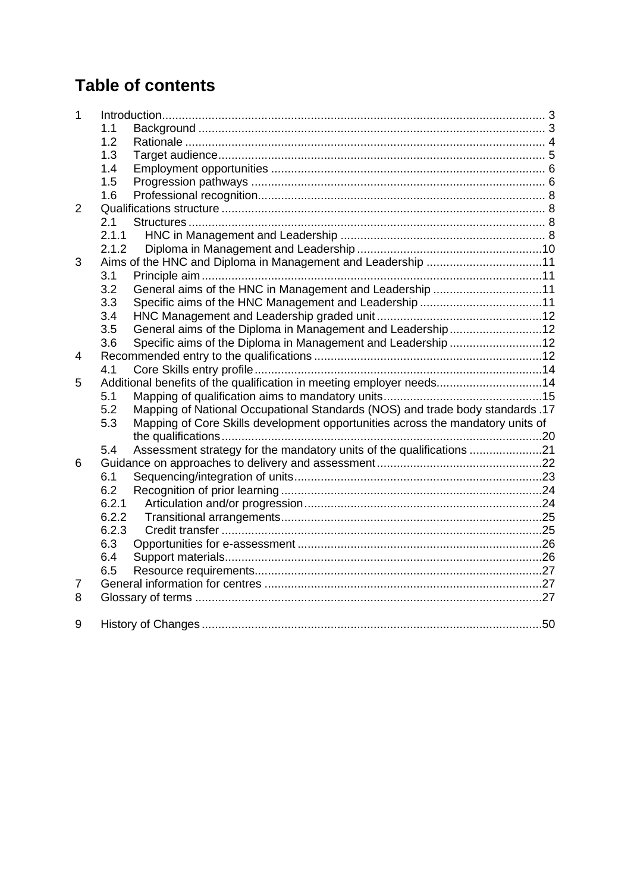# Table of contents

| | | | |
|---|---|---|---|
| 1 | | Introduction | 3 |
| | 1.1 | Background | 3 |
| | 1.2 | Rationale | 4 |
| | 1.3 | Target audience | 5 |
| | 1.4 | Employment opportunities | 6 |
| | 1.5 | Progression pathways | 6 |
| | 1.6 | Professional recognition | 8 |
| 2 | | Qualifications structure | 8 |
| | 2.1 | Structures | 8 |
| | 2.1.1 | HNC in Management and Leadership | 8 |
| | 2.1.2 | Diploma in Management and Leadership | 10 |
| 3 | | Aims of the HNC and Diploma in Management and Leadership | 11 |
| | 3.1 | Principle aim | 11 |
| | 3.2 | General aims of the HNC in Management and Leadership | 11 |
| | 3.3 | Specific aims of the HNC Management and Leadership | 11 |
| | 3.4 | HNC Management and Leadership graded unit | 12 |
| | 3.5 | General aims of the Diploma in Management and Leadership | 12 |
| | 3.6 | Specific aims of the Diploma in Management and Leadership | 12 |
| 4 | | Recommended entry to the qualifications | 12 |
| | 4.1 | Core Skills entry profile | 14 |
| 5 | | Additional benefits of the qualification in meeting employer needs | 14 |
| | 5.1 | Mapping of qualification aims to mandatory units | 15 |
| | 5.2 | Mapping of National Occupational Standards (NOS) and trade body standards | 17 |
| | 5.3 | Mapping of Core Skills development opportunities across the mandatory units of the qualifications | 20 |
| | 5.4 | Assessment strategy for the mandatory units of the qualifications | 21 |
| 6 | | Guidance on approaches to delivery and assessment | 22 |
| | 6.1 | Sequencing/integration of units | 23 |
| | 6.2 | Recognition of prior learning | 24 |
| | 6.2.1 | Articulation and/or progression | 24 |
| | 6.2.2 | Transitional arrangements | 25 |
| | 6.2.3 | Credit transfer | 25 |
| | 6.3 | Opportunities for e-assessment | 26 |
| | 6.4 | Support materials | 26 |
| | 6.5 | Resource requirements | 27 |
| 7 | | General information for centres | 27 |
| 8 | | Glossary of terms | 27 |
| 9 | | History of Changes | 50 |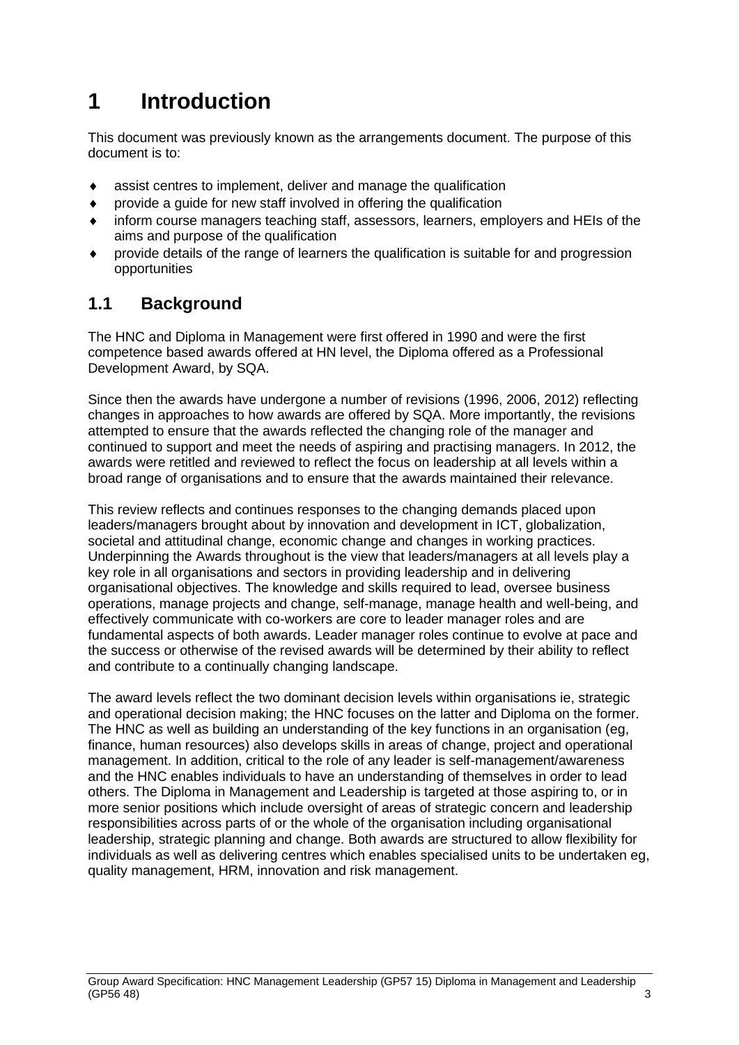# 1 Introduction

This document was previously known as the arrangements document. The purpose of this document is to:

- assist centres to implement, deliver and manage the qualification
- provide a guide for new staff involved in offering the qualification
- inform course managers teaching staff, assessors, learners, employers and HEIs of the aims and purpose of the qualification
- provide details of the range of learners the qualification is suitable for and progression opportunities

## 1.1 Background

The HNC and Diploma in Management were first offered in 1990 and were the first competence based awards offered at HN level, the Diploma offered as a Professional Development Award, by SQA.

Since then the awards have undergone a number of revisions (1996, 2006, 2012) reflecting changes in approaches to how awards are offered by SQA. More importantly, the revisions attempted to ensure that the awards reflected the changing role of the manager and continued to support and meet the needs of aspiring and practising managers. In 2012, the awards were retitled and reviewed to reflect the focus on leadership at all levels within a broad range of organisations and to ensure that the awards maintained their relevance.

This review reflects and continues responses to the changing demands placed upon leaders/managers brought about by innovation and development in ICT, globalization, societal and attitudinal change, economic change and changes in working practices. Underpinning the Awards throughout is the view that leaders/managers at all levels play a key role in all organisations and sectors in providing leadership and in delivering organisational objectives. The knowledge and skills required to lead, oversee business operations, manage projects and change, self-manage, manage health and well-being, and effectively communicate with co-workers are core to leader manager roles and are fundamental aspects of both awards. Leader manager roles continue to evolve at pace and the success or otherwise of the revised awards will be determined by their ability to reflect and contribute to a continually changing landscape.

The award levels reflect the two dominant decision levels within organisations ie, strategic and operational decision making; the HNC focuses on the latter and Diploma on the former. The HNC as well as building an understanding of the key functions in an organisation (eg, finance, human resources) also develops skills in areas of change, project and operational management. In addition, critical to the role of any leader is self-management/awareness and the HNC enables individuals to have an understanding of themselves in order to lead others. The Diploma in Management and Leadership is targeted at those aspiring to, or in more senior positions which include oversight of areas of strategic concern and leadership responsibilities across parts of or the whole of the organisation including organisational leadership, strategic planning and change. Both awards are structured to allow flexibility for individuals as well as delivering centres which enables specialised units to be undertaken eg, quality management, HRM, innovation and risk management.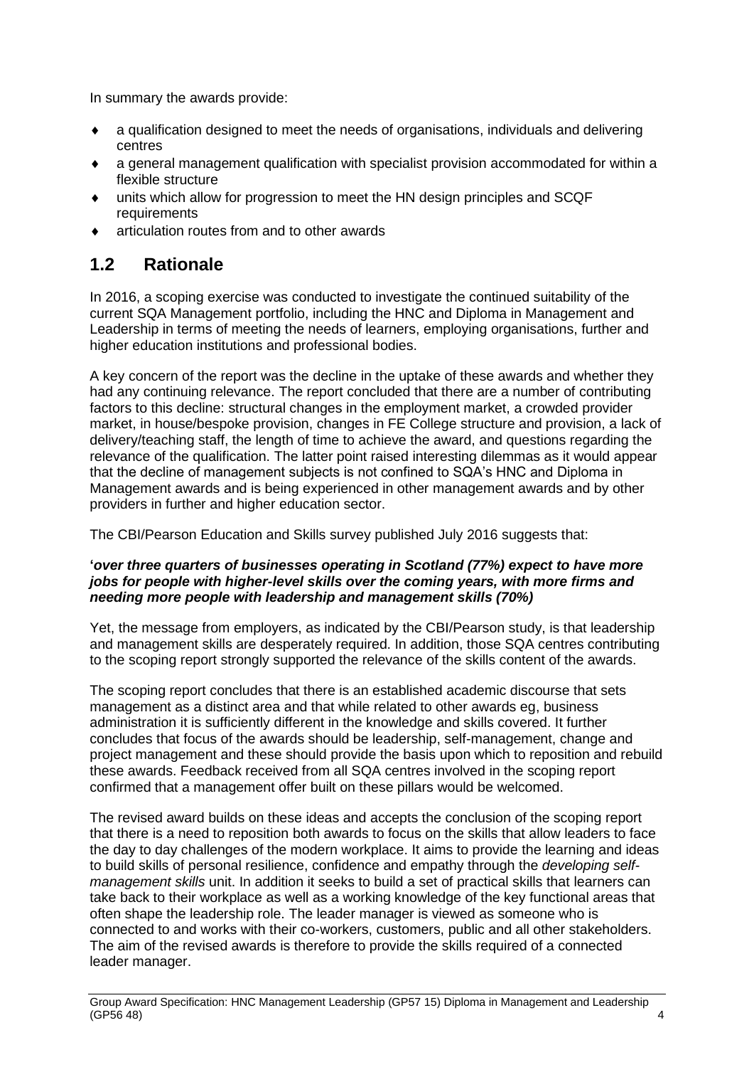In summary the awards provide:

- a qualification designed to meet the needs of organisations, individuals and delivering centres
- a general management qualification with specialist provision accommodated for within a flexible structure
- units which allow for progression to meet the HN design principles and SCQF requirements
- articulation routes from and to other awards

## 1.2 Rationale

In 2016, a scoping exercise was conducted to investigate the continued suitability of the current SQA Management portfolio, including the HNC and Diploma in Management and Leadership in terms of meeting the needs of learners, employing organisations, further and higher education institutions and professional bodies.

A key concern of the report was the decline in the uptake of these awards and whether they had any continuing relevance. The report concluded that there are a number of contributing factors to this decline: structural changes in the employment market, a crowded provider market, in house/bespoke provision, changes in FE College structure and provision, a lack of delivery/teaching staff, the length of time to achieve the award, and questions regarding the relevance of the qualification. The latter point raised interesting dilemmas as it would appear that the decline of management subjects is not confined to SQA's HNC and Diploma in Management awards and is being experienced in other management awards and by other providers in further and higher education sector.

The CBI/Pearson Education and Skills survey published July 2016 suggests that:

**'*over three quarters of businesses operating in Scotland (77%) expect to have more jobs for people with higher-level skills over the coming years, with more firms and needing more people with leadership and management skills (70%)***

Yet, the message from employers, as indicated by the CBI/Pearson study, is that leadership and management skills are desperately required. In addition, those SQA centres contributing to the scoping report strongly supported the relevance of the skills content of the awards.

The scoping report concludes that there is an established academic discourse that sets management as a distinct area and that while related to other awards eg, business administration it is sufficiently different in the knowledge and skills covered. It further concludes that focus of the awards should be leadership, self-management, change and project management and these should provide the basis upon which to reposition and rebuild these awards. Feedback received from all SQA centres involved in the scoping report confirmed that a management offer built on these pillars would be welcomed.

The revised award builds on these ideas and accepts the conclusion of the scoping report that there is a need to reposition both awards to focus on the skills that allow leaders to face the day to day challenges of the modern workplace. It aims to provide the learning and ideas to build skills of personal resilience, confidence and empathy through the *developing self-management skills* unit. In addition it seeks to build a set of practical skills that learners can take back to their workplace as well as a working knowledge of the key functional areas that often shape the leadership role. The leader manager is viewed as someone who is connected to and works with their co-workers, customers, public and all other stakeholders. The aim of the revised awards is therefore to provide the skills required of a connected leader manager.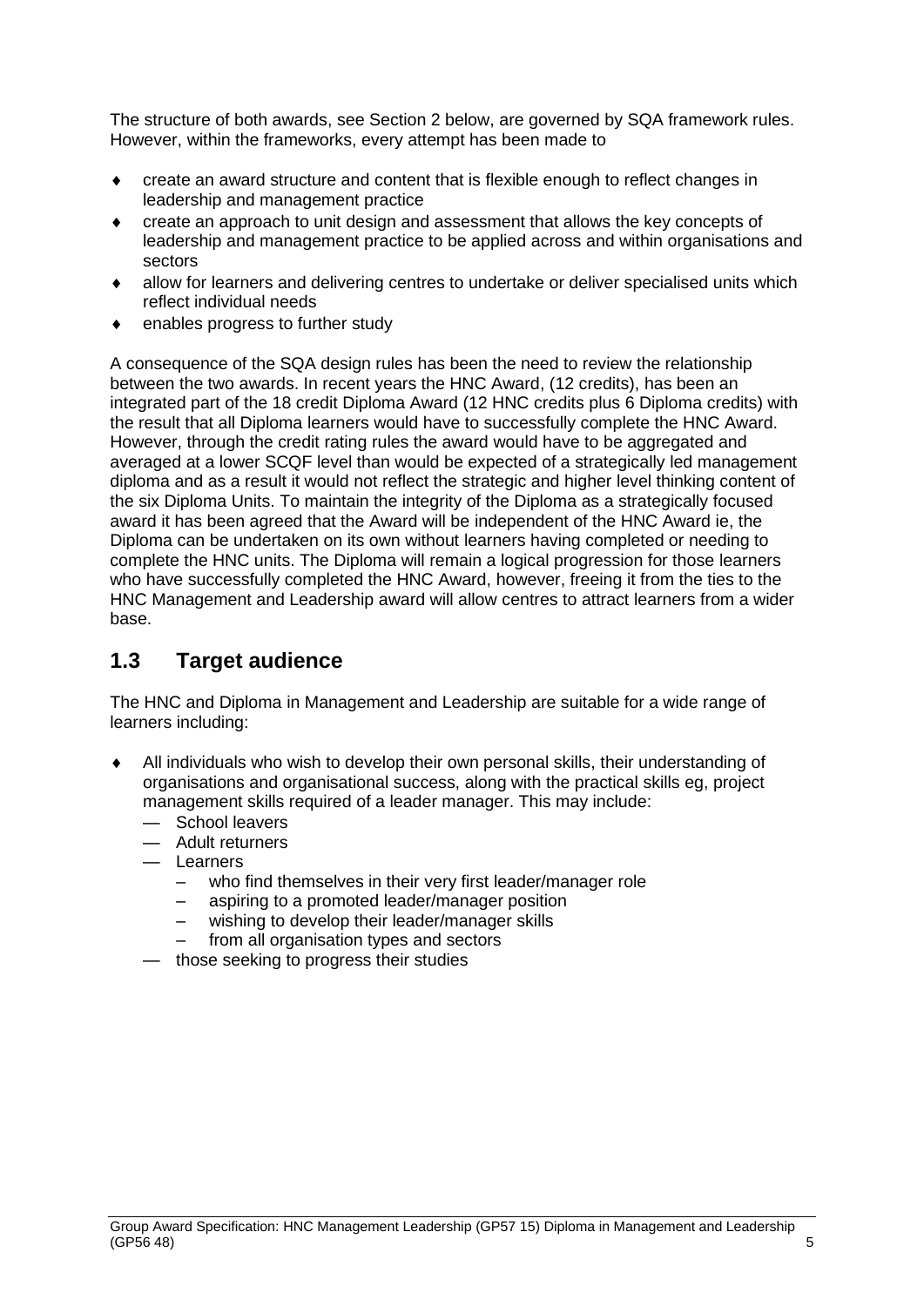The structure of both awards, see Section 2 below, are governed by SQA framework rules. However, within the frameworks, every attempt has been made to

- create an award structure and content that is flexible enough to reflect changes in leadership and management practice
- create an approach to unit design and assessment that allows the key concepts of leadership and management practice to be applied across and within organisations and sectors
- allow for learners and delivering centres to undertake or deliver specialised units which reflect individual needs
- enables progress to further study

A consequence of the SQA design rules has been the need to review the relationship between the two awards. In recent years the HNC Award, (12 credits), has been an integrated part of the 18 credit Diploma Award (12 HNC credits plus 6 Diploma credits) with the result that all Diploma learners would have to successfully complete the HNC Award. However, through the credit rating rules the award would have to be aggregated and averaged at a lower SCQF level than would be expected of a strategically led management diploma and as a result it would not reflect the strategic and higher level thinking content of the six Diploma Units. To maintain the integrity of the Diploma as a strategically focused award it has been agreed that the Award will be independent of the HNC Award ie, the Diploma can be undertaken on its own without learners having completed or needing to complete the HNC units. The Diploma will remain a logical progression for those learners who have successfully completed the HNC Award, however, freeing it from the ties to the HNC Management and Leadership award will allow centres to attract learners from a wider base.

## 1.3 Target audience

The HNC and Diploma in Management and Leadership are suitable for a wide range of learners including:

- All individuals who wish to develop their own personal skills, their understanding of organisations and organisational success, along with the practical skills eg, project management skills required of a leader manager. This may include:
  - School leavers
  - Adult returners
  - Learners
    - who find themselves in their very first leader/manager role
    - aspiring to a promoted leader/manager position
    - wishing to develop their leader/manager skills
    - from all organisation types and sectors
  - those seeking to progress their studies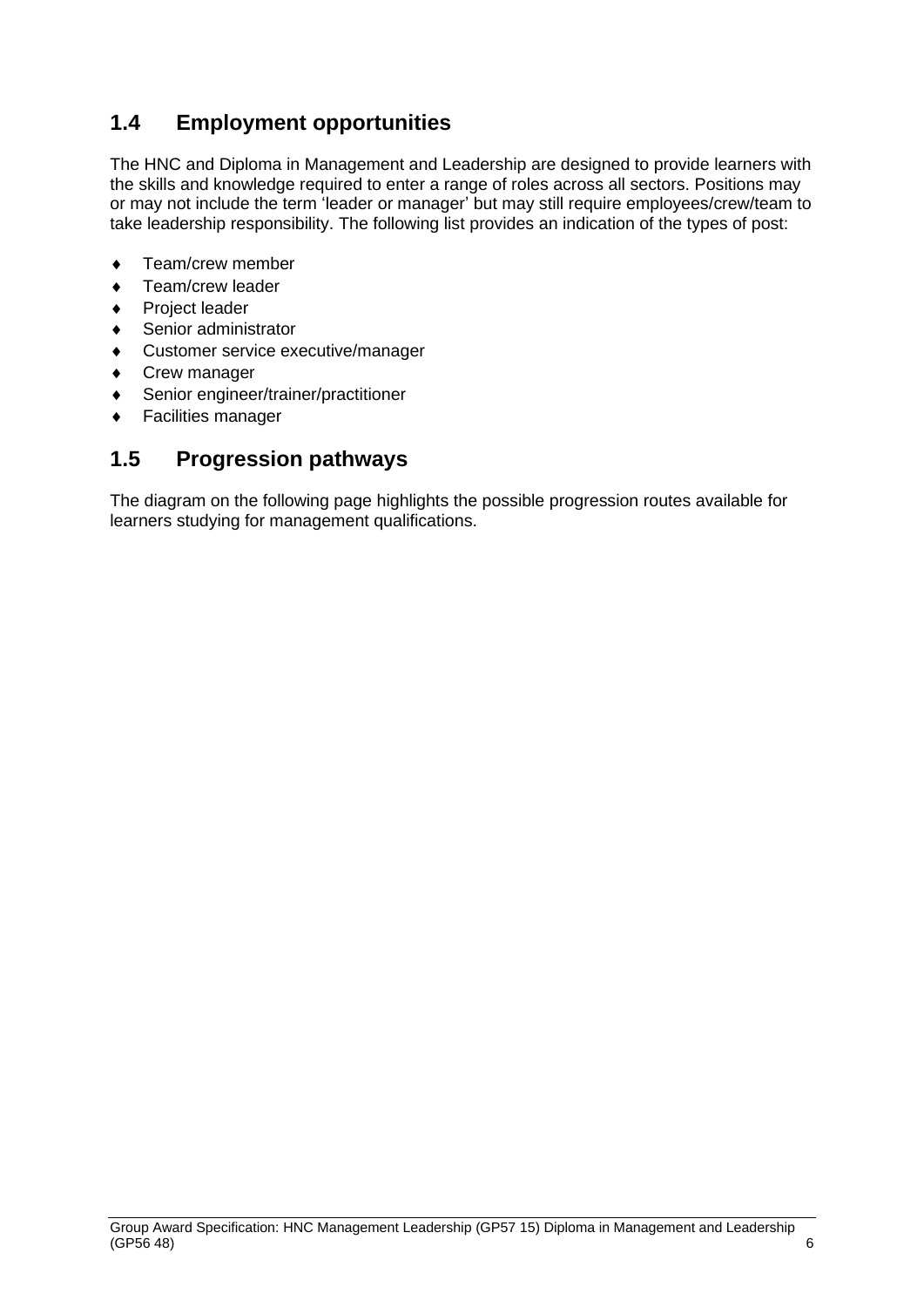## 1.4 Employment opportunities

The HNC and Diploma in Management and Leadership are designed to provide learners with the skills and knowledge required to enter a range of roles across all sectors. Positions may or may not include the term 'leader or manager' but may still require employees/crew/team to take leadership responsibility. The following list provides an indication of the types of post:

- Team/crew member
- Team/crew leader
- Project leader
- Senior administrator
- Customer service executive/manager
- Crew manager
- Senior engineer/trainer/practitioner
- Facilities manager

## 1.5 Progression pathways

The diagram on the following page highlights the possible progression routes available for learners studying for management qualifications.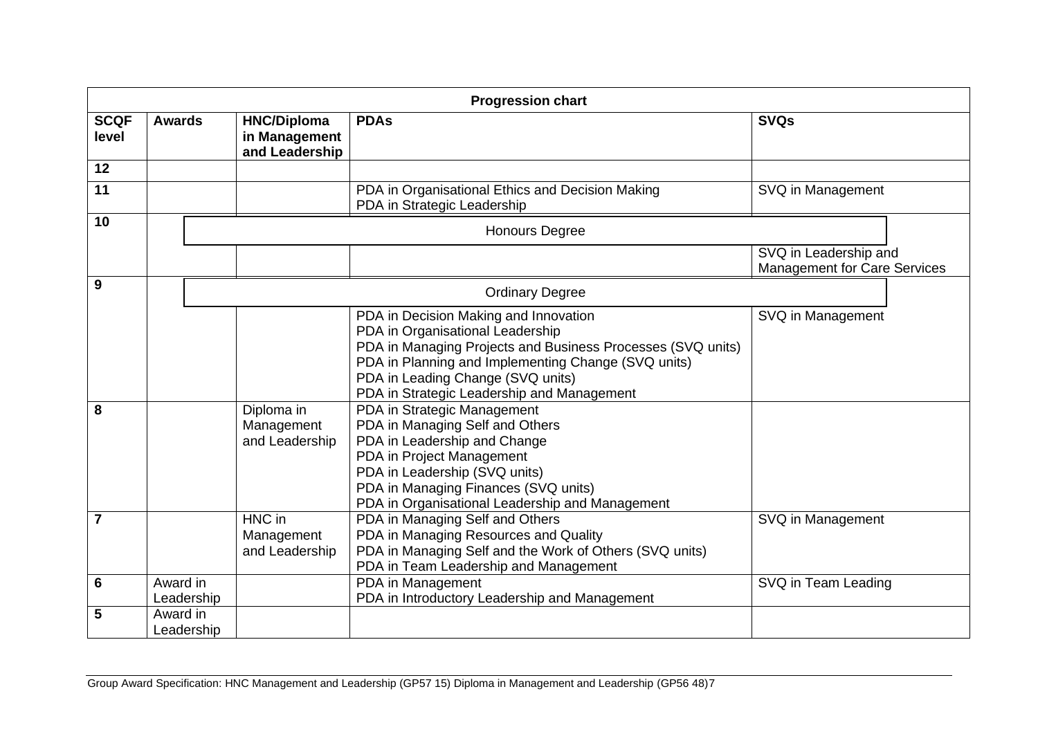| Progression chart | | | | |
|---|---|---|---|---|
| **SCQF level** | **Awards** | **HNC/Diploma in Management and Leadership** | **PDAs** | **SVQs** |
| **12** | | | | |
| **11** | | | PDA in Organisational Ethics and Decision Making<br>PDA in Strategic Leadership | SVQ in Management |
| **10** | Honours Degree | | | |
| | | | | SVQ in Leadership and Management for Care Services |
| **9** | Ordinary Degree | | | |
| | | | PDA in Decision Making and Innovation<br>PDA in Organisational Leadership<br>PDA in Managing Projects and Business Processes (SVQ units)<br>PDA in Planning and Implementing Change (SVQ units)<br>PDA in Leading Change (SVQ units)<br>PDA in Strategic Leadership and Management | SVQ in Management |
| **8** | | Diploma in Management and Leadership | PDA in Strategic Management<br>PDA in Managing Self and Others<br>PDA in Leadership and Change<br>PDA in Project Management<br>PDA in Leadership (SVQ units)<br>PDA in Managing Finances (SVQ units)<br>PDA in Organisational Leadership and Management | |
| **7** | | HNC in Management and Leadership | PDA in Managing Self and Others<br>PDA in Managing Resources and Quality<br>PDA in Managing Self and the Work of Others (SVQ units)<br>PDA in Team Leadership and Management | SVQ in Management |
| **6** | Award in Leadership | | PDA in Management<br>PDA in Introductory Leadership and Management | SVQ in Team Leading |
| **5** | Award in Leadership | | | |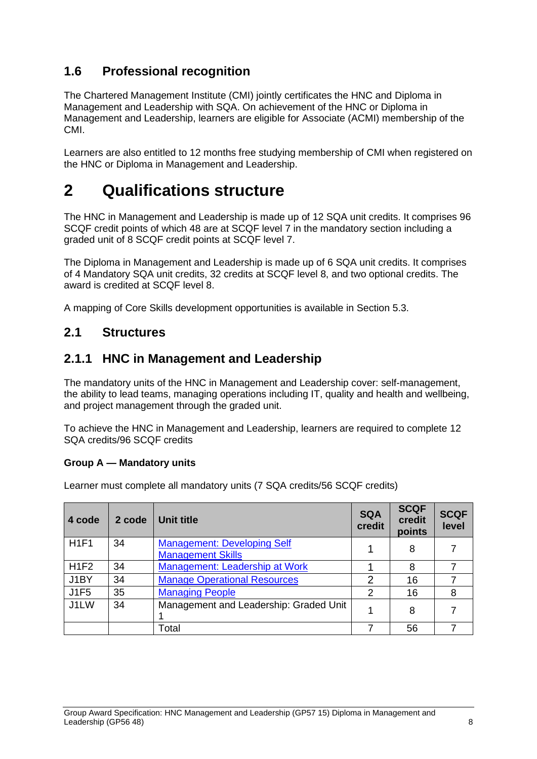## 1.6 Professional recognition

The Chartered Management Institute (CMI) jointly certificates the HNC and Diploma in Management and Leadership with SQA. On achievement of the HNC or Diploma in Management and Leadership, learners are eligible for Associate (ACMI) membership of the CMI.

Learners are also entitled to 12 months free studying membership of CMI when registered on the HNC or Diploma in Management and Leadership.

# 2 Qualifications structure

The HNC in Management and Leadership is made up of 12 SQA unit credits. It comprises 96 SCQF credit points of which 48 are at SCQF level 7 in the mandatory section including a graded unit of 8 SCQF credit points at SCQF level 7.

The Diploma in Management and Leadership is made up of 6 SQA unit credits. It comprises of 4 Mandatory SQA unit credits, 32 credits at SCQF level 8, and two optional credits. The award is credited at SCQF level 8.

A mapping of Core Skills development opportunities is available in Section 5.3.

## 2.1 Structures

## 2.1.1 HNC in Management and Leadership

The mandatory units of the HNC in Management and Leadership cover: self-management, the ability to lead teams, managing operations including IT, quality and health and wellbeing, and project management through the graded unit.

To achieve the HNC in Management and Leadership, learners are required to complete 12 SQA credits/96 SCQF credits

**Group A — Mandatory units**

Learner must complete all mandatory units (7 SQA credits/56 SCQF credits)

| 4 code | 2 code | Unit title | SQA credit | SCQF credit points | SCQF level |
|---|---|---|---|---|---|
| H1F1 | 34 | Management: Developing Self Management Skills | 1 | 8 | 7 |
| H1F2 | 34 | Management: Leadership at Work | 1 | 8 | 7 |
| J1BY | 34 | Manage Operational Resources | 2 | 16 | 7 |
| J1F5 | 35 | Managing People | 2 | 16 | 8 |
| J1LW | 34 | Management and Leadership: Graded Unit 1 | 1 | 8 | 7 |
| | | Total | 7 | 56 | 7 |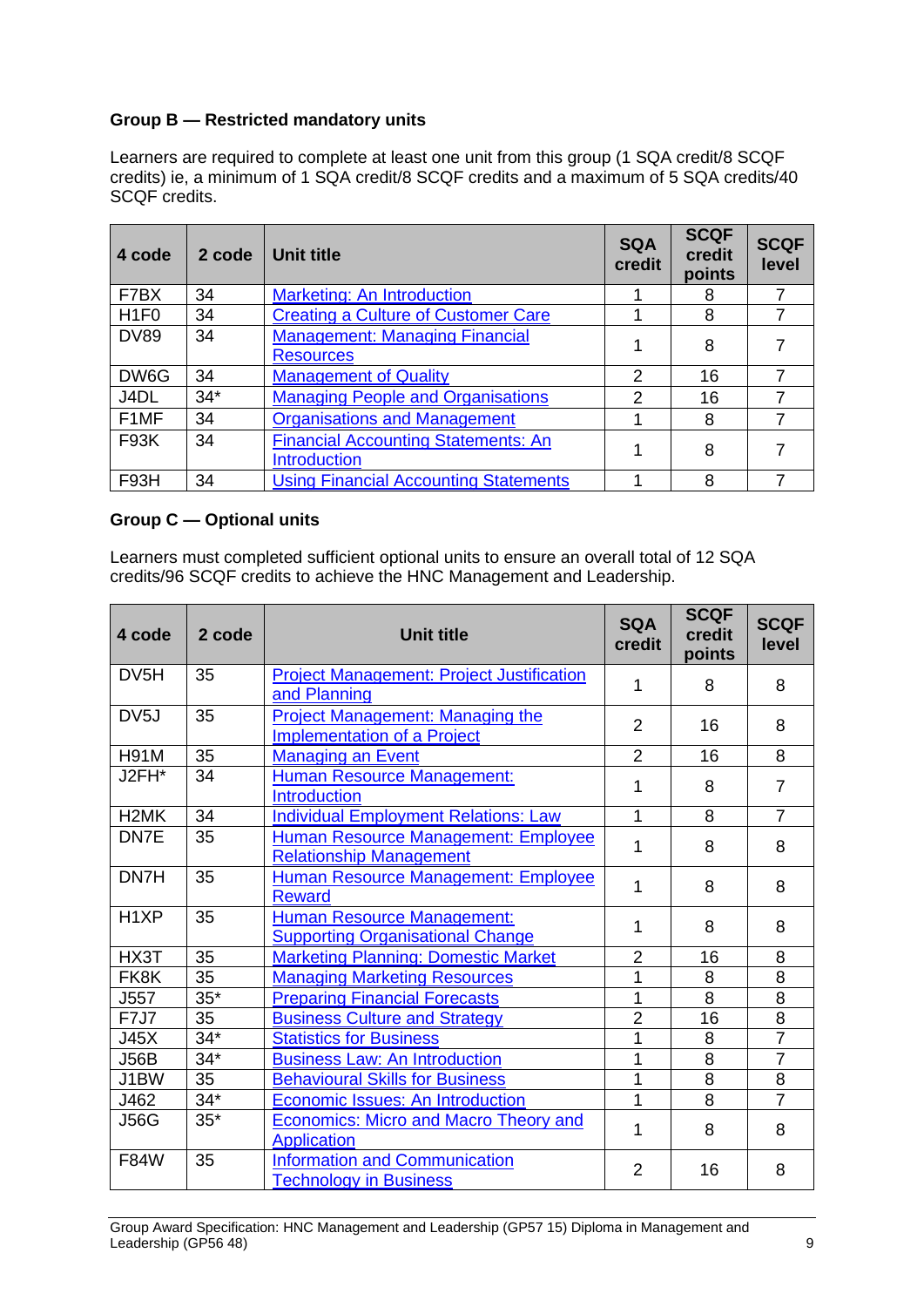### Group B — Restricted mandatory units

Learners are required to complete at least one unit from this group (1 SQA credit/8 SCQF credits) ie, a minimum of 1 SQA credit/8 SCQF credits and a maximum of 5 SQA credits/40 SCQF credits.

| 4 code | 2 code | Unit title | SQA credit | SCQF credit points | SCQF level |
|---|---|---|---|---|---|
| F7BX | 34 | Marketing: An Introduction | 1 | 8 | 7 |
| H1F0 | 34 | Creating a Culture of Customer Care | 1 | 8 | 7 |
| DV89 | 34 | Management: Managing Financial Resources | 1 | 8 | 7 |
| DW6G | 34 | Management of Quality | 2 | 16 | 7 |
| J4DL | 34* | Managing People and Organisations | 2 | 16 | 7 |
| F1MF | 34 | Organisations and Management | 1 | 8 | 7 |
| F93K | 34 | Financial Accounting Statements: An Introduction | 1 | 8 | 7 |
| F93H | 34 | Using Financial Accounting Statements | 1 | 8 | 7 |

### Group C — Optional units

Learners must completed sufficient optional units to ensure an overall total of 12 SQA credits/96 SCQF credits to achieve the HNC Management and Leadership.

| 4 code | 2 code | Unit title | SQA credit | SCQF credit points | SCQF level |
|---|---|---|---|---|---|
| DV5H | 35 | Project Management: Project Justification and Planning | 1 | 8 | 8 |
| DV5J | 35 | Project Management: Managing the Implementation of a Project | 2 | 16 | 8 |
| H91M | 35 | Managing an Event | 2 | 16 | 8 |
| J2FH* | 34 | Human Resource Management: Introduction | 1 | 8 | 7 |
| H2MK | 34 | Individual Employment Relations: Law | 1 | 8 | 7 |
| DN7E | 35 | Human Resource Management: Employee Relationship Management | 1 | 8 | 8 |
| DN7H | 35 | Human Resource Management: Employee Reward | 1 | 8 | 8 |
| H1XP | 35 | Human Resource Management: Supporting Organisational Change | 1 | 8 | 8 |
| HX3T | 35 | Marketing Planning: Domestic Market | 2 | 16 | 8 |
| FK8K | 35 | Managing Marketing Resources | 1 | 8 | 8 |
| J557 | 35* | Preparing Financial Forecasts | 1 | 8 | 8 |
| F7J7 | 35 | Business Culture and Strategy | 2 | 16 | 8 |
| J45X | 34* | Statistics for Business | 1 | 8 | 7 |
| J56B | 34* | Business Law: An Introduction | 1 | 8 | 7 |
| J1BW | 35 | Behavioural Skills for Business | 1 | 8 | 8 |
| J462 | 34* | Economic Issues: An Introduction | 1 | 8 | 7 |
| J56G | 35* | Economics: Micro and Macro Theory and Application | 1 | 8 | 8 |
| F84W | 35 | Information and Communication Technology in Business | 2 | 16 | 8 |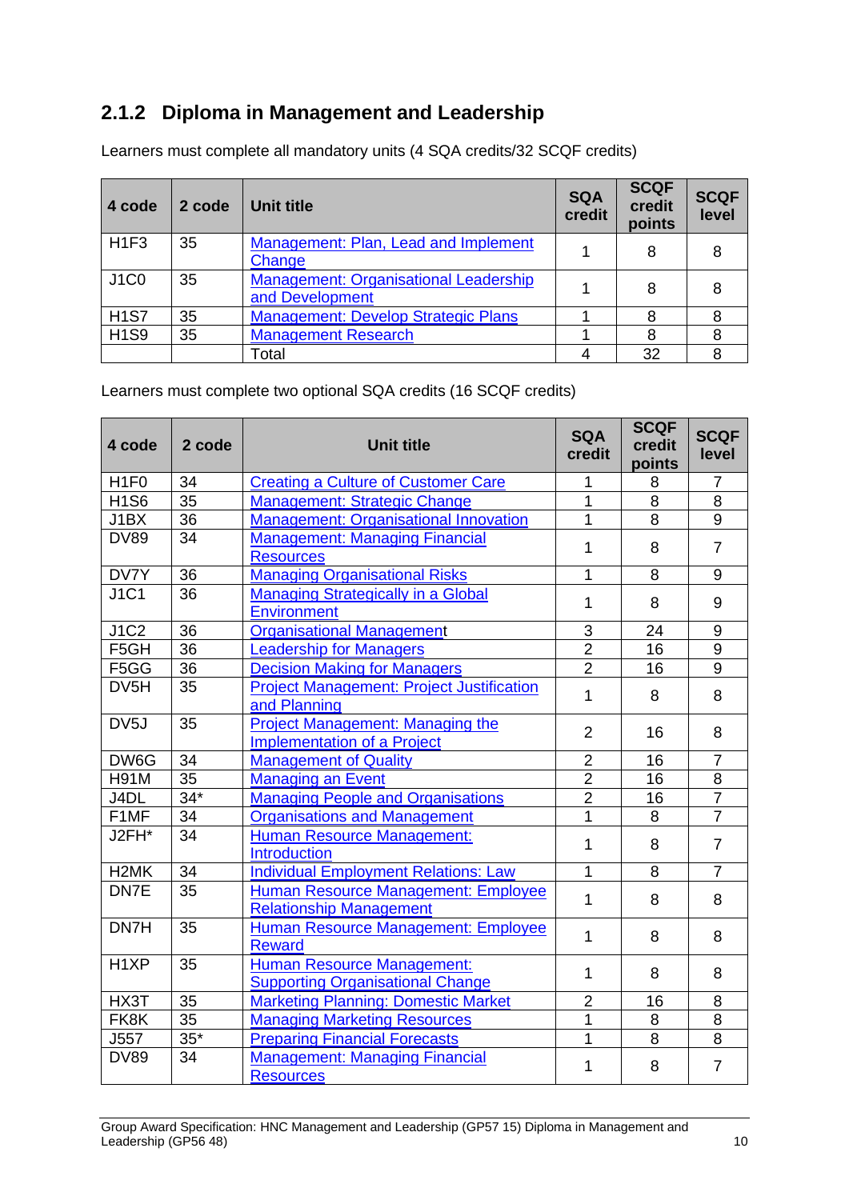## 2.1.2 Diploma in Management and Leadership

Learners must complete all mandatory units (4 SQA credits/32 SCQF credits)

| 4 code | 2 code | Unit title | SQA credit | SCQF credit points | SCQF level |
|---|---|---|---|---|---|
| H1F3 | 35 | Management: Plan, Lead and Implement Change | 1 | 8 | 8 |
| J1C0 | 35 | Management: Organisational Leadership and Development | 1 | 8 | 8 |
| H1S7 | 35 | Management: Develop Strategic Plans | 1 | 8 | 8 |
| H1S9 | 35 | Management Research | 1 | 8 | 8 |
| | | Total | 4 | 32 | 8 |

Learners must complete two optional SQA credits (16 SCQF credits)

| 4 code | 2 code | Unit title | SQA credit | SCQF credit points | SCQF level |
|---|---|---|---|---|---|
| H1F0 | 34 | Creating a Culture of Customer Care | 1 | 8 | 7 |
| H1S6 | 35 | Management: Strategic Change | 1 | 8 | 8 |
| J1BX | 36 | Management: Organisational Innovation | 1 | 8 | 9 |
| DV89 | 34 | Management: Managing Financial Resources | 1 | 8 | 7 |
| DV7Y | 36 | Managing Organisational Risks | 1 | 8 | 9 |
| J1C1 | 36 | Managing Strategically in a Global Environment | 1 | 8 | 9 |
| J1C2 | 36 | Organisational Management | 3 | 24 | 9 |
| F5GH | 36 | Leadership for Managers | 2 | 16 | 9 |
| F5GG | 36 | Decision Making for Managers | 2 | 16 | 9 |
| DV5H | 35 | Project Management: Project Justification and Planning | 1 | 8 | 8 |
| DV5J | 35 | Project Management: Managing the Implementation of a Project | 2 | 16 | 8 |
| DW6G | 34 | Management of Quality | 2 | 16 | 7 |
| H91M | 35 | Managing an Event | 2 | 16 | 8 |
| J4DL | 34* | Managing People and Organisations | 2 | 16 | 7 |
| F1MF | 34 | Organisations and Management | 1 | 8 | 7 |
| J2FH* | 34 | Human Resource Management: Introduction | 1 | 8 | 7 |
| H2MK | 34 | Individual Employment Relations: Law | 1 | 8 | 7 |
| DN7E | 35 | Human Resource Management: Employee Relationship Management | 1 | 8 | 8 |
| DN7H | 35 | Human Resource Management: Employee Reward | 1 | 8 | 8 |
| H1XP | 35 | Human Resource Management: Supporting Organisational Change | 1 | 8 | 8 |
| HX3T | 35 | Marketing Planning: Domestic Market | 2 | 16 | 8 |
| FK8K | 35 | Managing Marketing Resources | 1 | 8 | 8 |
| J557 | 35* | Preparing Financial Forecasts | 1 | 8 | 8 |
| DV89 | 34 | Management: Managing Financial Resources | 1 | 8 | 7 |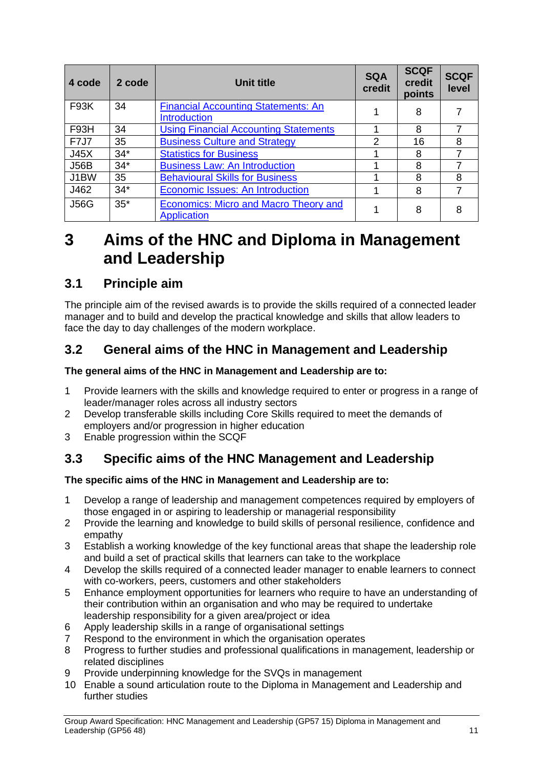| 4 code | 2 code | Unit title | SQA credit | SCQF credit points | SCQF level |
|---|---|---|---|---|---|
| F93K | 34 | Financial Accounting Statements: An Introduction | 1 | 8 | 7 |
| F93H | 34 | Using Financial Accounting Statements | 1 | 8 | 7 |
| F7J7 | 35 | Business Culture and Strategy | 2 | 16 | 8 |
| J45X | 34* | Statistics for Business | 1 | 8 | 7 |
| J56B | 34* | Business Law: An Introduction | 1 | 8 | 7 |
| J1BW | 35 | Behavioural Skills for Business | 1 | 8 | 8 |
| J462 | 34* | Economic Issues: An Introduction | 1 | 8 | 7 |
| J56G | 35* | Economics: Micro and Macro Theory and Application | 1 | 8 | 8 |

# 3 Aims of the HNC and Diploma in Management and Leadership

## 3.1 Principle aim

The principle aim of the revised awards is to provide the skills required of a connected leader manager and to build and develop the practical knowledge and skills that allow leaders to face the day to day challenges of the modern workplace.

## 3.2 General aims of the HNC in Management and Leadership

**The general aims of the HNC in Management and Leadership are to:**

1 Provide learners with the skills and knowledge required to enter or progress in a range of leader/manager roles across all industry sectors
2 Develop transferable skills including Core Skills required to meet the demands of employers and/or progression in higher education
3 Enable progression within the SCQF

## 3.3 Specific aims of the HNC Management and Leadership

**The specific aims of the HNC in Management and Leadership are to:**

1 Develop a range of leadership and management competences required by employers of those engaged in or aspiring to leadership or managerial responsibility
2 Provide the learning and knowledge to build skills of personal resilience, confidence and empathy
3 Establish a working knowledge of the key functional areas that shape the leadership role and build a set of practical skills that learners can take to the workplace
4 Develop the skills required of a connected leader manager to enable learners to connect with co-workers, peers, customers and other stakeholders
5 Enhance employment opportunities for learners who require to have an understanding of their contribution within an organisation and who may be required to undertake leadership responsibility for a given area/project or idea
6 Apply leadership skills in a range of organisational settings
7 Respond to the environment in which the organisation operates
8 Progress to further studies and professional qualifications in management, leadership or related disciplines
9 Provide underpinning knowledge for the SVQs in management
10 Enable a sound articulation route to the Diploma in Management and Leadership and further studies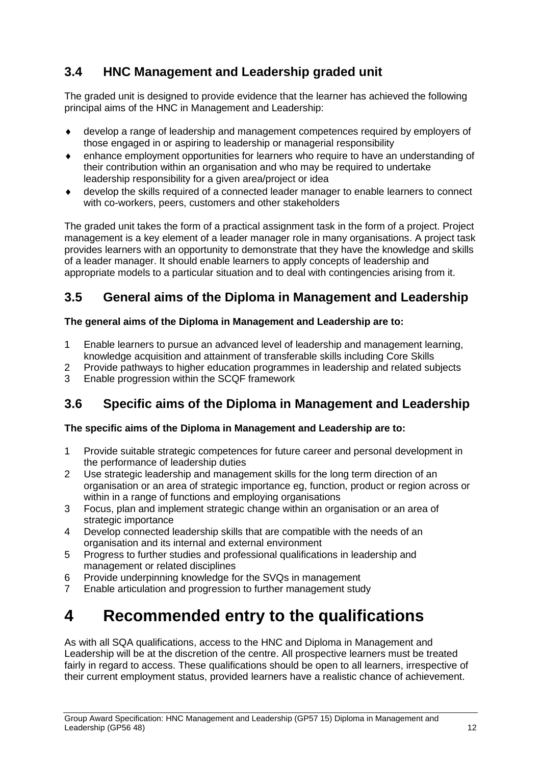## 3.4 HNC Management and Leadership graded unit

The graded unit is designed to provide evidence that the learner has achieved the following principal aims of the HNC in Management and Leadership:

- develop a range of leadership and management competences required by employers of those engaged in or aspiring to leadership or managerial responsibility
- enhance employment opportunities for learners who require to have an understanding of their contribution within an organisation and who may be required to undertake leadership responsibility for a given area/project or idea
- develop the skills required of a connected leader manager to enable learners to connect with co-workers, peers, customers and other stakeholders

The graded unit takes the form of a practical assignment task in the form of a project. Project management is a key element of a leader manager role in many organisations. A project task provides learners with an opportunity to demonstrate that they have the knowledge and skills of a leader manager. It should enable learners to apply concepts of leadership and appropriate models to a particular situation and to deal with contingencies arising from it.

## 3.5 General aims of the Diploma in Management and Leadership

**The general aims of the Diploma in Management and Leadership are to:**

1. Enable learners to pursue an advanced level of leadership and management learning, knowledge acquisition and attainment of transferable skills including Core Skills
2. Provide pathways to higher education programmes in leadership and related subjects
3. Enable progression within the SCQF framework

## 3.6 Specific aims of the Diploma in Management and Leadership

**The specific aims of the Diploma in Management and Leadership are to:**

1. Provide suitable strategic competences for future career and personal development in the performance of leadership duties
2. Use strategic leadership and management skills for the long term direction of an organisation or an area of strategic importance eg, function, product or region across or within in a range of functions and employing organisations
3. Focus, plan and implement strategic change within an organisation or an area of strategic importance
4. Develop connected leadership skills that are compatible with the needs of an organisation and its internal and external environment
5. Progress to further studies and professional qualifications in leadership and management or related disciplines
6. Provide underpinning knowledge for the SVQs in management
7. Enable articulation and progression to further management study

# 4 Recommended entry to the qualifications

As with all SQA qualifications, access to the HNC and Diploma in Management and Leadership will be at the discretion of the centre. All prospective learners must be treated fairly in regard to access. These qualifications should be open to all learners, irrespective of their current employment status, provided learners have a realistic chance of achievement.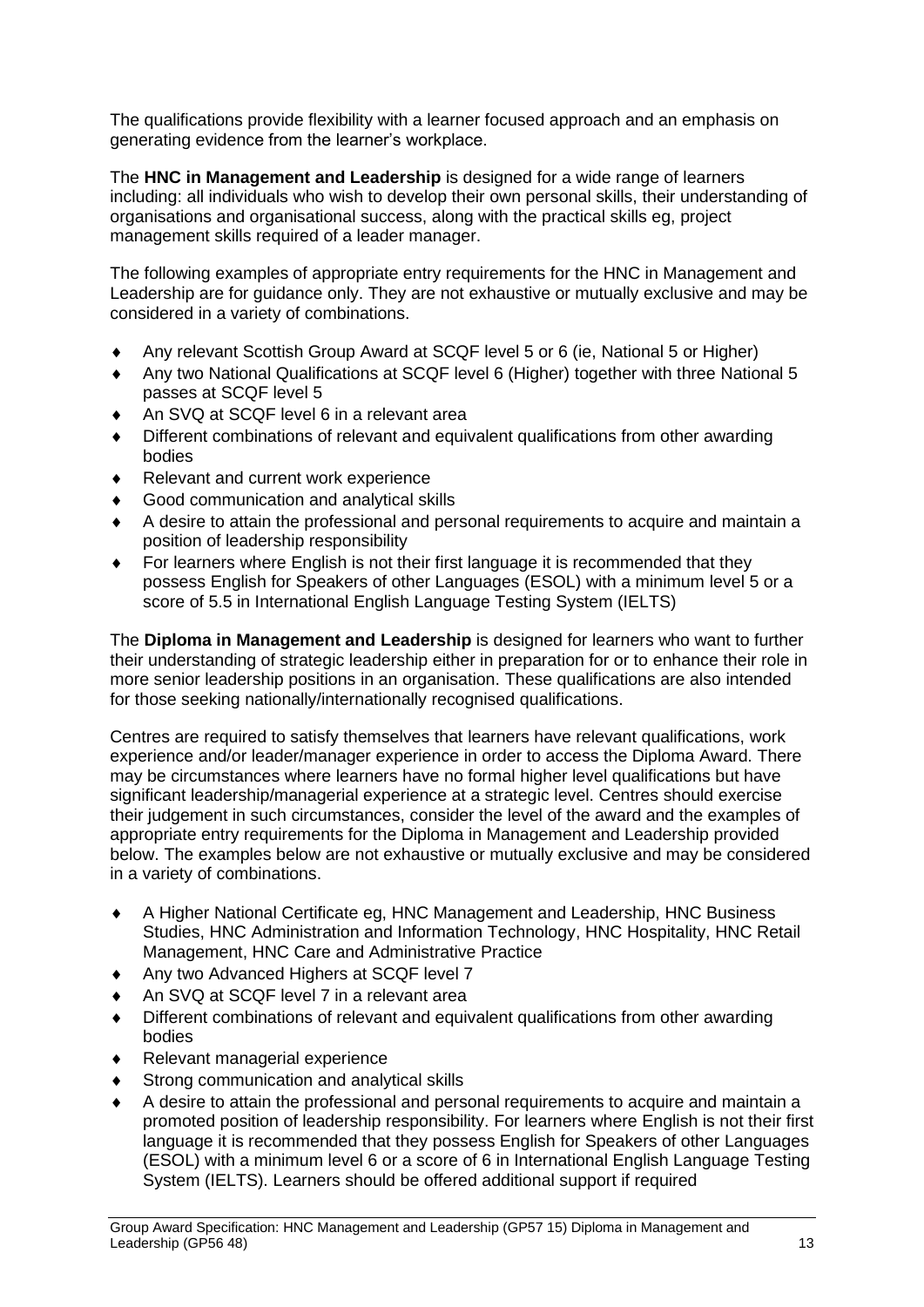The qualifications provide flexibility with a learner focused approach and an emphasis on generating evidence from the learner's workplace.

The **HNC in Management and Leadership** is designed for a wide range of learners including: all individuals who wish to develop their own personal skills, their understanding of organisations and organisational success, along with the practical skills eg, project management skills required of a leader manager.

The following examples of appropriate entry requirements for the HNC in Management and Leadership are for guidance only. They are not exhaustive or mutually exclusive and may be considered in a variety of combinations.

- Any relevant Scottish Group Award at SCQF level 5 or 6 (ie, National 5 or Higher)
- Any two National Qualifications at SCQF level 6 (Higher) together with three National 5 passes at SCQF level 5
- An SVQ at SCQF level 6 in a relevant area
- Different combinations of relevant and equivalent qualifications from other awarding bodies
- Relevant and current work experience
- Good communication and analytical skills
- A desire to attain the professional and personal requirements to acquire and maintain a position of leadership responsibility
- For learners where English is not their first language it is recommended that they possess English for Speakers of other Languages (ESOL) with a minimum level 5 or a score of 5.5 in International English Language Testing System (IELTS)

The **Diploma in Management and Leadership** is designed for learners who want to further their understanding of strategic leadership either in preparation for or to enhance their role in more senior leadership positions in an organisation. These qualifications are also intended for those seeking nationally/internationally recognised qualifications.

Centres are required to satisfy themselves that learners have relevant qualifications, work experience and/or leader/manager experience in order to access the Diploma Award. There may be circumstances where learners have no formal higher level qualifications but have significant leadership/managerial experience at a strategic level. Centres should exercise their judgement in such circumstances, consider the level of the award and the examples of appropriate entry requirements for the Diploma in Management and Leadership provided below. The examples below are not exhaustive or mutually exclusive and may be considered in a variety of combinations.

- A Higher National Certificate eg, HNC Management and Leadership, HNC Business Studies, HNC Administration and Information Technology, HNC Hospitality, HNC Retail Management, HNC Care and Administrative Practice
- Any two Advanced Highers at SCQF level 7
- An SVQ at SCQF level 7 in a relevant area
- Different combinations of relevant and equivalent qualifications from other awarding bodies
- Relevant managerial experience
- Strong communication and analytical skills
- A desire to attain the professional and personal requirements to acquire and maintain a promoted position of leadership responsibility. For learners where English is not their first language it is recommended that they possess English for Speakers of other Languages (ESOL) with a minimum level 6 or a score of 6 in International English Language Testing System (IELTS). Learners should be offered additional support if required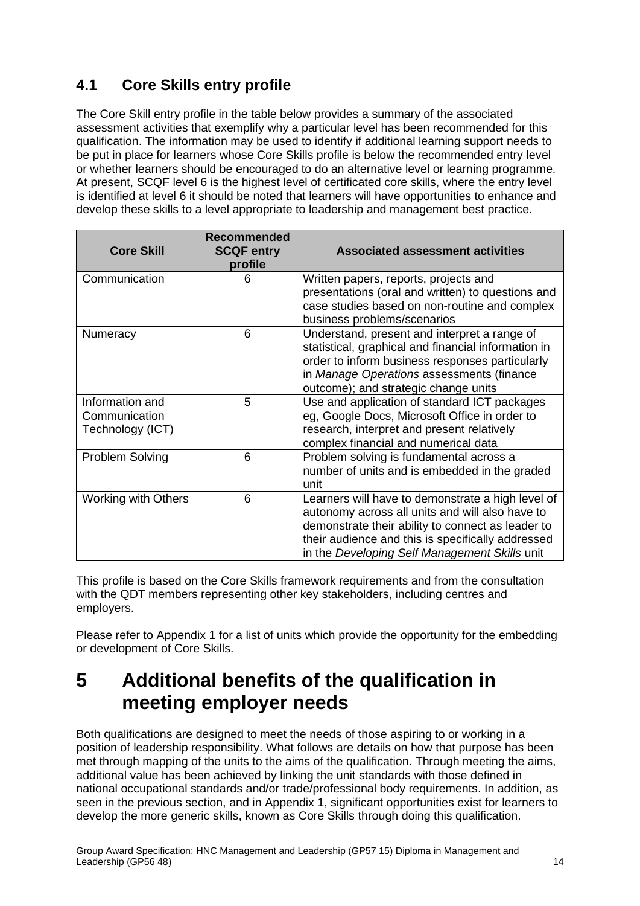## 4.1 Core Skills entry profile

The Core Skill entry profile in the table below provides a summary of the associated assessment activities that exemplify why a particular level has been recommended for this qualification. The information may be used to identify if additional learning support needs to be put in place for learners whose Core Skills profile is below the recommended entry level or whether learners should be encouraged to do an alternative level or learning programme. At present, SCQF level 6 is the highest level of certificated core skills, where the entry level is identified at level 6 it should be noted that learners will have opportunities to enhance and develop these skills to a level appropriate to leadership and management best practice.

| Core Skill | Recommended SCQF entry profile | Associated assessment activities |
|---|---|---|
| Communication | 6 | Written papers, reports, projects and presentations (oral and written) to questions and case studies based on non-routine and complex business problems/scenarios |
| Numeracy | 6 | Understand, present and interpret a range of statistical, graphical and financial information in order to inform business responses particularly in *Manage Operations* assessments (finance outcome); and strategic change units |
| Information and Communication Technology (ICT) | 5 | Use and application of standard ICT packages eg, Google Docs, Microsoft Office in order to research, interpret and present relatively complex financial and numerical data |
| Problem Solving | 6 | Problem solving is fundamental across a number of units and is embedded in the graded unit |
| Working with Others | 6 | Learners will have to demonstrate a high level of autonomy across all units and will also have to demonstrate their ability to connect as leader to their audience and this is specifically addressed in the *Developing Self Management Skills* unit |

This profile is based on the Core Skills framework requirements and from the consultation with the QDT members representing other key stakeholders, including centres and employers.

Please refer to Appendix 1 for a list of units which provide the opportunity for the embedding or development of Core Skills.

# 5 Additional benefits of the qualification in meeting employer needs

Both qualifications are designed to meet the needs of those aspiring to or working in a position of leadership responsibility. What follows are details on how that purpose has been met through mapping of the units to the aims of the qualification. Through meeting the aims, additional value has been achieved by linking the unit standards with those defined in national occupational standards and/or trade/professional body requirements. In addition, as seen in the previous section, and in Appendix 1, significant opportunities exist for learners to develop the more generic skills, known as Core Skills through doing this qualification.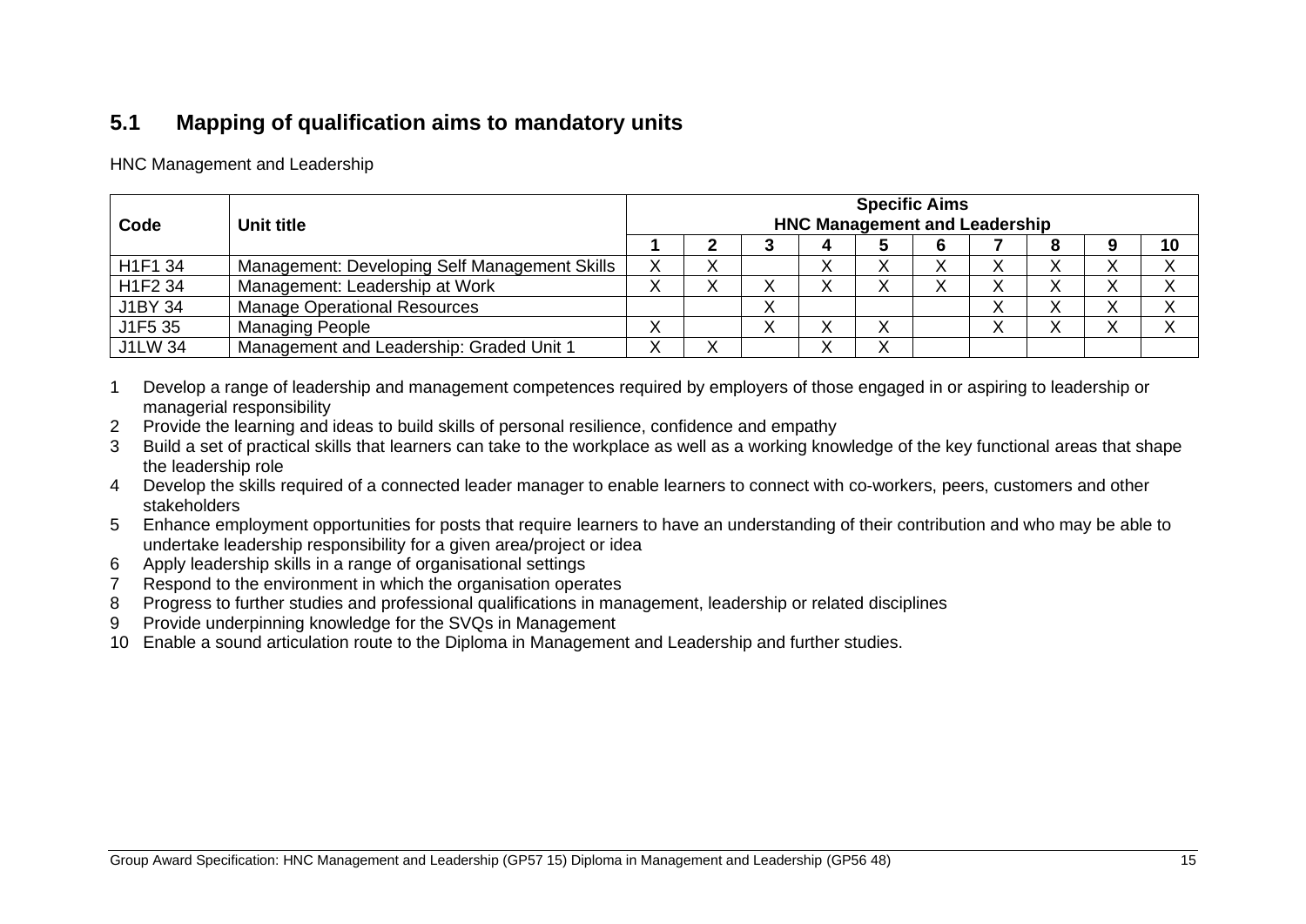## 5.1 Mapping of qualification aims to mandatory units

HNC Management and Leadership

| Code | Unit title | Specific Aims HNC Management and Leadership | | | | | | | | | |
|---|---|---|---|---|---|---|---|---|---|---|---|
| | | 1 | 2 | 3 | 4 | 5 | 6 | 7 | 8 | 9 | 10 |
| H1F1 34 | Management: Developing Self Management Skills | X | X | | X | X | X | X | X | X | X |
| H1F2 34 | Management: Leadership at Work | X | X | X | X | X | X | X | X | X | X |
| J1BY 34 | Manage Operational Resources | | | X | | | | X | X | X | X |
| J1F5 35 | Managing People | X | | X | X | X | | X | X | X | X |
| J1LW 34 | Management and Leadership: Graded Unit 1 | X | X | | X | X | | | | | |

1. Develop a range of leadership and management competences required by employers of those engaged in or aspiring to leadership or managerial responsibility
2. Provide the learning and ideas to build skills of personal resilience, confidence and empathy
3. Build a set of practical skills that learners can take to the workplace as well as a working knowledge of the key functional areas that shape the leadership role
4. Develop the skills required of a connected leader manager to enable learners to connect with co-workers, peers, customers and other stakeholders
5. Enhance employment opportunities for posts that require learners to have an understanding of their contribution and who may be able to undertake leadership responsibility for a given area/project or idea
6. Apply leadership skills in a range of organisational settings
7. Respond to the environment in which the organisation operates
8. Progress to further studies and professional qualifications in management, leadership or related disciplines
9. Provide underpinning knowledge for the SVQs in Management
10. Enable a sound articulation route to the Diploma in Management and Leadership and further studies.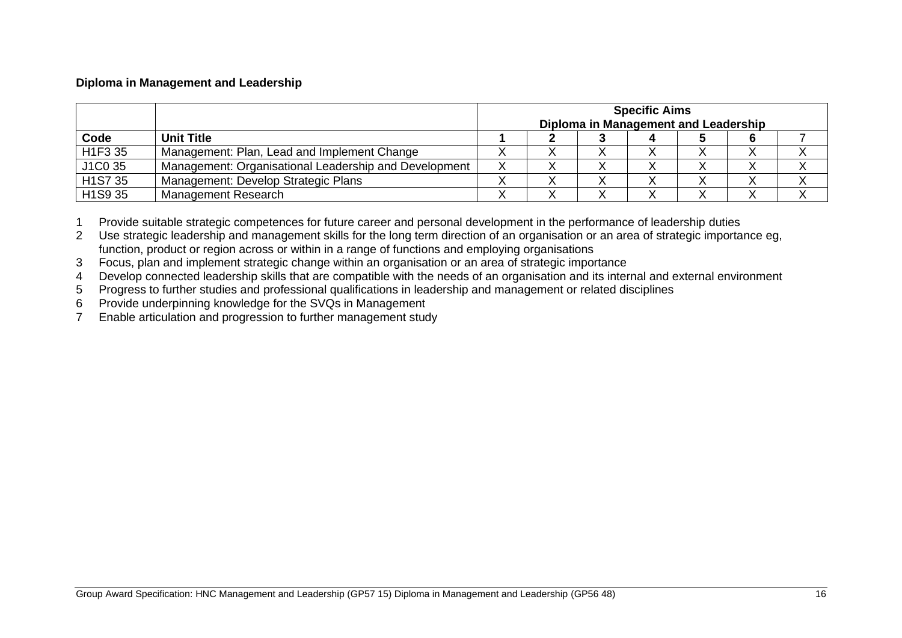**Diploma in Management and Leadership**

| | | Specific Aims Diploma in Management and Leadership | | | | | | |
|---|---|---|---|---|---|---|---|---|
| **Code** | **Unit Title** | **1** | **2** | **3** | **4** | **5** | **6** | 7 |
| H1F3 35 | Management: Plan, Lead and Implement Change | X | X | X | X | X | X | X |
| J1C0 35 | Management: Organisational Leadership and Development | X | X | X | X | X | X | X |
| H1S7 35 | Management: Develop Strategic Plans | X | X | X | X | X | X | X |
| H1S9 35 | Management Research | X | X | X | X | X | X | X |

1. Provide suitable strategic competences for future career and personal development in the performance of leadership duties
2. Use strategic leadership and management skills for the long term direction of an organisation or an area of strategic importance eg, function, product or region across or within in a range of functions and employing organisations
3. Focus, plan and implement strategic change within an organisation or an area of strategic importance
4. Develop connected leadership skills that are compatible with the needs of an organisation and its internal and external environment
5. Progress to further studies and professional qualifications in leadership and management or related disciplines
6. Provide underpinning knowledge for the SVQs in Management
7. Enable articulation and progression to further management study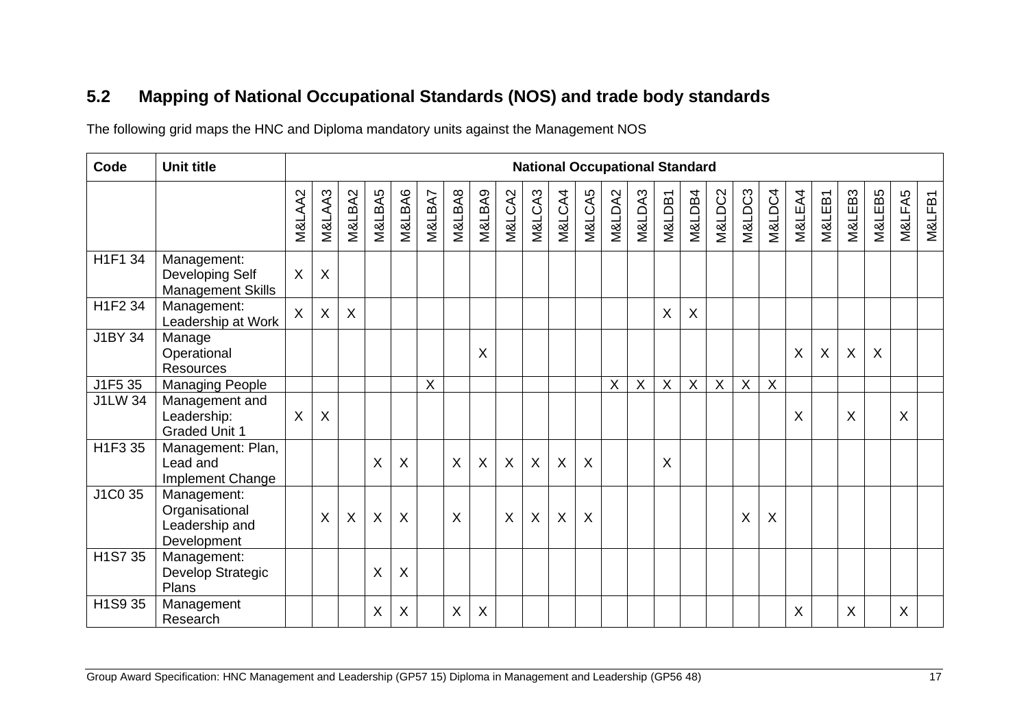## 5.2 Mapping of National Occupational Standards (NOS) and trade body standards

The following grid maps the HNC and Diploma mandatory units against the Management NOS

| Code | Unit title | National Occupational Standard | | | | | | | | | | | | | | | | | | | | | | | | |
|---|---|---|---|---|---|---|---|---|---|---|---|---|---|---|---|---|---|---|---|---|---|---|---|---|---|---|
| | | M&LAA2 | M&LAA3 | M&LBA2 | M&LBA5 | M&LBA6 | M&LBA7 | M&LBA8 | M&LBA9 | M&LCA2 | M&LCA3 | M&LCA4 | M&LCA5 | M&LDA2 | M&LDA3 | M&LDB1 | M&LDB4 | M&LDC2 | M&LDC3 | M&LDC4 | M&LEA4 | M&LEB1 | M&LEB3 | M&LEB5 | M&LFA5 | M&LFB1 |
| H1F1 34 | Management: Developing Self Management Skills | X | X | | | | | | | | | | | | | | | | | | | | | | | |
| H1F2 34 | Management: Leadership at Work | X | X | X | | | | | | | | | | | | X | X | | | | | | | | | |
| J1BY 34 | Manage Operational Resources | | | | | | | | X | | | | | | | | | | | | X | X | X | X | | |
| J1F5 35 | Managing People | | | | | | X | | | | | | | X | X | X | X | X | X | X | | | | | | |
| J1LW 34 | Management and Leadership: Graded Unit 1 | X | X | | | | | | | | | | | | | | | | | | X | | X | | X | |
| H1F3 35 | Management: Plan, Lead and Implement Change | | | | X | X | | X | X | X | X | X | X | | | X | | | | | | | | | | |
| J1C0 35 | Management: Organisational Leadership and Development | | X | X | X | X | | X | | X | X | X | X | | | | | | X | X | | | | | | |
| H1S7 35 | Management: Develop Strategic Plans | | | | X | X | | | | | | | | | | | | | | | | | | | | |
| H1S9 35 | Management Research | | | | X | X | | X | X | | | | | | | | | | | | X | | X | | X | |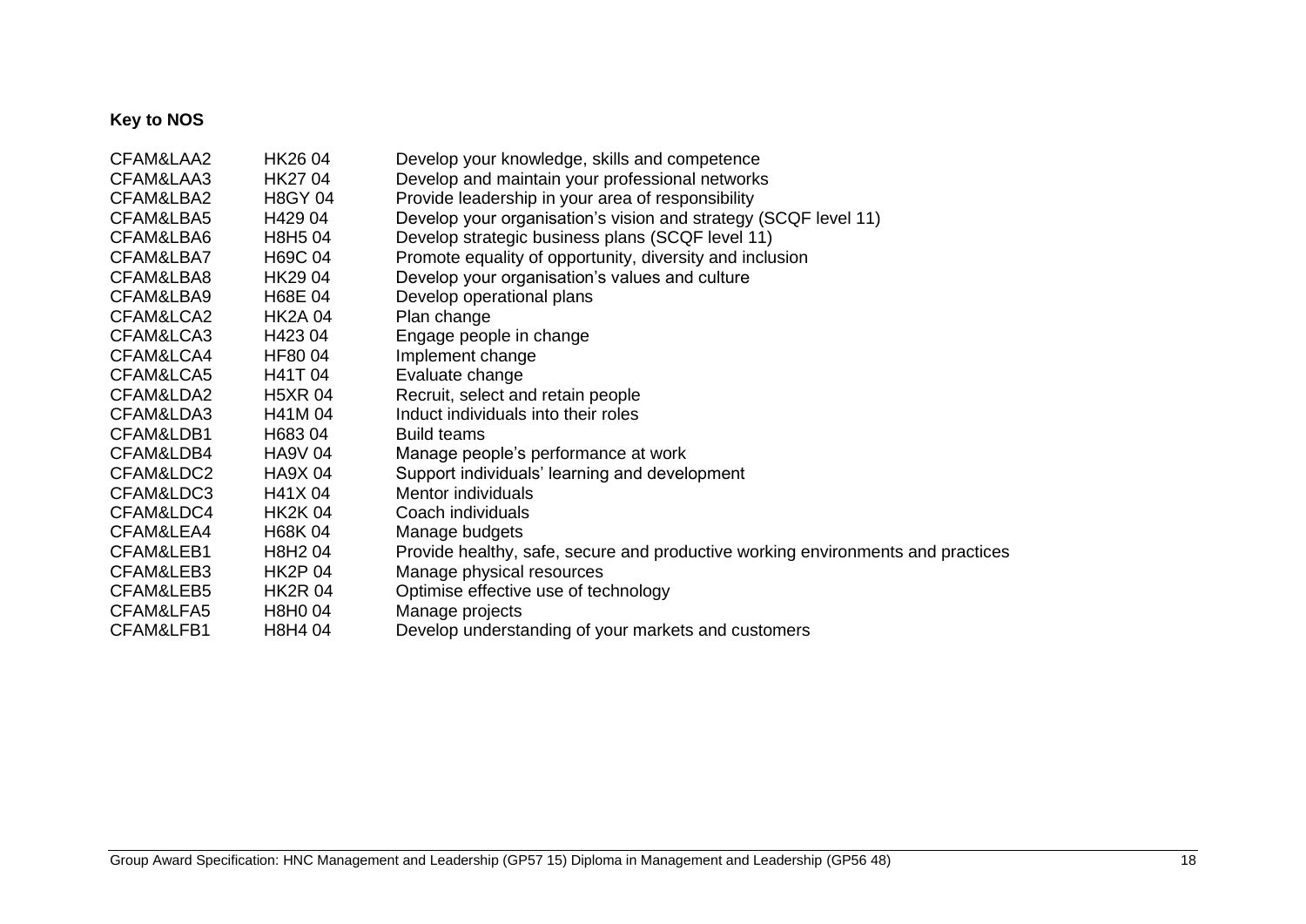**Key to NOS**

| | | |
|---|---|---|
| CFAM&LAA2 | HK26 04 | Develop your knowledge, skills and competence |
| CFAM&LAA3 | HK27 04 | Develop and maintain your professional networks |
| CFAM&LBA2 | H8GY 04 | Provide leadership in your area of responsibility |
| CFAM&LBA5 | H429 04 | Develop your organisation’s vision and strategy (SCQF level 11) |
| CFAM&LBA6 | H8H5 04 | Develop strategic business plans (SCQF level 11) |
| CFAM&LBA7 | H69C 04 | Promote equality of opportunity, diversity and inclusion |
| CFAM&LBA8 | HK29 04 | Develop your organisation’s values and culture |
| CFAM&LBA9 | H68E 04 | Develop operational plans |
| CFAM&LCA2 | HK2A 04 | Plan change |
| CFAM&LCA3 | H423 04 | Engage people in change |
| CFAM&LCA4 | HF80 04 | Implement change |
| CFAM&LCA5 | H41T 04 | Evaluate change |
| CFAM&LDA2 | H5XR 04 | Recruit, select and retain people |
| CFAM&LDA3 | H41M 04 | Induct individuals into their roles |
| CFAM&LDB1 | H683 04 | Build teams |
| CFAM&LDB4 | HA9V 04 | Manage people’s performance at work |
| CFAM&LDC2 | HA9X 04 | Support individuals’ learning and development |
| CFAM&LDC3 | H41X 04 | Mentor individuals |
| CFAM&LDC4 | HK2K 04 | Coach individuals |
| CFAM&LEA4 | H68K 04 | Manage budgets |
| CFAM&LEB1 | H8H2 04 | Provide healthy, safe, secure and productive working environments and practices |
| CFAM&LEB3 | HK2P 04 | Manage physical resources |
| CFAM&LEB5 | HK2R 04 | Optimise effective use of technology |
| CFAM&LFA5 | H8H0 04 | Manage projects |
| CFAM&LFB1 | H8H4 04 | Develop understanding of your markets and customers |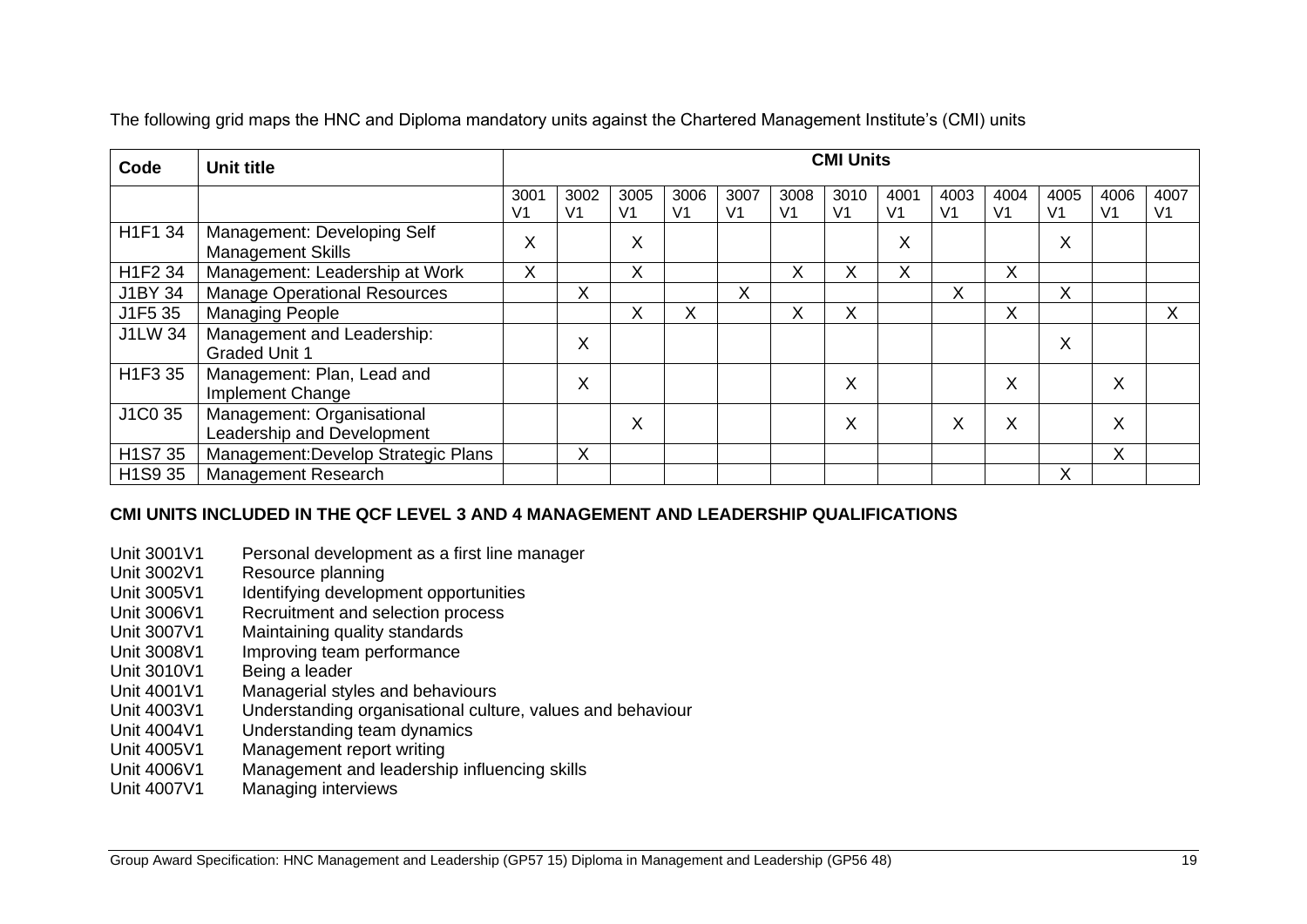The following grid maps the HNC and Diploma mandatory units against the Chartered Management Institute's (CMI) units

| Code | Unit title | CMI Units | | | | | | | | | | | | |
|---|---|---|---|---|---|---|---|---|---|---|---|---|---|---|
| | | 3001 V1 | 3002 V1 | 3005 V1 | 3006 V1 | 3007 V1 | 3008 V1 | 3010 V1 | 4001 V1 | 4003 V1 | 4004 V1 | 4005 V1 | 4006 V1 | 4007 V1 |
| H1F1 34 | Management: Developing Self Management Skills | X | | X | | | | | X | | | X | | |
| H1F2 34 | Management: Leadership at Work | X | | X | | | X | X | X | | X | | | |
| J1BY 34 | Manage Operational Resources | | X | | | X | | | | X | | X | | |
| J1F5 35 | Managing People | | | X | X | | X | X | | | X | | | X |
| J1LW 34 | Management and Leadership: Graded Unit 1 | | X | | | | | | | | | X | | |
| H1F3 35 | Management: Plan, Lead and Implement Change | | X | | | | | X | | | X | | X | |
| J1C0 35 | Management: Organisational Leadership and Development | | | X | | | | X | | X | X | | X | |
| H1S7 35 | Management:Develop Strategic Plans | | X | | | | | | | | | | X | |
| H1S9 35 | Management Research | | | | | | | | | | | X | | |

**CMI UNITS INCLUDED IN THE QCF LEVEL 3 AND 4 MANAGEMENT AND LEADERSHIP QUALIFICATIONS**

Unit 3001V1 Personal development as a first line manager
Unit 3002V1 Resource planning
Unit 3005V1 Identifying development opportunities
Unit 3006V1 Recruitment and selection process
Unit 3007V1 Maintaining quality standards
Unit 3008V1 Improving team performance
Unit 3010V1 Being a leader
Unit 4001V1 Managerial styles and behaviours
Unit 4003V1 Understanding organisational culture, values and behaviour
Unit 4004V1 Understanding team dynamics
Unit 4005V1 Management report writing
Unit 4006V1 Management and leadership influencing skills
Unit 4007V1 Managing interviews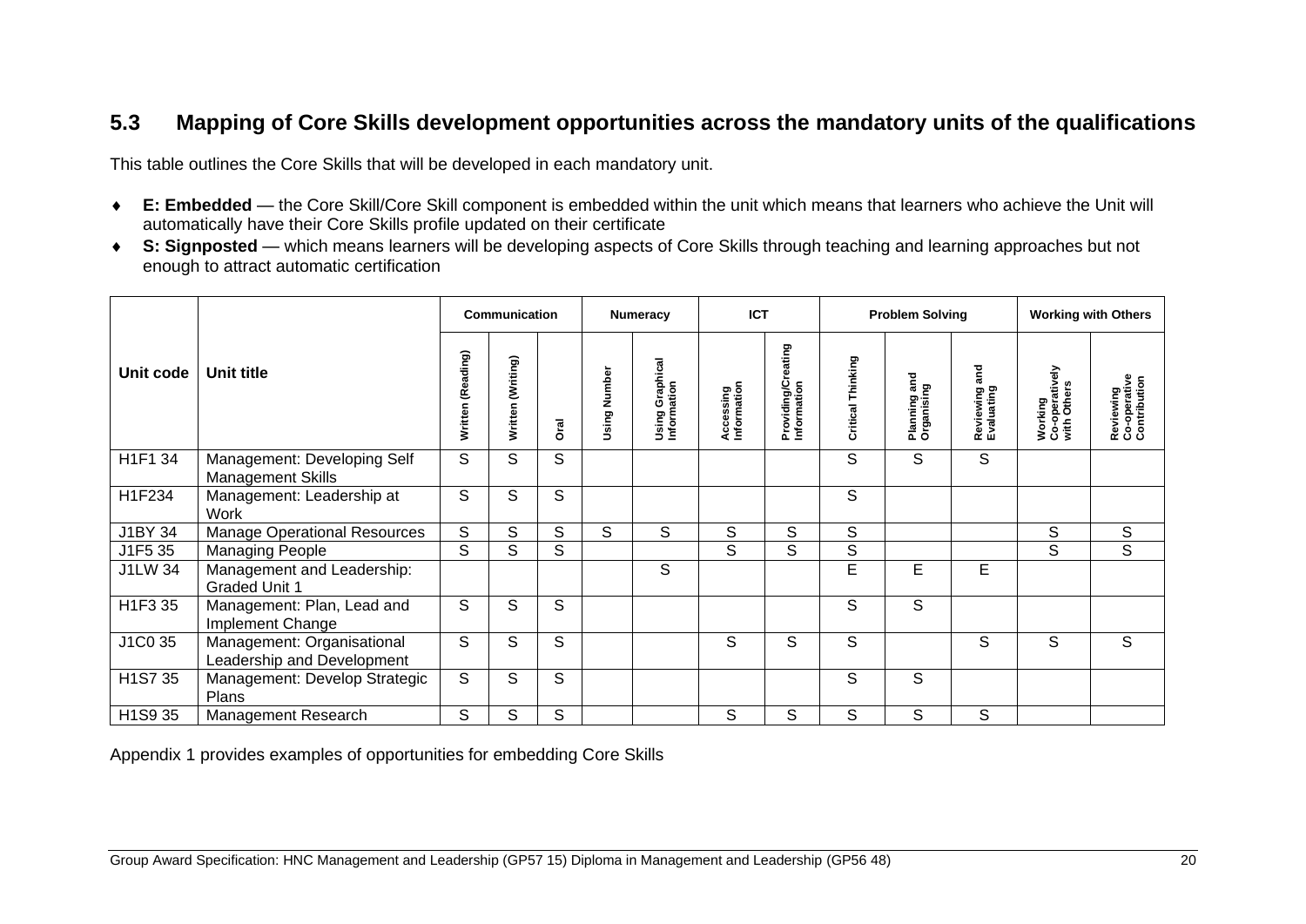## 5.3 Mapping of Core Skills development opportunities across the mandatory units of the qualifications

This table outlines the Core Skills that will be developed in each mandatory unit.

- **E: Embedded** — the Core Skill/Core Skill component is embedded within the unit which means that learners who achieve the Unit will automatically have their Core Skills profile updated on their certificate
- **S: Signposted** — which means learners will be developing aspects of Core Skills through teaching and learning approaches but not enough to attract automatic certification

| Unit code | Unit title | Communication | | | Numeracy | | ICT | | Problem Solving | | | Working with Others | |
|---|---|---|---|---|---|---|---|---|---|---|---|---|---|
| | | Written (Reading) | Written (Writing) | Oral | Using Number | Using Graphical Information | Accessing Information | Providing/Creating Information | Critical Thinking | Planning and Organising | Reviewing and Evaluating | Working Co-operatively with Others | Reviewing Co-operative Contribution |
| H1F1 34 | Management: Developing Self Management Skills | S | S | S | | | | | S | S | S | | |
| H1F234 | Management: Leadership at Work | S | S | S | | | | | S | | | | |
| J1BY 34 | Manage Operational Resources | S | S | S | S | S | S | S | S | | | S | S |
| J1F5 35 | Managing People | S | S | S | | | S | S | S | | | S | S |
| J1LW 34 | Management and Leadership: Graded Unit 1 | | | | | S | | | E | E | E | | |
| H1F3 35 | Management: Plan, Lead and Implement Change | S | S | S | | | | | S | S | | | |
| J1C0 35 | Management: Organisational Leadership and Development | S | S | S | | | S | S | S | | S | S | S |
| H1S7 35 | Management: Develop Strategic Plans | S | S | S | | | | | S | S | | | |
| H1S9 35 | Management Research | S | S | S | | | S | S | S | S | S | | |

Appendix 1 provides examples of opportunities for embedding Core Skills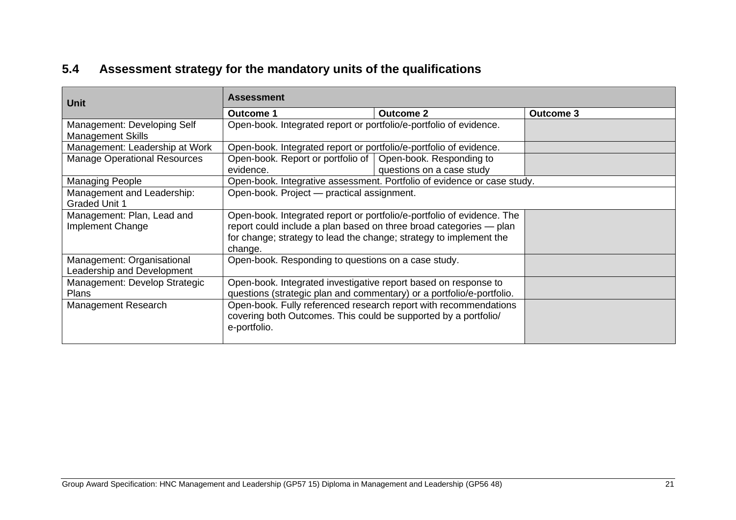## 5.4 Assessment strategy for the mandatory units of the qualifications

| Unit | Assessment | | |
|---|---|---|---|
| | **Outcome 1** | **Outcome 2** | **Outcome 3** |
| Management: Developing Self Management Skills | Open-book. Integrated report or portfolio/e-portfolio of evidence. | | |
| Management: Leadership at Work | Open-book. Integrated report or portfolio/e-portfolio of evidence. | | |
| Manage Operational Resources | Open-book. Report or portfolio of evidence. | Open-book. Responding to questions on a case study | |
| Managing People | Open-book. Integrative assessment. Portfolio of evidence or case study. | | |
| Management and Leadership: Graded Unit 1 | Open-book. Project — practical assignment. | | |
| Management: Plan, Lead and Implement Change | Open-book. Integrated report or portfolio/e-portfolio of evidence. The report could include a plan based on three broad categories — plan for change; strategy to lead the change; strategy to implement the change. | | |
| Management: Organisational Leadership and Development | Open-book. Responding to questions on a case study. | | |
| Management: Develop Strategic Plans | Open-book. Integrated investigative report based on response to questions (strategic plan and commentary) or a portfolio/e-portfolio. | | |
| Management Research | Open-book. Fully referenced research report with recommendations covering both Outcomes. This could be supported by a portfolio/ e-portfolio. | | |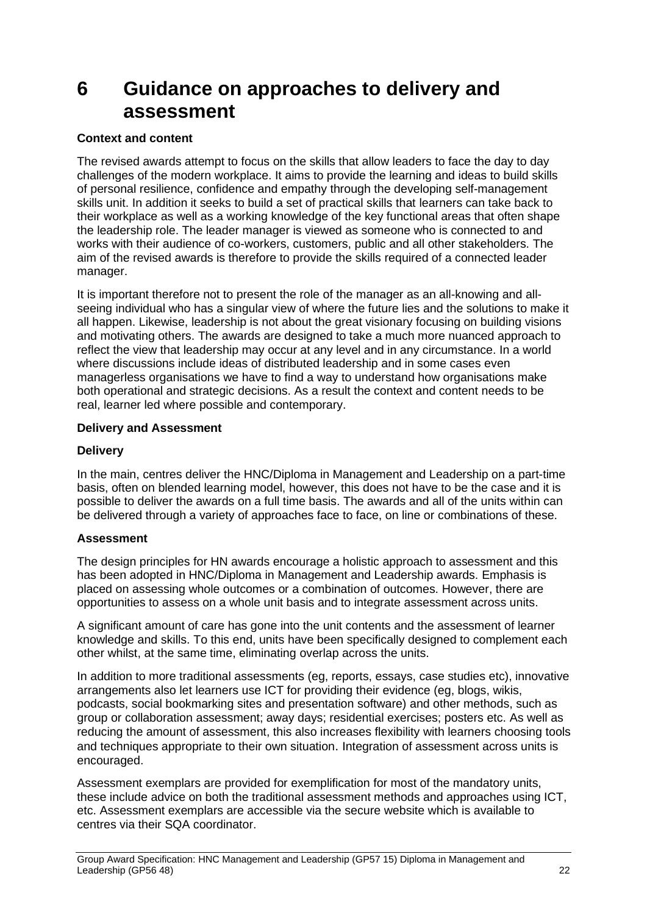# 6 Guidance on approaches to delivery and assessment

**Context and content**

The revised awards attempt to focus on the skills that allow leaders to face the day to day challenges of the modern workplace. It aims to provide the learning and ideas to build skills of personal resilience, confidence and empathy through the developing self-management skills unit. In addition it seeks to build a set of practical skills that learners can take back to their workplace as well as a working knowledge of the key functional areas that often shape the leadership role. The leader manager is viewed as someone who is connected to and works with their audience of co-workers, customers, public and all other stakeholders. The aim of the revised awards is therefore to provide the skills required of a connected leader manager.

It is important therefore not to present the role of the manager as an all-knowing and all-seeing individual who has a singular view of where the future lies and the solutions to make it all happen. Likewise, leadership is not about the great visionary focusing on building visions and motivating others. The awards are designed to take a much more nuanced approach to reflect the view that leadership may occur at any level and in any circumstance. In a world where discussions include ideas of distributed leadership and in some cases even managerless organisations we have to find a way to understand how organisations make both operational and strategic decisions. As a result the context and content needs to be real, learner led where possible and contemporary.

**Delivery and Assessment**

**Delivery**

In the main, centres deliver the HNC/Diploma in Management and Leadership on a part-time basis, often on blended learning model, however, this does not have to be the case and it is possible to deliver the awards on a full time basis. The awards and all of the units within can be delivered through a variety of approaches face to face, on line or combinations of these.

**Assessment**

The design principles for HN awards encourage a holistic approach to assessment and this has been adopted in HNC/Diploma in Management and Leadership awards. Emphasis is placed on assessing whole outcomes or a combination of outcomes. However, there are opportunities to assess on a whole unit basis and to integrate assessment across units.

A significant amount of care has gone into the unit contents and the assessment of learner knowledge and skills. To this end, units have been specifically designed to complement each other whilst, at the same time, eliminating overlap across the units.

In addition to more traditional assessments (eg, reports, essays, case studies etc), innovative arrangements also let learners use ICT for providing their evidence (eg, blogs, wikis, podcasts, social bookmarking sites and presentation software) and other methods, such as group or collaboration assessment; away days; residential exercises; posters etc. As well as reducing the amount of assessment, this also increases flexibility with learners choosing tools and techniques appropriate to their own situation. Integration of assessment across units is encouraged.

Assessment exemplars are provided for exemplification for most of the mandatory units, these include advice on both the traditional assessment methods and approaches using ICT, etc. Assessment exemplars are accessible via the secure website which is available to centres via their SQA coordinator.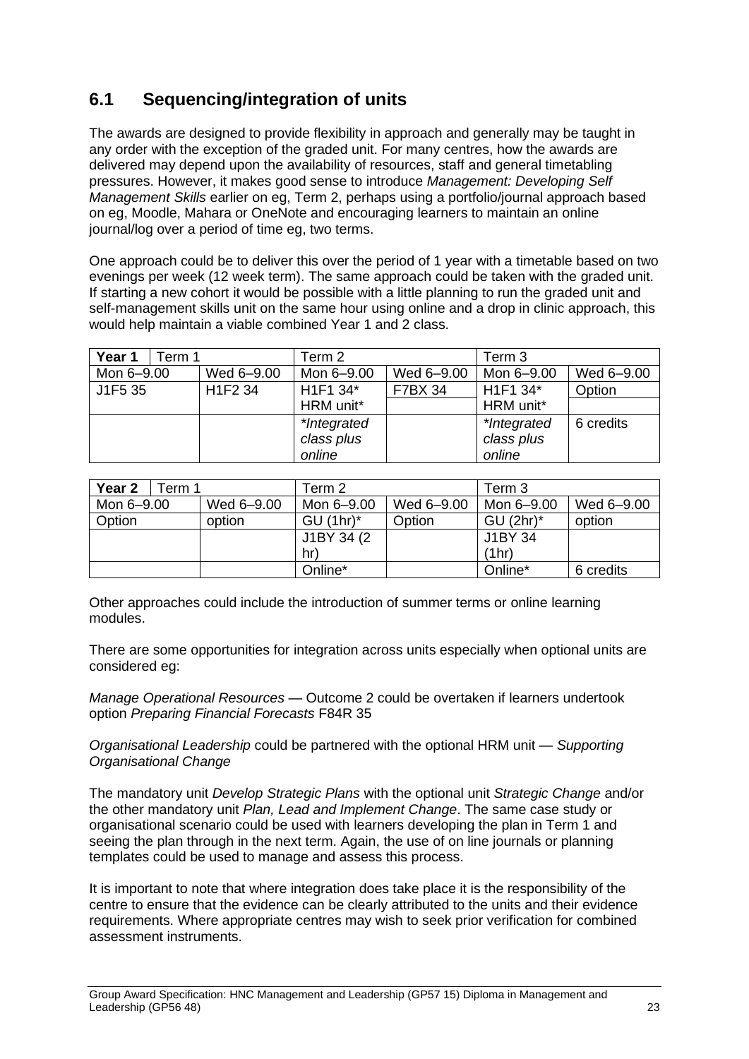## 6.1 Sequencing/integration of units

The awards are designed to provide flexibility in approach and generally may be taught in any order with the exception of the graded unit. For many centres, how the awards are delivered may depend upon the availability of resources, staff and general timetabling pressures. However, it makes good sense to introduce *Management: Developing Self Management Skills* earlier on eg, Term 2, perhaps using a portfolio/journal approach based on eg, Moodle, Mahara or OneNote and encouraging learners to maintain an online journal/log over a period of time eg, two terms.

One approach could be to deliver this over the period of 1 year with a timetable based on two evenings per week (12 week term). The same approach could be taken with the graded unit. If starting a new cohort it would be possible with a little planning to run the graded unit and self-management skills unit on the same hour using online and a drop in clinic approach, this would help maintain a viable combined Year 1 and 2 class.

| **Year 1** Term 1 | | Term 2 | | Term 3 | |
|---|---|---|---|---|---|
| Mon 6–9.00 | Wed 6–9.00 | Mon 6–9.00 | Wed 6–9.00 | Mon 6–9.00 | Wed 6–9.00 |
| J1F5 35 | H1F2 34 | H1F1 34* HRM unit* | F7BX 34 | H1F1 34* HRM unit* | Option |
| | | *\*Integrated class plus online* | | *\*Integrated class plus online* | 6 credits |

| **Year 2** Term 1 | | Term 2 | | Term 3 | |
|---|---|---|---|---|---|
| Mon 6–9.00 | Wed 6–9.00 | Mon 6–9.00 | Wed 6–9.00 | Mon 6–9.00 | Wed 6–9.00 |
| Option | option | GU (1hr)* | Option | GU (2hr)* | option |
| | | J1BY 34 (2 hr) | | J1BY 34 (1hr) | |
| | | Online* | | Online* | 6 credits |

Other approaches could include the introduction of summer terms or online learning modules.

There are some opportunities for integration across units especially when optional units are considered eg:

*Manage Operational Resources* — Outcome 2 could be overtaken if learners undertook option *Preparing Financial Forecasts* F84R 35

*Organisational Leadership* could be partnered with the optional HRM unit — *Supporting Organisational Change*

The mandatory unit *Develop Strategic Plans* with the optional unit *Strategic Change* and/or the other mandatory unit *Plan, Lead and Implement Change*. The same case study or organisational scenario could be used with learners developing the plan in Term 1 and seeing the plan through in the next term. Again, the use of on line journals or planning templates could be used to manage and assess this process.

It is important to note that where integration does take place it is the responsibility of the centre to ensure that the evidence can be clearly attributed to the units and their evidence requirements. Where appropriate centres may wish to seek prior verification for combined assessment instruments.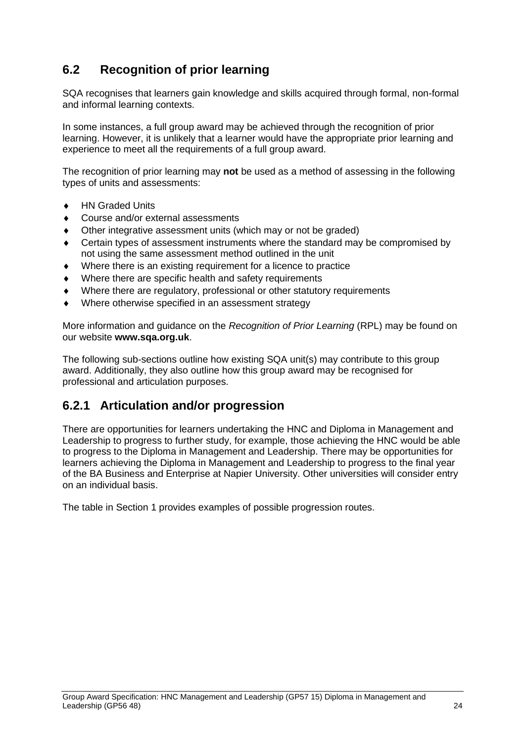## 6.2 Recognition of prior learning

SQA recognises that learners gain knowledge and skills acquired through formal, non-formal and informal learning contexts.

In some instances, a full group award may be achieved through the recognition of prior learning. However, it is unlikely that a learner would have the appropriate prior learning and experience to meet all the requirements of a full group award.

The recognition of prior learning may **not** be used as a method of assessing in the following types of units and assessments:

- HN Graded Units
- Course and/or external assessments
- Other integrative assessment units (which may or not be graded)
- Certain types of assessment instruments where the standard may be compromised by not using the same assessment method outlined in the unit
- Where there is an existing requirement for a licence to practice
- Where there are specific health and safety requirements
- Where there are regulatory, professional or other statutory requirements
- Where otherwise specified in an assessment strategy

More information and guidance on the *Recognition of Prior Learning* (RPL) may be found on our website **www.sqa.org.uk**.

The following sub-sections outline how existing SQA unit(s) may contribute to this group award. Additionally, they also outline how this group award may be recognised for professional and articulation purposes.

### 6.2.1 Articulation and/or progression

There are opportunities for learners undertaking the HNC and Diploma in Management and Leadership to progress to further study, for example, those achieving the HNC would be able to progress to the Diploma in Management and Leadership. There may be opportunities for learners achieving the Diploma in Management and Leadership to progress to the final year of the BA Business and Enterprise at Napier University. Other universities will consider entry on an individual basis.

The table in Section 1 provides examples of possible progression routes.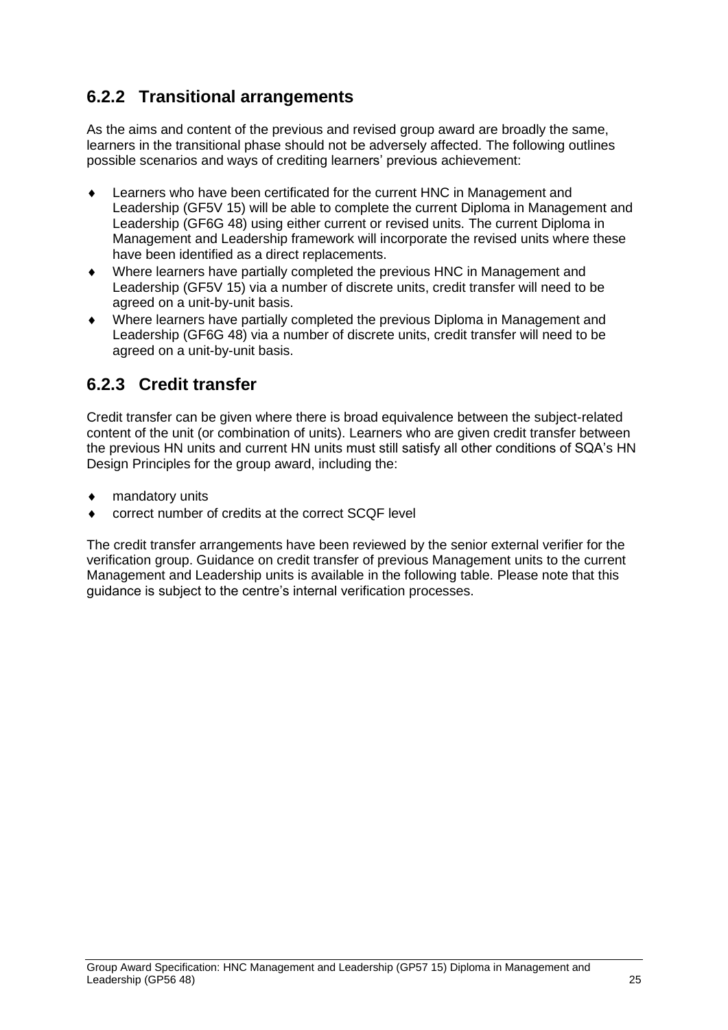### 6.2.2 Transitional arrangements

As the aims and content of the previous and revised group award are broadly the same, learners in the transitional phase should not be adversely affected. The following outlines possible scenarios and ways of crediting learners' previous achievement:

- Learners who have been certificated for the current HNC in Management and Leadership (GF5V 15) will be able to complete the current Diploma in Management and Leadership (GF6G 48) using either current or revised units. The current Diploma in Management and Leadership framework will incorporate the revised units where these have been identified as a direct replacements.
- Where learners have partially completed the previous HNC in Management and Leadership (GF5V 15) via a number of discrete units, credit transfer will need to be agreed on a unit-by-unit basis.
- Where learners have partially completed the previous Diploma in Management and Leadership (GF6G 48) via a number of discrete units, credit transfer will need to be agreed on a unit-by-unit basis.

### 6.2.3 Credit transfer

Credit transfer can be given where there is broad equivalence between the subject-related content of the unit (or combination of units). Learners who are given credit transfer between the previous HN units and current HN units must still satisfy all other conditions of SQA's HN Design Principles for the group award, including the:

- mandatory units
- correct number of credits at the correct SCQF level

The credit transfer arrangements have been reviewed by the senior external verifier for the verification group. Guidance on credit transfer of previous Management units to the current Management and Leadership units is available in the following table. Please note that this guidance is subject to the centre's internal verification processes.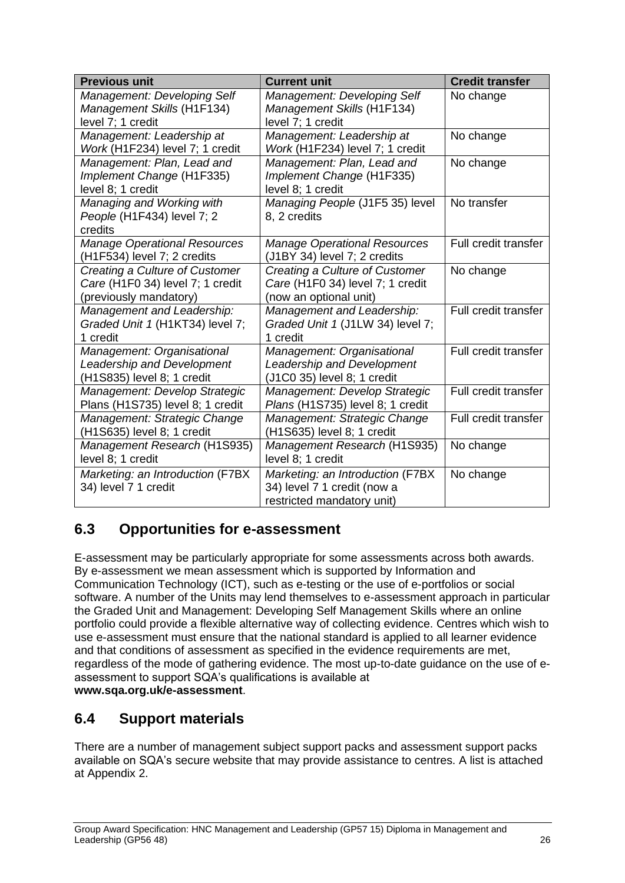| Previous unit | Current unit | Credit transfer |
|---|---|---|
| *Management: Developing Self Management Skills* (H1F134) level 7; 1 credit | *Management: Developing Self Management Skills* (H1F134) level 7; 1 credit | No change |
| *Management: Leadership at Work* (H1F234) level 7; 1 credit | *Management: Leadership at Work* (H1F234) level 7; 1 credit | No change |
| *Management: Plan, Lead and Implement Change* (H1F335) level 8; 1 credit | *Management: Plan, Lead and Implement Change* (H1F335) level 8; 1 credit | No change |
| *Managing and Working with People* (H1F434) level 7; 2 credits | *Managing People* (J1F5 35) level 8, 2 credits | No transfer |
| *Manage Operational Resources* (H1F534) level 7; 2 credits | *Manage Operational Resources* (J1BY 34) level 7; 2 credits | Full credit transfer |
| *Creating a Culture of Customer Care* (H1F0 34) level 7; 1 credit (previously mandatory) | *Creating a Culture of Customer Care* (H1F0 34) level 7; 1 credit (now an optional unit) | No change |
| *Management and Leadership: Graded Unit 1* (H1KT34) level 7; 1 credit | *Management and Leadership: Graded Unit 1* (J1LW 34) level 7; 1 credit | Full credit transfer |
| *Management: Organisational Leadership and Development* (H1S835) level 8; 1 credit | *Management: Organisational Leadership and Development* (J1C0 35) level 8; 1 credit | Full credit transfer |
| *Management: Develop Strategic* Plans (H1S735) level 8; 1 credit | *Management: Develop Strategic Plans* (H1S735) level 8; 1 credit | Full credit transfer |
| *Management: Strategic Change* (H1S635) level 8; 1 credit | *Management: Strategic Change* (H1S635) level 8; 1 credit | Full credit transfer |
| *Management Research* (H1S935) level 8; 1 credit | *Management Research* (H1S935) level 8; 1 credit | No change |
| *Marketing: an Introduction* (F7BX 34) level 7 1 credit | *Marketing: an Introduction* (F7BX 34) level 7 1 credit (now a restricted mandatory unit) | No change |

## 6.3 Opportunities for e-assessment

E-assessment may be particularly appropriate for some assessments across both awards. By e-assessment we mean assessment which is supported by Information and Communication Technology (ICT), such as e-testing or the use of e-portfolios or social software. A number of the Units may lend themselves to e-assessment approach in particular the Graded Unit and Management: Developing Self Management Skills where an online portfolio could provide a flexible alternative way of collecting evidence. Centres which wish to use e-assessment must ensure that the national standard is applied to all learner evidence and that conditions of assessment as specified in the evidence requirements are met, regardless of the mode of gathering evidence. The most up-to-date guidance on the use of e-assessment to support SQA's qualifications is available at **www.sqa.org.uk/e-assessment**.

## 6.4 Support materials

There are a number of management subject support packs and assessment support packs available on SQA's secure website that may provide assistance to centres. A list is attached at Appendix 2.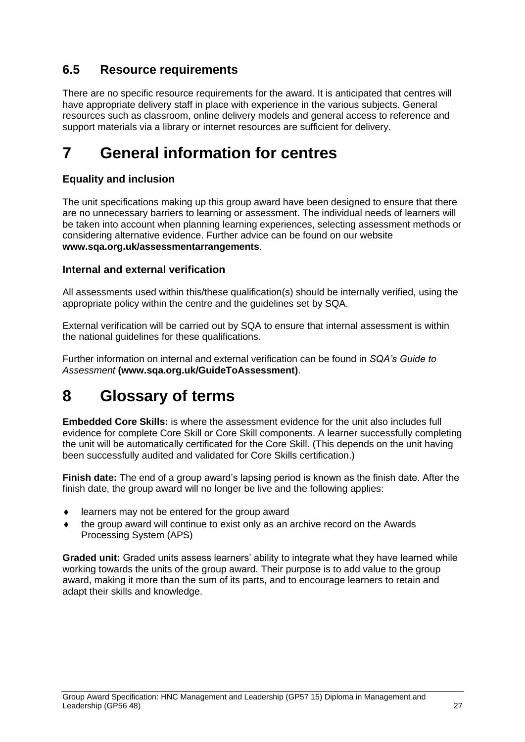### 6.5 Resource requirements

There are no specific resource requirements for the award. It is anticipated that centres will have appropriate delivery staff in place with experience in the various subjects. General resources such as classroom, online delivery models and general access to reference and support materials via a library or internet resources are sufficient for delivery.

# 7 General information for centres

### Equality and inclusion

The unit specifications making up this group award have been designed to ensure that there are no unnecessary barriers to learning or assessment. The individual needs of learners will be taken into account when planning learning experiences, selecting assessment methods or considering alternative evidence. Further advice can be found on our website **www.sqa.org.uk/assessmentarrangements**.

### Internal and external verification

All assessments used within this/these qualification(s) should be internally verified, using the appropriate policy within the centre and the guidelines set by SQA.

External verification will be carried out by SQA to ensure that internal assessment is within the national guidelines for these qualifications.

Further information on internal and external verification can be found in *SQA's Guide to Assessment* **(www.sqa.org.uk/GuideToAssessment)**.

# 8 Glossary of terms

**Embedded Core Skills:** is where the assessment evidence for the unit also includes full evidence for complete Core Skill or Core Skill components. A learner successfully completing the unit will be automatically certificated for the Core Skill. (This depends on the unit having been successfully audited and validated for Core Skills certification.)

**Finish date:** The end of a group award's lapsing period is known as the finish date. After the finish date, the group award will no longer be live and the following applies:

- learners may not be entered for the group award
- the group award will continue to exist only as an archive record on the Awards Processing System (APS)

**Graded unit:** Graded units assess learners' ability to integrate what they have learned while working towards the units of the group award. Their purpose is to add value to the group award, making it more than the sum of its parts, and to encourage learners to retain and adapt their skills and knowledge.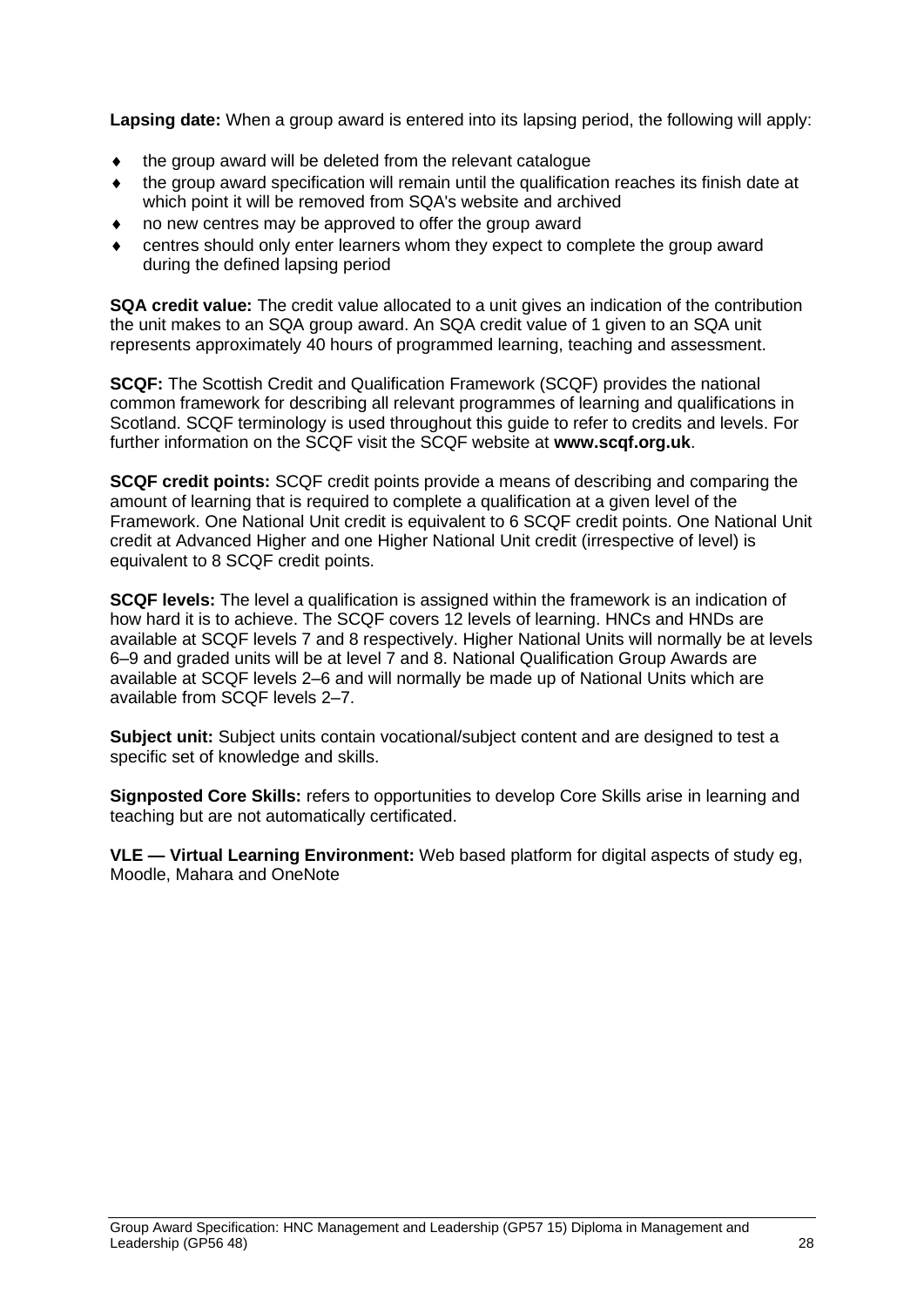**Lapsing date:** When a group award is entered into its lapsing period, the following will apply:

- the group award will be deleted from the relevant catalogue
- the group award specification will remain until the qualification reaches its finish date at which point it will be removed from SQA's website and archived
- no new centres may be approved to offer the group award
- centres should only enter learners whom they expect to complete the group award during the defined lapsing period

**SQA credit value:** The credit value allocated to a unit gives an indication of the contribution the unit makes to an SQA group award. An SQA credit value of 1 given to an SQA unit represents approximately 40 hours of programmed learning, teaching and assessment.

**SCQF:** The Scottish Credit and Qualification Framework (SCQF) provides the national common framework for describing all relevant programmes of learning and qualifications in Scotland. SCQF terminology is used throughout this guide to refer to credits and levels. For further information on the SCQF visit the SCQF website at **www.scqf.org.uk**.

**SCQF credit points:** SCQF credit points provide a means of describing and comparing the amount of learning that is required to complete a qualification at a given level of the Framework. One National Unit credit is equivalent to 6 SCQF credit points. One National Unit credit at Advanced Higher and one Higher National Unit credit (irrespective of level) is equivalent to 8 SCQF credit points.

**SCQF levels:** The level a qualification is assigned within the framework is an indication of how hard it is to achieve. The SCQF covers 12 levels of learning. HNCs and HNDs are available at SCQF levels 7 and 8 respectively. Higher National Units will normally be at levels 6–9 and graded units will be at level 7 and 8. National Qualification Group Awards are available at SCQF levels 2–6 and will normally be made up of National Units which are available from SCQF levels 2–7.

**Subject unit:** Subject units contain vocational/subject content and are designed to test a specific set of knowledge and skills.

**Signposted Core Skills:** refers to opportunities to develop Core Skills arise in learning and teaching but are not automatically certificated.

**VLE — Virtual Learning Environment:** Web based platform for digital aspects of study eg, Moodle, Mahara and OneNote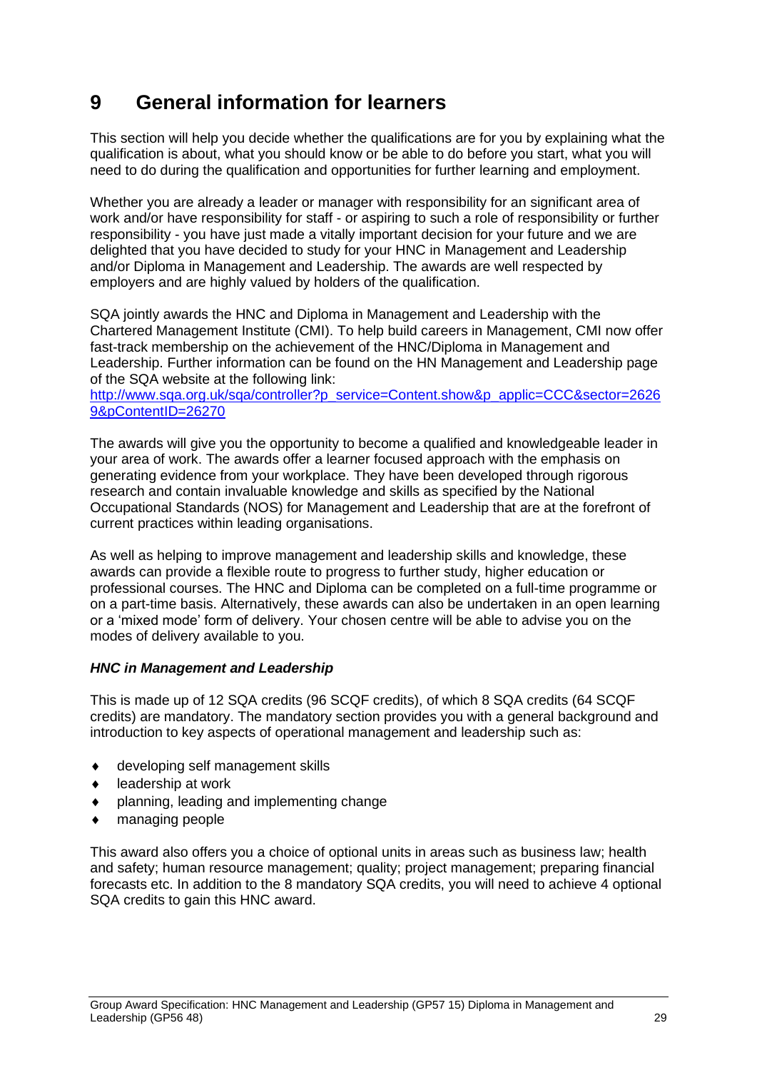# 9 General information for learners

This section will help you decide whether the qualifications are for you by explaining what the qualification is about, what you should know or be able to do before you start, what you will need to do during the qualification and opportunities for further learning and employment.

Whether you are already a leader or manager with responsibility for an significant area of work and/or have responsibility for staff - or aspiring to such a role of responsibility or further responsibility - you have just made a vitally important decision for your future and we are delighted that you have decided to study for your HNC in Management and Leadership and/or Diploma in Management and Leadership. The awards are well respected by employers and are highly valued by holders of the qualification.

SQA jointly awards the HNC and Diploma in Management and Leadership with the Chartered Management Institute (CMI). To help build careers in Management, CMI now offer fast-track membership on the achievement of the HNC/Diploma in Management and Leadership. Further information can be found on the HN Management and Leadership page of the SQA website at the following link:
http://www.sqa.org.uk/sqa/controller?p_service=Content.show&p_applic=CCC&sector=26269&pContentID=26270

The awards will give you the opportunity to become a qualified and knowledgeable leader in your area of work. The awards offer a learner focused approach with the emphasis on generating evidence from your workplace. They have been developed through rigorous research and contain invaluable knowledge and skills as specified by the National Occupational Standards (NOS) for Management and Leadership that are at the forefront of current practices within leading organisations.

As well as helping to improve management and leadership skills and knowledge, these awards can provide a flexible route to progress to further study, higher education or professional courses. The HNC and Diploma can be completed on a full-time programme or on a part-time basis. Alternatively, these awards can also be undertaken in an open learning or a 'mixed mode' form of delivery. Your chosen centre will be able to advise you on the modes of delivery available to you.

***HNC in Management and Leadership***

This is made up of 12 SQA credits (96 SCQF credits), of which 8 SQA credits (64 SCQF credits) are mandatory. The mandatory section provides you with a general background and introduction to key aspects of operational management and leadership such as:

- developing self management skills
- leadership at work
- planning, leading and implementing change
- managing people

This award also offers you a choice of optional units in areas such as business law; health and safety; human resource management; quality; project management; preparing financial forecasts etc. In addition to the 8 mandatory SQA credits, you will need to achieve 4 optional SQA credits to gain this HNC award.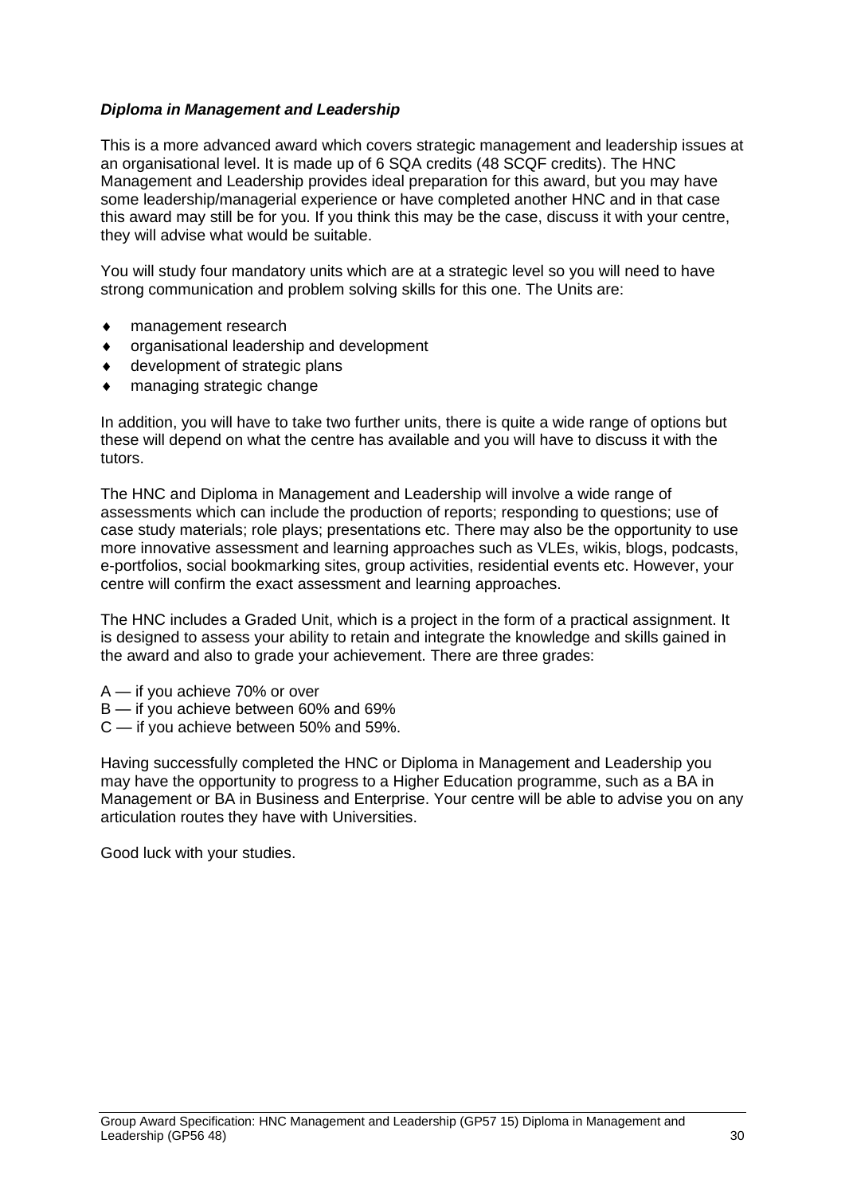***Diploma in Management and Leadership***

This is a more advanced award which covers strategic management and leadership issues at an organisational level. It is made up of 6 SQA credits (48 SCQF credits). The HNC Management and Leadership provides ideal preparation for this award, but you may have some leadership/managerial experience or have completed another HNC and in that case this award may still be for you. If you think this may be the case, discuss it with your centre, they will advise what would be suitable.

You will study four mandatory units which are at a strategic level so you will need to have strong communication and problem solving skills for this one. The Units are:

- management research
- organisational leadership and development
- development of strategic plans
- managing strategic change

In addition, you will have to take two further units, there is quite a wide range of options but these will depend on what the centre has available and you will have to discuss it with the tutors.

The HNC and Diploma in Management and Leadership will involve a wide range of assessments which can include the production of reports; responding to questions; use of case study materials; role plays; presentations etc. There may also be the opportunity to use more innovative assessment and learning approaches such as VLEs, wikis, blogs, podcasts, e-portfolios, social bookmarking sites, group activities, residential events etc. However, your centre will confirm the exact assessment and learning approaches.

The HNC includes a Graded Unit, which is a project in the form of a practical assignment. It is designed to assess your ability to retain and integrate the knowledge and skills gained in the award and also to grade your achievement. There are three grades:

A — if you achieve 70% or over
B — if you achieve between 60% and 69%
C — if you achieve between 50% and 59%.

Having successfully completed the HNC or Diploma in Management and Leadership you may have the opportunity to progress to a Higher Education programme, such as a BA in Management or BA in Business and Enterprise. Your centre will be able to advise you on any articulation routes they have with Universities.

Good luck with your studies.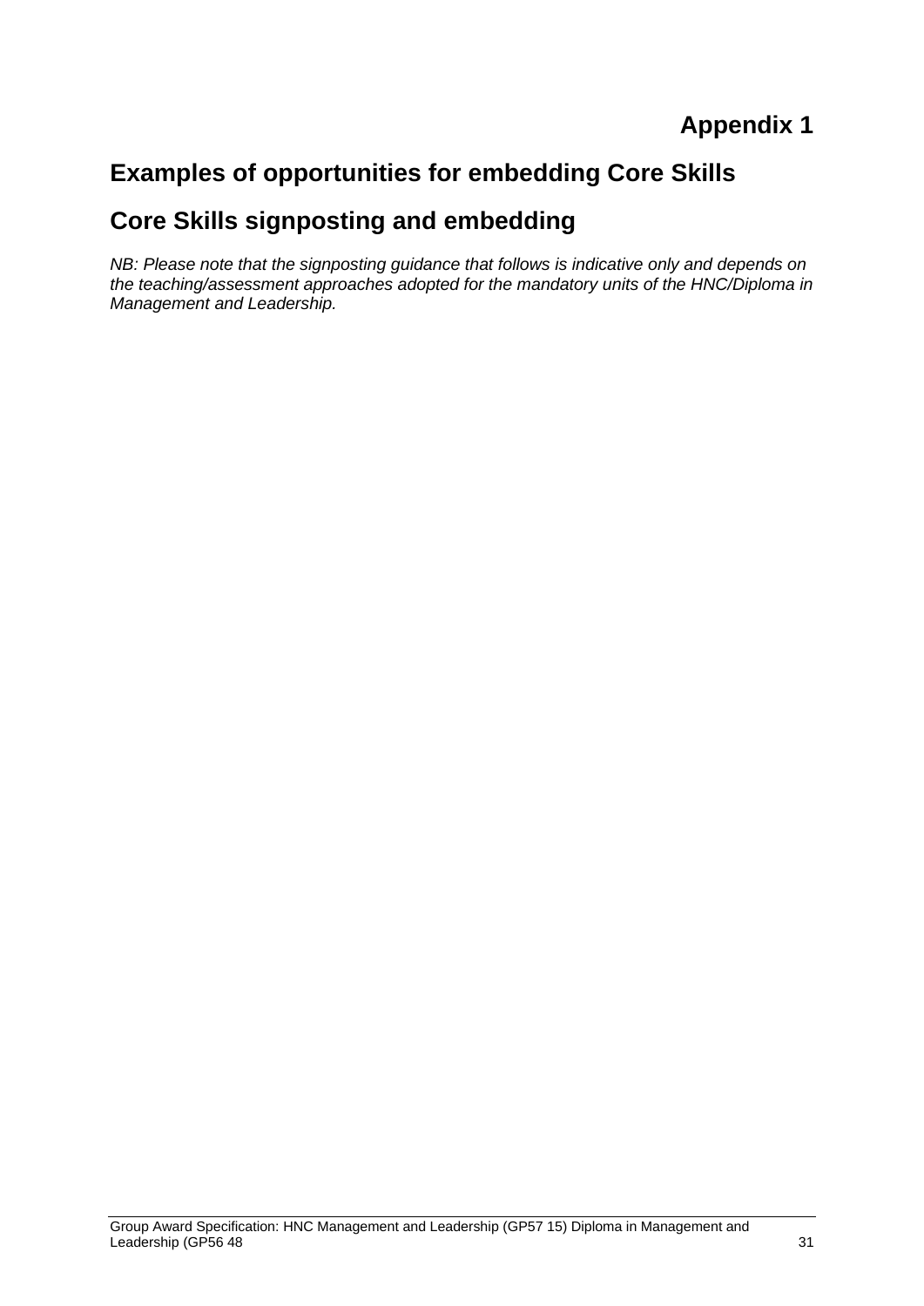# Appendix 1

## Examples of opportunities for embedding Core Skills

## Core Skills signposting and embedding

*NB: Please note that the signposting guidance that follows is indicative only and depends on the teaching/assessment approaches adopted for the mandatory units of the HNC/Diploma in Management and Leadership.*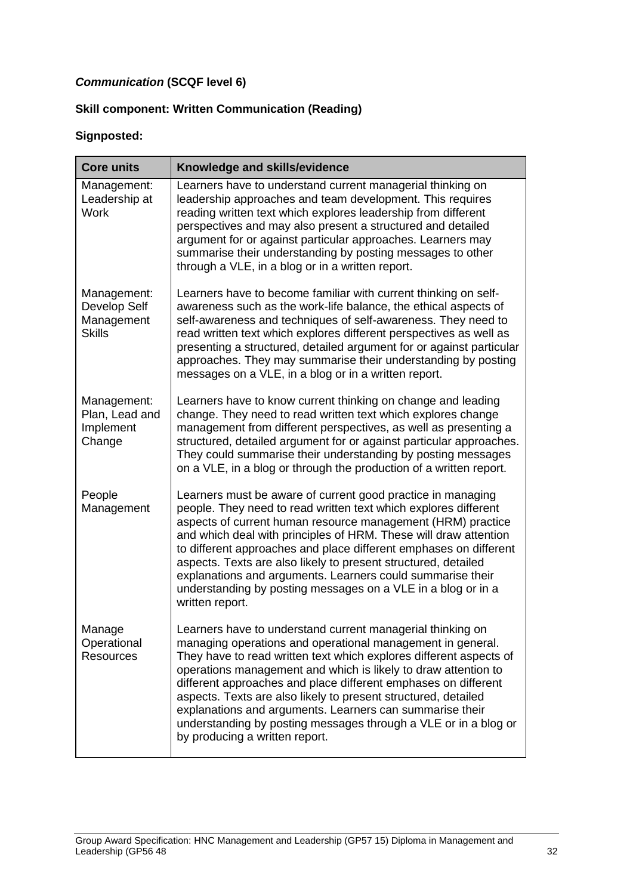***Communication* (SCQF level 6)**

**Skill component: Written Communication (Reading)**

**Signposted:**

| Core units | Knowledge and skills/evidence |
|---|---|
| Management: Leadership at Work | Learners have to understand current managerial thinking on leadership approaches and team development. This requires reading written text which explores leadership from different perspectives and may also present a structured and detailed argument for or against particular approaches. Learners may summarise their understanding by posting messages to other through a VLE, in a blog or in a written report. |
| Management: Develop Self Management Skills | Learners have to become familiar with current thinking on self-awareness such as the work-life balance, the ethical aspects of self-awareness and techniques of self-awareness. They need to read written text which explores different perspectives as well as presenting a structured, detailed argument for or against particular approaches. They may summarise their understanding by posting messages on a VLE, in a blog or in a written report. |
| Management: Plan, Lead and Implement Change | Learners have to know current thinking on change and leading change. They need to read written text which explores change management from different perspectives, as well as presenting a structured, detailed argument for or against particular approaches. They could summarise their understanding by posting messages on a VLE, in a blog or through the production of a written report. |
| People Management | Learners must be aware of current good practice in managing people. They need to read written text which explores different aspects of current human resource management (HRM) practice and which deal with principles of HRM. These will draw attention to different approaches and place different emphases on different aspects. Texts are also likely to present structured, detailed explanations and arguments. Learners could summarise their understanding by posting messages on a VLE in a blog or in a written report. |
| Manage Operational Resources | Learners have to understand current managerial thinking on managing operations and operational management in general. They have to read written text which explores different aspects of operations management and which is likely to draw attention to different approaches and place different emphases on different aspects. Texts are also likely to present structured, detailed explanations and arguments. Learners can summarise their understanding by posting messages through a VLE or in a blog or by producing a written report. |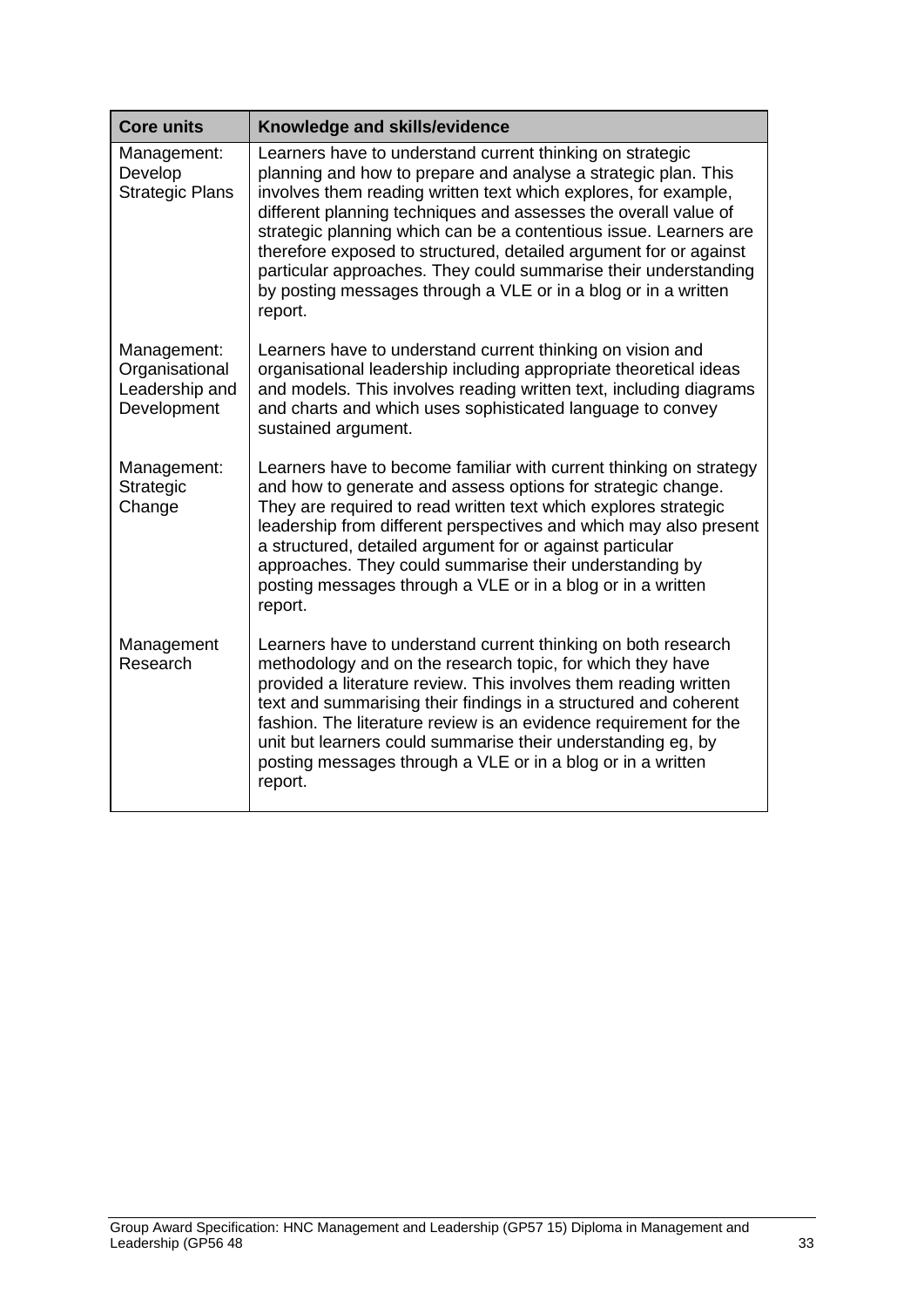| Core units | Knowledge and skills/evidence |
|---|---|
| Management: Develop Strategic Plans | Learners have to understand current thinking on strategic planning and how to prepare and analyse a strategic plan. This involves them reading written text which explores, for example, different planning techniques and assesses the overall value of strategic planning which can be a contentious issue. Learners are therefore exposed to structured, detailed argument for or against particular approaches. They could summarise their understanding by posting messages through a VLE or in a blog or in a written report. |
| Management: Organisational Leadership and Development | Learners have to understand current thinking on vision and organisational leadership including appropriate theoretical ideas and models. This involves reading written text, including diagrams and charts and which uses sophisticated language to convey sustained argument. |
| Management: Strategic Change | Learners have to become familiar with current thinking on strategy and how to generate and assess options for strategic change. They are required to read written text which explores strategic leadership from different perspectives and which may also present a structured, detailed argument for or against particular approaches. They could summarise their understanding by posting messages through a VLE or in a blog or in a written report. |
| Management Research | Learners have to understand current thinking on both research methodology and on the research topic, for which they have provided a literature review. This involves them reading written text and summarising their findings in a structured and coherent fashion. The literature review is an evidence requirement for the unit but learners could summarise their understanding eg, by posting messages through a VLE or in a blog or in a written report. |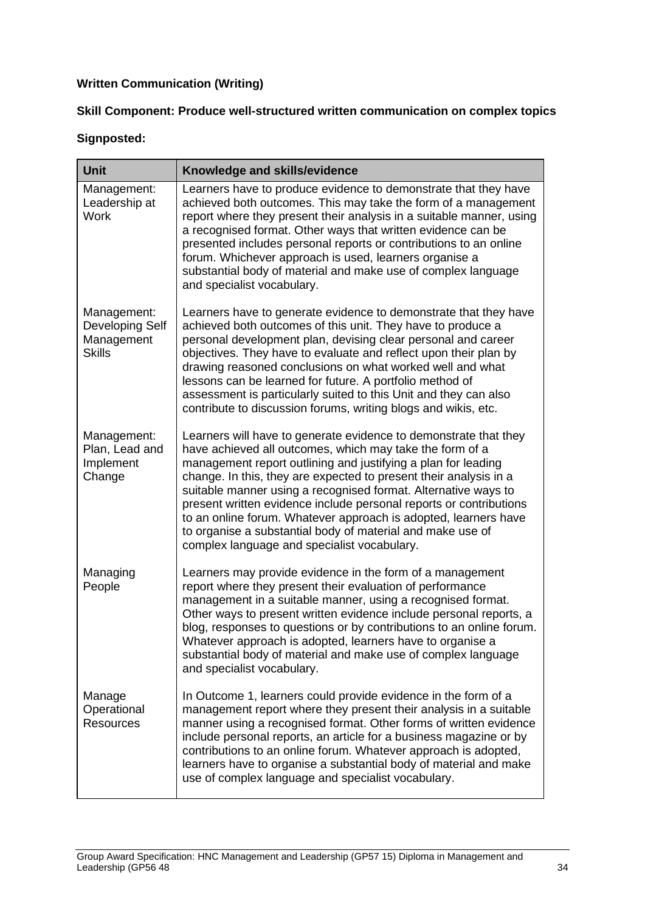**Written Communication (Writing)**

**Skill Component: Produce well-structured written communication on complex topics**

**Signposted:**

| Unit | Knowledge and skills/evidence |
|---|---|
| Management: Leadership at Work | Learners have to produce evidence to demonstrate that they have achieved both outcomes. This may take the form of a management report where they present their analysis in a suitable manner, using a recognised format. Other ways that written evidence can be presented includes personal reports or contributions to an online forum. Whichever approach is used, learners organise a substantial body of material and make use of complex language and specialist vocabulary. |
| Management: Developing Self Management Skills | Learners have to generate evidence to demonstrate that they have achieved both outcomes of this unit. They have to produce a personal development plan, devising clear personal and career objectives. They have to evaluate and reflect upon their plan by drawing reasoned conclusions on what worked well and what lessons can be learned for future. A portfolio method of assessment is particularly suited to this Unit and they can also contribute to discussion forums, writing blogs and wikis, etc. |
| Management: Plan, Lead and Implement Change | Learners will have to generate evidence to demonstrate that they have achieved all outcomes, which may take the form of a management report outlining and justifying a plan for leading change. In this, they are expected to present their analysis in a suitable manner using a recognised format. Alternative ways to present written evidence include personal reports or contributions to an online forum. Whatever approach is adopted, learners have to organise a substantial body of material and make use of complex language and specialist vocabulary. |
| Managing People | Learners may provide evidence in the form of a management report where they present their evaluation of performance management in a suitable manner, using a recognised format. Other ways to present written evidence include personal reports, a blog, responses to questions or by contributions to an online forum. Whatever approach is adopted, learners have to organise a substantial body of material and make use of complex language and specialist vocabulary. |
| Manage Operational Resources | In Outcome 1, learners could provide evidence in the form of a management report where they present their analysis in a suitable manner using a recognised format. Other forms of written evidence include personal reports, an article for a business magazine or by contributions to an online forum. Whatever approach is adopted, learners have to organise a substantial body of material and make use of complex language and specialist vocabulary. |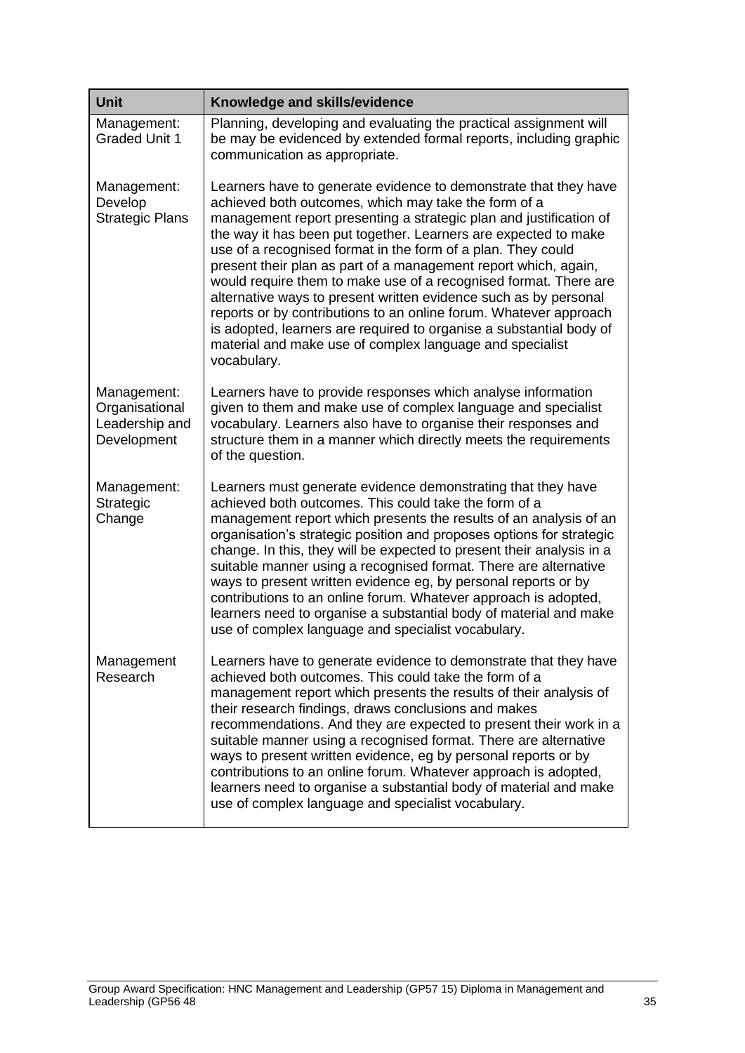| Unit | Knowledge and skills/evidence |
|---|---|
| Management: Graded Unit 1 | Planning, developing and evaluating the practical assignment will be may be evidenced by extended formal reports, including graphic communication as appropriate. |
| Management: Develop Strategic Plans | Learners have to generate evidence to demonstrate that they have achieved both outcomes, which may take the form of a management report presenting a strategic plan and justification of the way it has been put together. Learners are expected to make use of a recognised format in the form of a plan. They could present their plan as part of a management report which, again, would require them to make use of a recognised format. There are alternative ways to present written evidence such as by personal reports or by contributions to an online forum. Whatever approach is adopted, learners are required to organise a substantial body of material and make use of complex language and specialist vocabulary. |
| Management: Organisational Leadership and Development | Learners have to provide responses which analyse information given to them and make use of complex language and specialist vocabulary. Learners also have to organise their responses and structure them in a manner which directly meets the requirements of the question. |
| Management: Strategic Change | Learners must generate evidence demonstrating that they have achieved both outcomes. This could take the form of a management report which presents the results of an analysis of an organisation's strategic position and proposes options for strategic change. In this, they will be expected to present their analysis in a suitable manner using a recognised format. There are alternative ways to present written evidence eg, by personal reports or by contributions to an online forum. Whatever approach is adopted, learners need to organise a substantial body of material and make use of complex language and specialist vocabulary. |
| Management Research | Learners have to generate evidence to demonstrate that they have achieved both outcomes. This could take the form of a management report which presents the results of their analysis of their research findings, draws conclusions and makes recommendations. And they are expected to present their work in a suitable manner using a recognised format. There are alternative ways to present written evidence, eg by personal reports or by contributions to an online forum. Whatever approach is adopted, learners need to organise a substantial body of material and make use of complex language and specialist vocabulary. |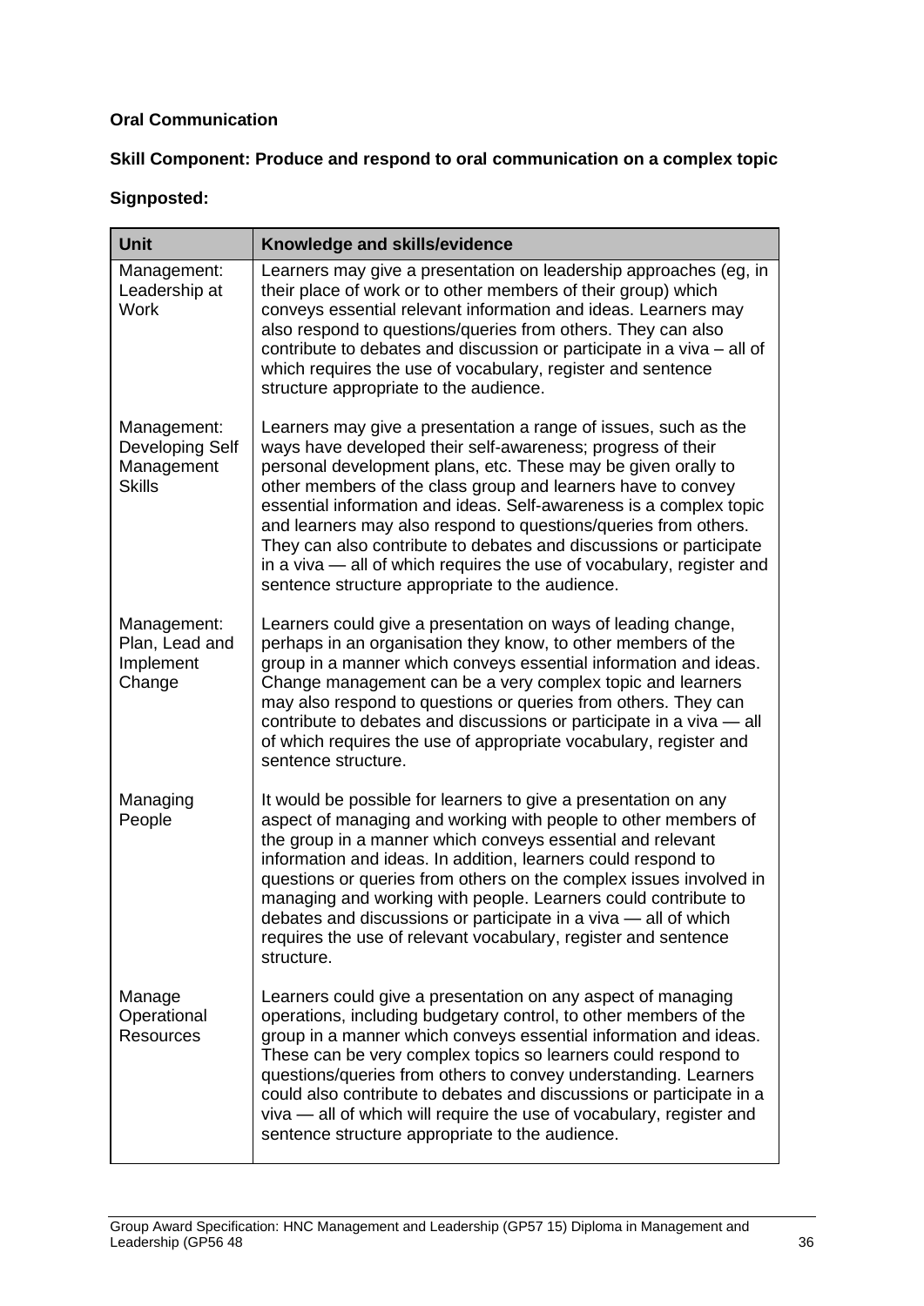**Oral Communication**

**Skill Component: Produce and respond to oral communication on a complex topic**

**Signposted:**

| Unit | Knowledge and skills/evidence |
|---|---|
| Management: Leadership at Work | Learners may give a presentation on leadership approaches (eg, in their place of work or to other members of their group) which conveys essential relevant information and ideas. Learners may also respond to questions/queries from others. They can also contribute to debates and discussion or participate in a viva – all of which requires the use of vocabulary, register and sentence structure appropriate to the audience. |
| Management: Developing Self Management Skills | Learners may give a presentation a range of issues, such as the ways have developed their self-awareness; progress of their personal development plans, etc. These may be given orally to other members of the class group and learners have to convey essential information and ideas. Self-awareness is a complex topic and learners may also respond to questions/queries from others. They can also contribute to debates and discussions or participate in a viva — all of which requires the use of vocabulary, register and sentence structure appropriate to the audience. |
| Management: Plan, Lead and Implement Change | Learners could give a presentation on ways of leading change, perhaps in an organisation they know, to other members of the group in a manner which conveys essential information and ideas. Change management can be a very complex topic and learners may also respond to questions or queries from others. They can contribute to debates and discussions or participate in a viva — all of which requires the use of appropriate vocabulary, register and sentence structure. |
| Managing People | It would be possible for learners to give a presentation on any aspect of managing and working with people to other members of the group in a manner which conveys essential and relevant information and ideas. In addition, learners could respond to questions or queries from others on the complex issues involved in managing and working with people. Learners could contribute to debates and discussions or participate in a viva — all of which requires the use of relevant vocabulary, register and sentence structure. |
| Manage Operational Resources | Learners could give a presentation on any aspect of managing operations, including budgetary control, to other members of the group in a manner which conveys essential information and ideas. These can be very complex topics so learners could respond to questions/queries from others to convey understanding. Learners could also contribute to debates and discussions or participate in a viva — all of which will require the use of vocabulary, register and sentence structure appropriate to the audience. |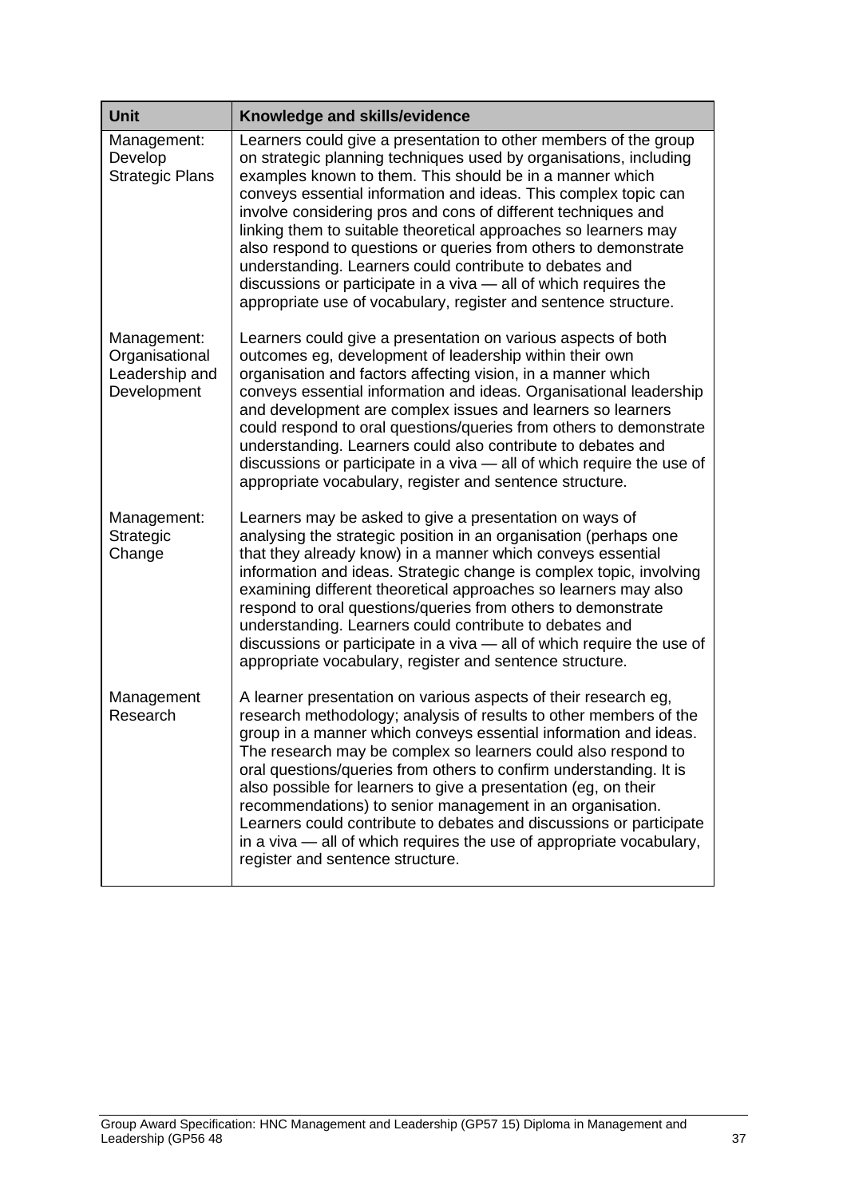| Unit | Knowledge and skills/evidence |
|---|---|
| Management: Develop Strategic Plans | Learners could give a presentation to other members of the group on strategic planning techniques used by organisations, including examples known to them. This should be in a manner which conveys essential information and ideas. This complex topic can involve considering pros and cons of different techniques and linking them to suitable theoretical approaches so learners may also respond to questions or queries from others to demonstrate understanding. Learners could contribute to debates and discussions or participate in a viva — all of which requires the appropriate use of vocabulary, register and sentence structure. |
| Management: Organisational Leadership and Development | Learners could give a presentation on various aspects of both outcomes eg, development of leadership within their own organisation and factors affecting vision, in a manner which conveys essential information and ideas. Organisational leadership and development are complex issues and learners so learners could respond to oral questions/queries from others to demonstrate understanding. Learners could also contribute to debates and discussions or participate in a viva — all of which require the use of appropriate vocabulary, register and sentence structure. |
| Management: Strategic Change | Learners may be asked to give a presentation on ways of analysing the strategic position in an organisation (perhaps one that they already know) in a manner which conveys essential information and ideas. Strategic change is complex topic, involving examining different theoretical approaches so learners may also respond to oral questions/queries from others to demonstrate understanding. Learners could contribute to debates and discussions or participate in a viva — all of which require the use of appropriate vocabulary, register and sentence structure. |
| Management Research | A learner presentation on various aspects of their research eg, research methodology; analysis of results to other members of the group in a manner which conveys essential information and ideas. The research may be complex so learners could also respond to oral questions/queries from others to confirm understanding. It is also possible for learners to give a presentation (eg, on their recommendations) to senior management in an organisation. Learners could contribute to debates and discussions or participate in a viva — all of which requires the use of appropriate vocabulary, register and sentence structure. |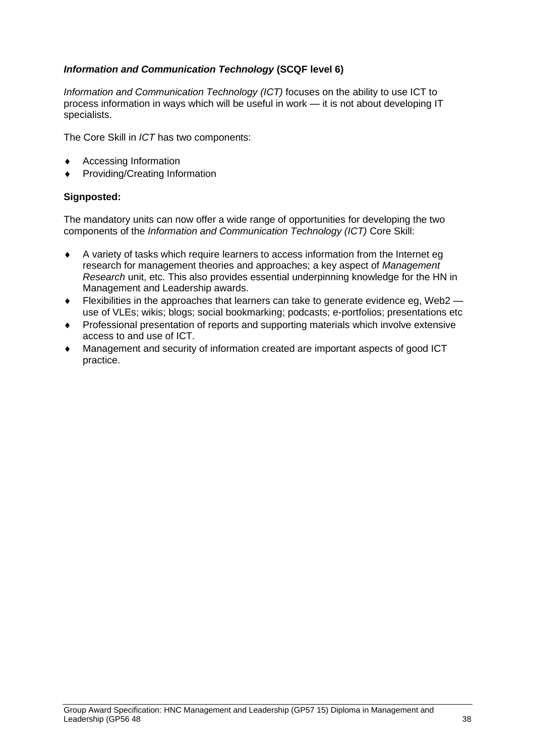***Information and Communication Technology*** **(SCQF level 6)**

*Information and Communication Technology (ICT)* focuses on the ability to use ICT to process information in ways which will be useful in work — it is not about developing IT specialists.

The Core Skill in *ICT* has two components:

- Accessing Information
- Providing/Creating Information

**Signposted:**

The mandatory units can now offer a wide range of opportunities for developing the two components of the *Information and Communication Technology (ICT)* Core Skill:

- A variety of tasks which require learners to access information from the Internet eg research for management theories and approaches; a key aspect of *Management Research* unit, etc. This also provides essential underpinning knowledge for the HN in Management and Leadership awards.
- Flexibilities in the approaches that learners can take to generate evidence eg, Web2 — use of VLEs; wikis; blogs; social bookmarking; podcasts; e-portfolios; presentations etc
- Professional presentation of reports and supporting materials which involve extensive access to and use of ICT.
- Management and security of information created are important aspects of good ICT practice.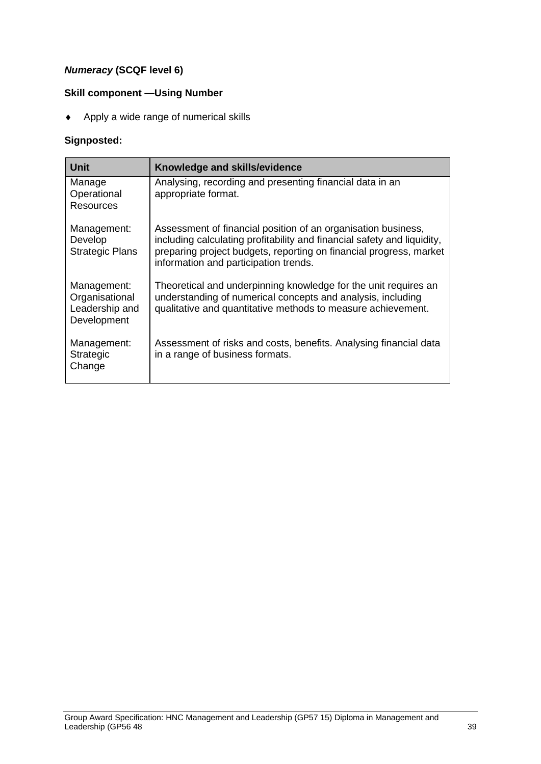***Numeracy* (SCQF level 6)**

**Skill component —Using Number**

- Apply a wide range of numerical skills

**Signposted:**

| Unit | Knowledge and skills/evidence |
|---|---|
| Manage Operational Resources | Analysing, recording and presenting financial data in an appropriate format. |
| Management: Develop Strategic Plans | Assessment of financial position of an organisation business, including calculating profitability and financial safety and liquidity, preparing project budgets, reporting on financial progress, market information and participation trends. |
| Management: Organisational Leadership and Development | Theoretical and underpinning knowledge for the unit requires an understanding of numerical concepts and analysis, including qualitative and quantitative methods to measure achievement. |
| Management: Strategic Change | Assessment of risks and costs, benefits. Analysing financial data in a range of business formats. |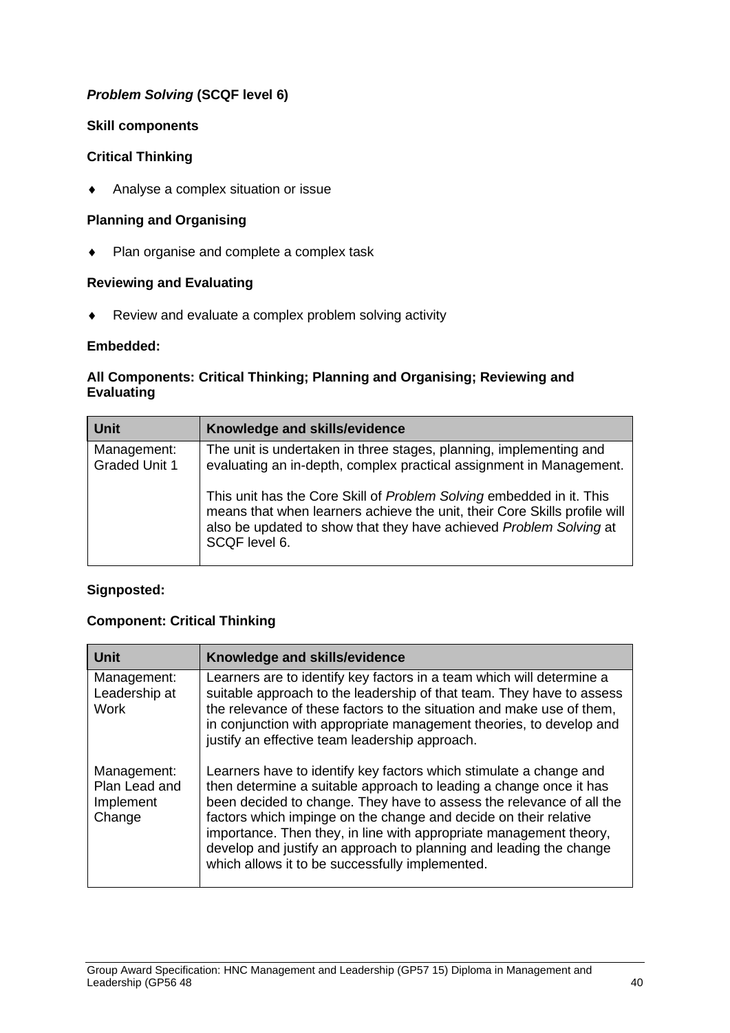***Problem Solving* (SCQF level 6)**

**Skill components**

**Critical Thinking**

- Analyse a complex situation or issue

**Planning and Organising**

- Plan organise and complete a complex task

**Reviewing and Evaluating**

- Review and evaluate a complex problem solving activity

**Embedded:**

**All Components: Critical Thinking; Planning and Organising; Reviewing and Evaluating**

| Unit | Knowledge and skills/evidence |
|---|---|
| Management: Graded Unit 1 | The unit is undertaken in three stages, planning, implementing and evaluating an in-depth, complex practical assignment in Management.<br><br>This unit has the Core Skill of *Problem Solving* embedded in it. This means that when learners achieve the unit, their Core Skills profile will also be updated to show that they have achieved *Problem Solving* at SCQF level 6. |

**Signposted:**

**Component: Critical Thinking**

| Unit | Knowledge and skills/evidence |
|---|---|
| Management: Leadership at Work | Learners are to identify key factors in a team which will determine a suitable approach to the leadership of that team. They have to assess the relevance of these factors to the situation and make use of them, in conjunction with appropriate management theories, to develop and justify an effective team leadership approach. |
| Management: Plan Lead and Implement Change | Learners have to identify key factors which stimulate a change and then determine a suitable approach to leading a change once it has been decided to change. They have to assess the relevance of all the factors which impinge on the change and decide on their relative importance. Then they, in line with appropriate management theory, develop and justify an approach to planning and leading the change which allows it to be successfully implemented. |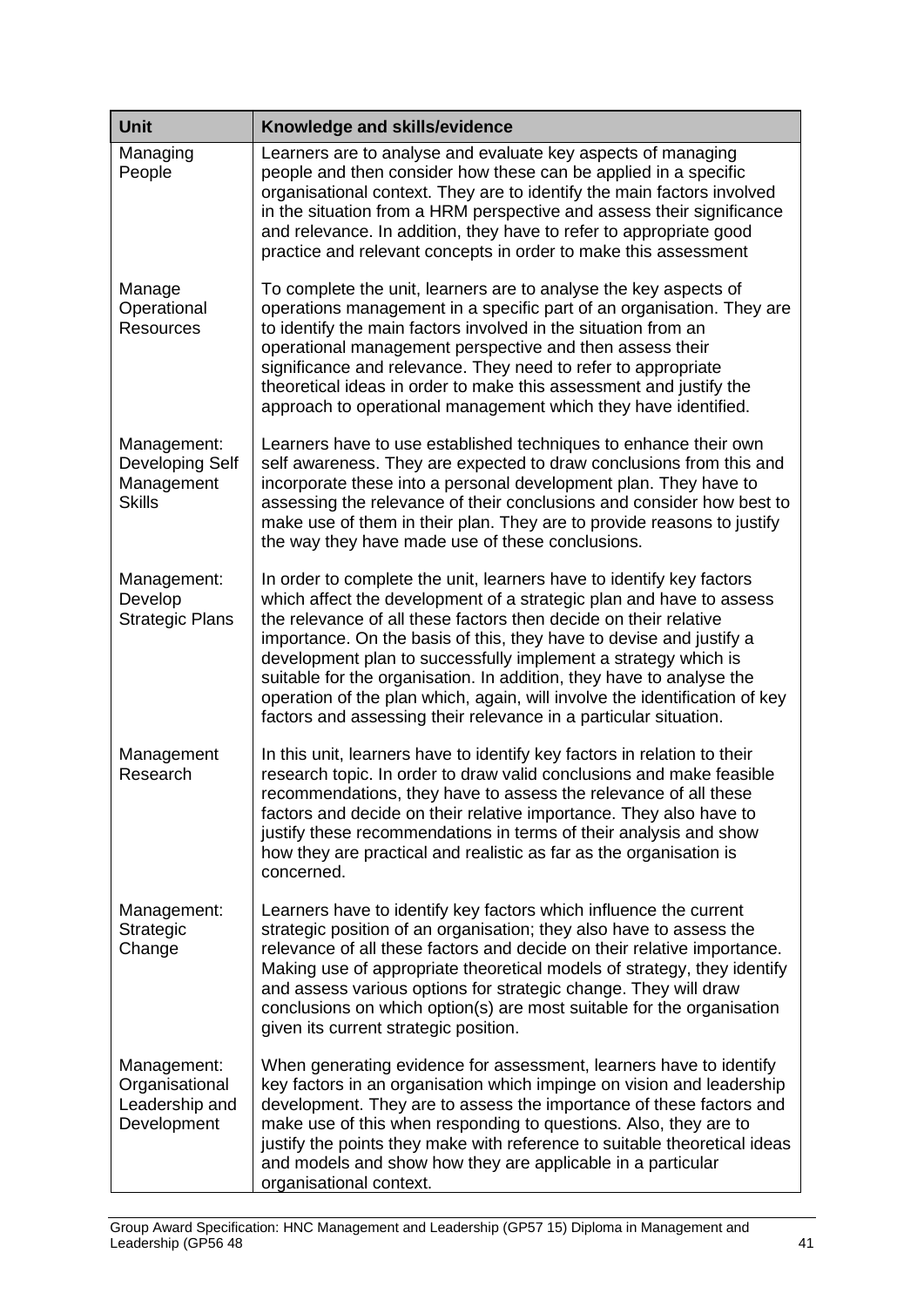| Unit | Knowledge and skills/evidence |
|---|---|
| Managing People | Learners are to analyse and evaluate key aspects of managing people and then consider how these can be applied in a specific organisational context. They are to identify the main factors involved in the situation from a HRM perspective and assess their significance and relevance. In addition, they have to refer to appropriate good practice and relevant concepts in order to make this assessment |
| Manage Operational Resources | To complete the unit, learners are to analyse the key aspects of operations management in a specific part of an organisation. They are to identify the main factors involved in the situation from an operational management perspective and then assess their significance and relevance. They need to refer to appropriate theoretical ideas in order to make this assessment and justify the approach to operational management which they have identified. |
| Management: Developing Self Management Skills | Learners have to use established techniques to enhance their own self awareness. They are expected to draw conclusions from this and incorporate these into a personal development plan. They have to assessing the relevance of their conclusions and consider how best to make use of them in their plan. They are to provide reasons to justify the way they have made use of these conclusions. |
| Management: Develop Strategic Plans | In order to complete the unit, learners have to identify key factors which affect the development of a strategic plan and have to assess the relevance of all these factors then decide on their relative importance. On the basis of this, they have to devise and justify a development plan to successfully implement a strategy which is suitable for the organisation. In addition, they have to analyse the operation of the plan which, again, will involve the identification of key factors and assessing their relevance in a particular situation. |
| Management Research | In this unit, learners have to identify key factors in relation to their research topic. In order to draw valid conclusions and make feasible recommendations, they have to assess the relevance of all these factors and decide on their relative importance. They also have to justify these recommendations in terms of their analysis and show how they are practical and realistic as far as the organisation is concerned. |
| Management: Strategic Change | Learners have to identify key factors which influence the current strategic position of an organisation; they also have to assess the relevance of all these factors and decide on their relative importance. Making use of appropriate theoretical models of strategy, they identify and assess various options for strategic change. They will draw conclusions on which option(s) are most suitable for the organisation given its current strategic position. |
| Management: Organisational Leadership and Development | When generating evidence for assessment, learners have to identify key factors in an organisation which impinge on vision and leadership development. They are to assess the importance of these factors and make use of this when responding to questions. Also, they are to justify the points they make with reference to suitable theoretical ideas and models and show how they are applicable in a particular organisational context. |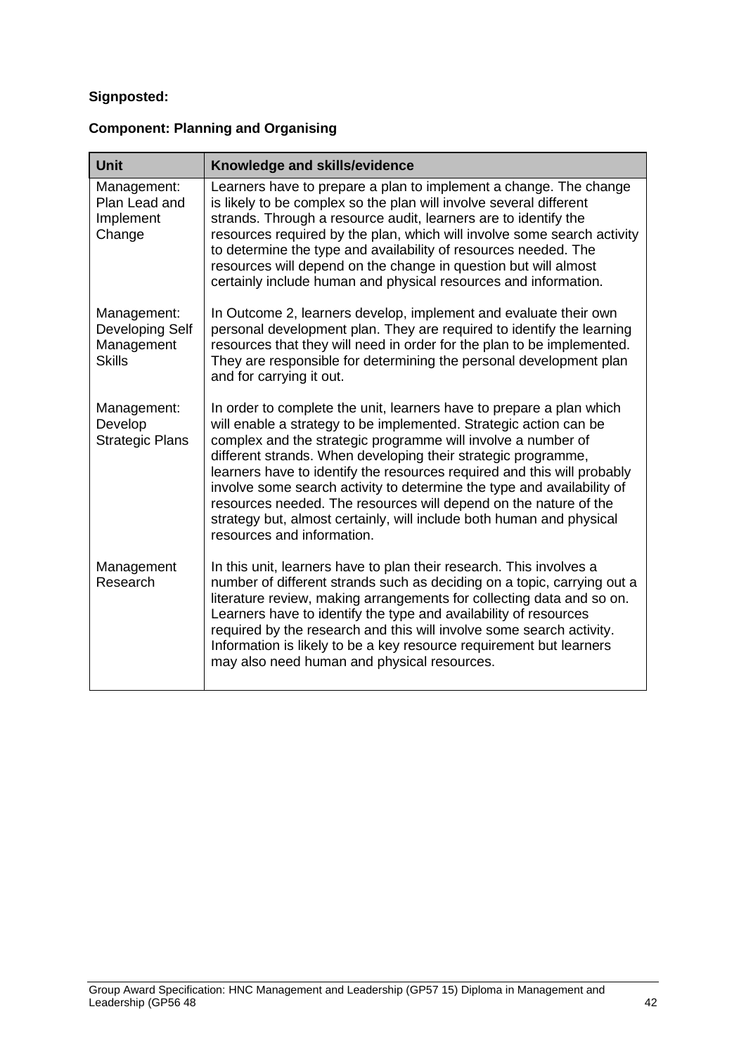**Signposted:**

**Component: Planning and Organising**

| Unit | Knowledge and skills/evidence |
|---|---|
| Management: Plan Lead and Implement Change | Learners have to prepare a plan to implement a change. The change is likely to be complex so the plan will involve several different strands. Through a resource audit, learners are to identify the resources required by the plan, which will involve some search activity to determine the type and availability of resources needed. The resources will depend on the change in question but will almost certainly include human and physical resources and information. |
| Management: Developing Self Management Skills | In Outcome 2, learners develop, implement and evaluate their own personal development plan. They are required to identify the learning resources that they will need in order for the plan to be implemented. They are responsible for determining the personal development plan and for carrying it out. |
| Management: Develop Strategic Plans | In order to complete the unit, learners have to prepare a plan which will enable a strategy to be implemented. Strategic action can be complex and the strategic programme will involve a number of different strands. When developing their strategic programme, learners have to identify the resources required and this will probably involve some search activity to determine the type and availability of resources needed. The resources will depend on the nature of the strategy but, almost certainly, will include both human and physical resources and information. |
| Management Research | In this unit, learners have to plan their research. This involves a number of different strands such as deciding on a topic, carrying out a literature review, making arrangements for collecting data and so on. Learners have to identify the type and availability of resources required by the research and this will involve some search activity. Information is likely to be a key resource requirement but learners may also need human and physical resources. |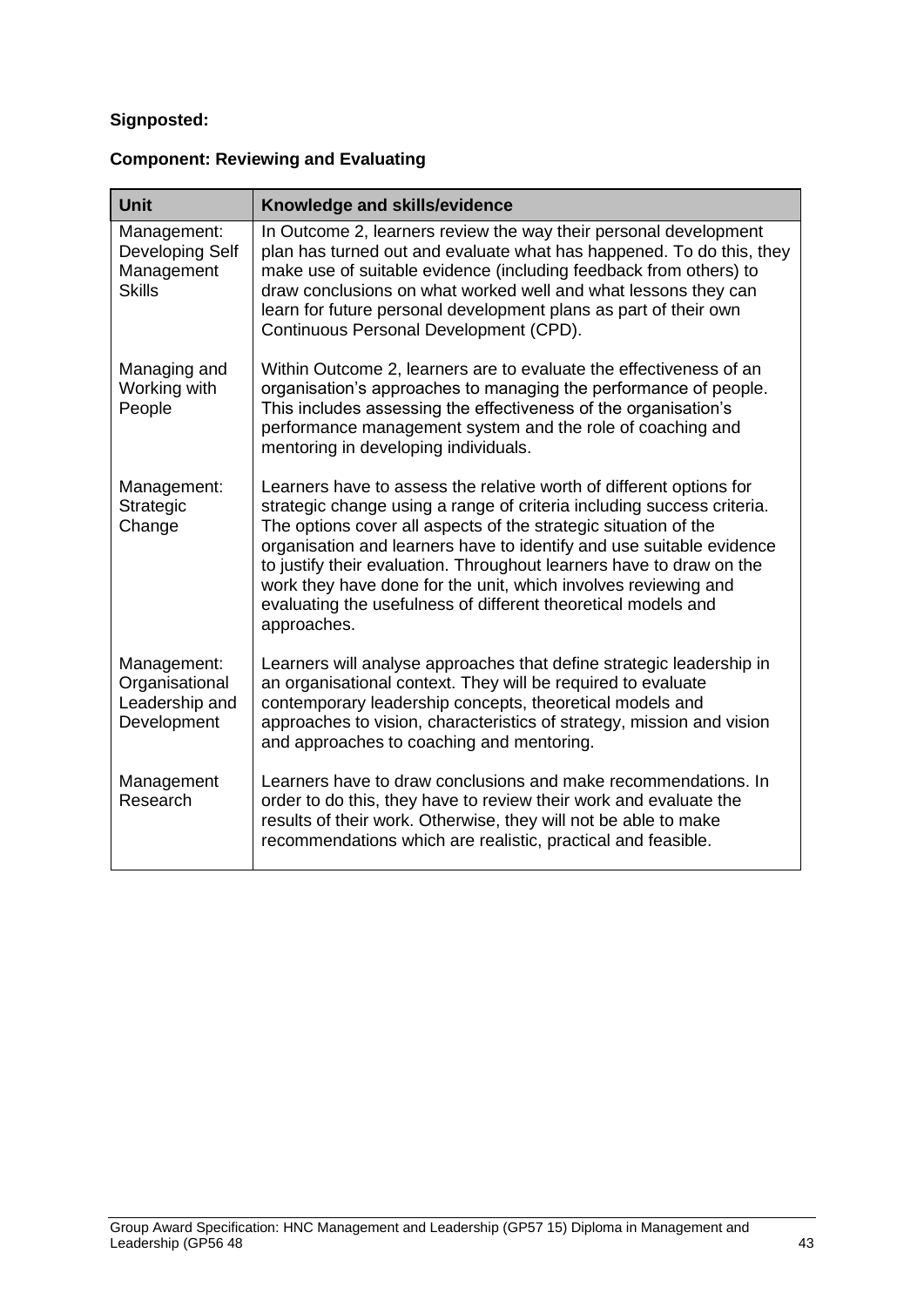**Signposted:**

**Component: Reviewing and Evaluating**

| Unit | Knowledge and skills/evidence |
|---|---|
| Management: Developing Self Management Skills | In Outcome 2, learners review the way their personal development plan has turned out and evaluate what has happened. To do this, they make use of suitable evidence (including feedback from others) to draw conclusions on what worked well and what lessons they can learn for future personal development plans as part of their own Continuous Personal Development (CPD). |
| Managing and Working with People | Within Outcome 2, learners are to evaluate the effectiveness of an organisation's approaches to managing the performance of people. This includes assessing the effectiveness of the organisation's performance management system and the role of coaching and mentoring in developing individuals. |
| Management: Strategic Change | Learners have to assess the relative worth of different options for strategic change using a range of criteria including success criteria. The options cover all aspects of the strategic situation of the organisation and learners have to identify and use suitable evidence to justify their evaluation. Throughout learners have to draw on the work they have done for the unit, which involves reviewing and evaluating the usefulness of different theoretical models and approaches. |
| Management: Organisational Leadership and Development | Learners will analyse approaches that define strategic leadership in an organisational context. They will be required to evaluate contemporary leadership concepts, theoretical models and approaches to vision, characteristics of strategy, mission and vision and approaches to coaching and mentoring. |
| Management Research | Learners have to draw conclusions and make recommendations. In order to do this, they have to review their work and evaluate the results of their work. Otherwise, they will not be able to make recommendations which are realistic, practical and feasible. |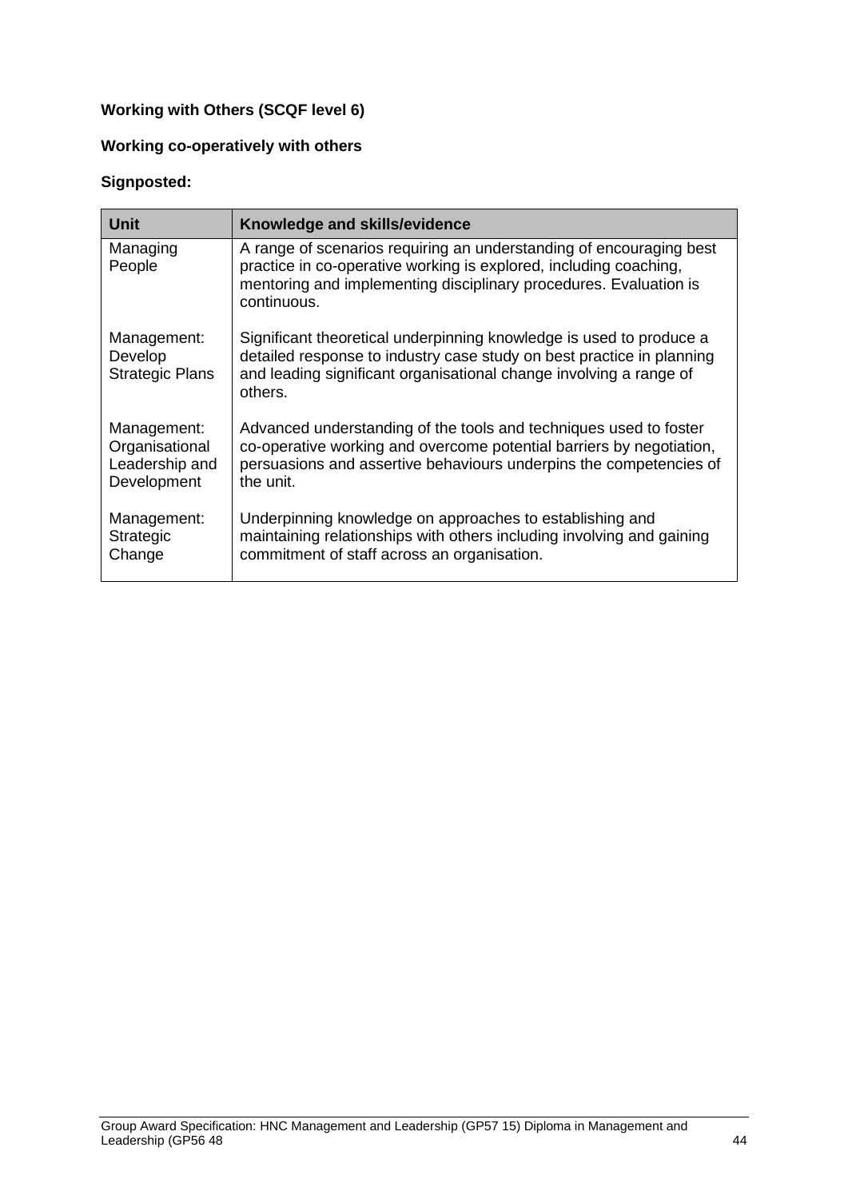**Working with Others (SCQF level 6)**

**Working co-operatively with others**

**Signposted:**

| Unit | Knowledge and skills/evidence |
|---|---|
| Managing People | A range of scenarios requiring an understanding of encouraging best practice in co-operative working is explored, including coaching, mentoring and implementing disciplinary procedures. Evaluation is continuous. |
| Management: Develop Strategic Plans | Significant theoretical underpinning knowledge is used to produce a detailed response to industry case study on best practice in planning and leading significant organisational change involving a range of others. |
| Management: Organisational Leadership and Development | Advanced understanding of the tools and techniques used to foster co-operative working and overcome potential barriers by negotiation, persuasions and assertive behaviours underpins the competencies of the unit. |
| Management: Strategic Change | Underpinning knowledge on approaches to establishing and maintaining relationships with others including involving and gaining commitment of staff across an organisation. |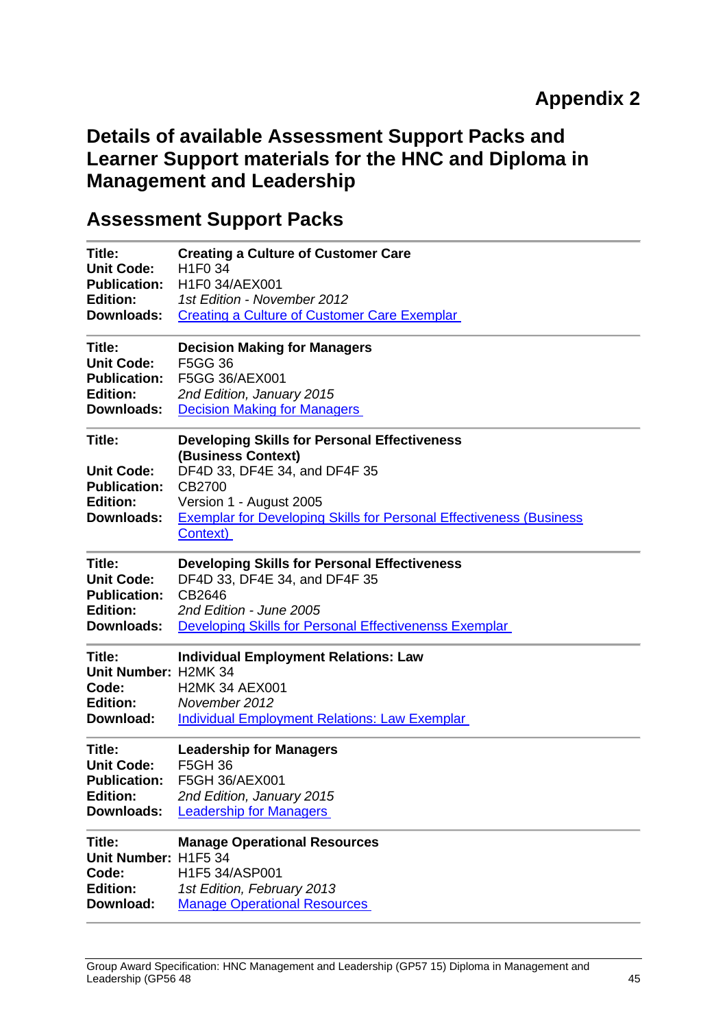# Appendix 2

## Details of available Assessment Support Packs and Learner Support materials for the HNC and Diploma in Management and Leadership

### Assessment Support Packs

| | |
|---|---|
| **Title:** | **Creating a Culture of Customer Care** |
| **Unit Code:** | H1F0 34 |
| **Publication:** | H1F0 34/AEX001 |
| **Edition:** | *1st Edition - November 2012* |
| **Downloads:** | Creating a Culture of Customer Care Exemplar |

| | |
|---|---|
| **Title:** | **Decision Making for Managers** |
| **Unit Code:** | F5GG 36 |
| **Publication:** | F5GG 36/AEX001 |
| **Edition:** | *2nd Edition, January 2015* |
| **Downloads:** | Decision Making for Managers |

| | |
|---|---|
| **Title:** | **Developing Skills for Personal Effectiveness (Business Context)** |
| **Unit Code:** | DF4D 33, DF4E 34, and DF4F 35 |
| **Publication:** | CB2700 |
| **Edition:** | Version 1 - August 2005 |
| **Downloads:** | Exemplar for Developing Skills for Personal Effectiveness (Business Context) |

| | |
|---|---|
| **Title:** | **Developing Skills for Personal Effectiveness** |
| **Unit Code:** | DF4D 33, DF4E 34, and DF4F 35 |
| **Publication:** | CB2646 |
| **Edition:** | *2nd Edition - June 2005* |
| **Downloads:** | Developing Skills for Personal Effectivenss Exemplar |

| | |
|---|---|
| **Title:** | **Individual Employment Relations: Law** |
| **Unit Number:** | H2MK 34 |
| **Code:** | H2MK 34 AEX001 |
| **Edition:** | *November 2012* |
| **Download:** | Individual Employment Relations: Law Exemplar |

| | |
|---|---|
| **Title:** | **Leadership for Managers** |
| **Unit Code:** | F5GH 36 |
| **Publication:** | F5GH 36/AEX001 |
| **Edition:** | *2nd Edition, January 2015* |
| **Downloads:** | Leadership for Managers |

| | |
|---|---|
| **Title:** | **Manage Operational Resources** |
| **Unit Number:** | H1F5 34 |
| **Code:** | H1F5 34/ASP001 |
| **Edition:** | *1st Edition, February 2013* |
| **Download:** | Manage Operational Resources |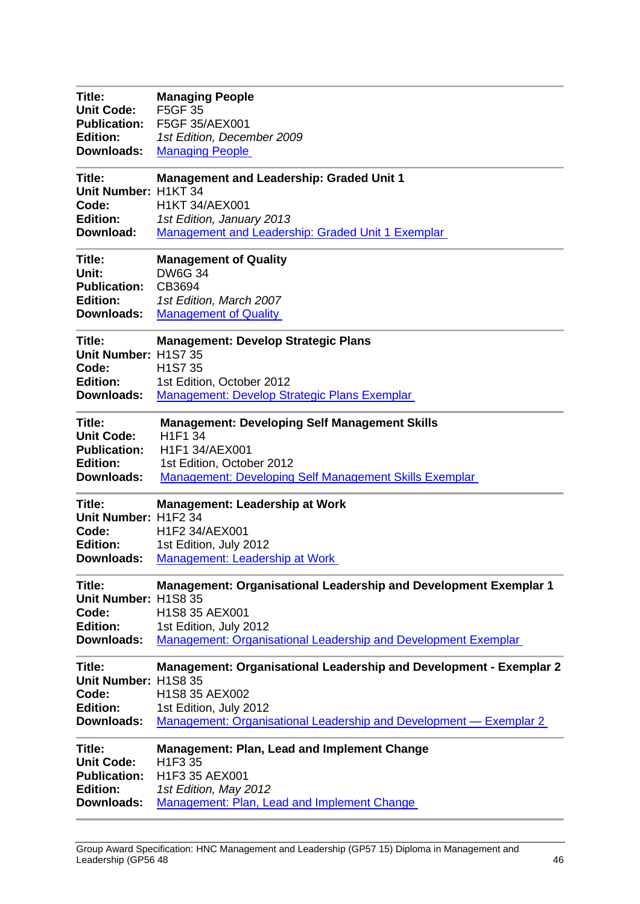**Title:** **Managing People**
**Unit Code:** F5GF 35
**Publication:** F5GF 35/AEX001
**Edition:** *1st Edition, December 2009*
**Downloads:** Managing People

---

**Title:** **Management and Leadership: Graded Unit 1**
**Unit Number:** H1KT 34
**Code:** H1KT 34/AEX001
**Edition:** *1st Edition, January 2013*
**Download:** Management and Leadership: Graded Unit 1 Exemplar

---

**Title:** **Management of Quality**
**Unit:** DW6G 34
**Publication:** CB3694
**Edition:** *1st Edition, March 2007*
**Downloads:** Management of Quality

---

**Title:** **Management: Develop Strategic Plans**
**Unit Number:** H1S7 35
**Code:** H1S7 35
**Edition:** 1st Edition, October 2012
**Downloads:** Management: Develop Strategic Plans Exemplar

---

**Title:** **Management: Developing Self Management Skills**
**Unit Code:** H1F1 34
**Publication:** H1F1 34/AEX001
**Edition:** 1st Edition, October 2012
**Downloads:** Management: Developing Self Management Skills Exemplar

---

**Title:** **Management: Leadership at Work**
**Unit Number:** H1F2 34
**Code:** H1F2 34/AEX001
**Edition:** 1st Edition, July 2012
**Downloads:** Management: Leadership at Work

---

**Title:** **Management: Organisational Leadership and Development Exemplar 1**
**Unit Number:** H1S8 35
**Code:** H1S8 35 AEX001
**Edition:** 1st Edition, July 2012
**Downloads:** Management: Organisational Leadership and Development Exemplar

---

**Title:** **Management: Organisational Leadership and Development - Exemplar 2**
**Unit Number:** H1S8 35
**Code:** H1S8 35 AEX002
**Edition:** 1st Edition, July 2012
**Downloads:** Management: Organisational Leadership and Development — Exemplar 2

---

**Title:** **Management: Plan, Lead and Implement Change**
**Unit Code:** H1F3 35
**Publication:** H1F3 35 AEX001
**Edition:** *1st Edition, May 2012*
**Downloads:** Management: Plan, Lead and Implement Change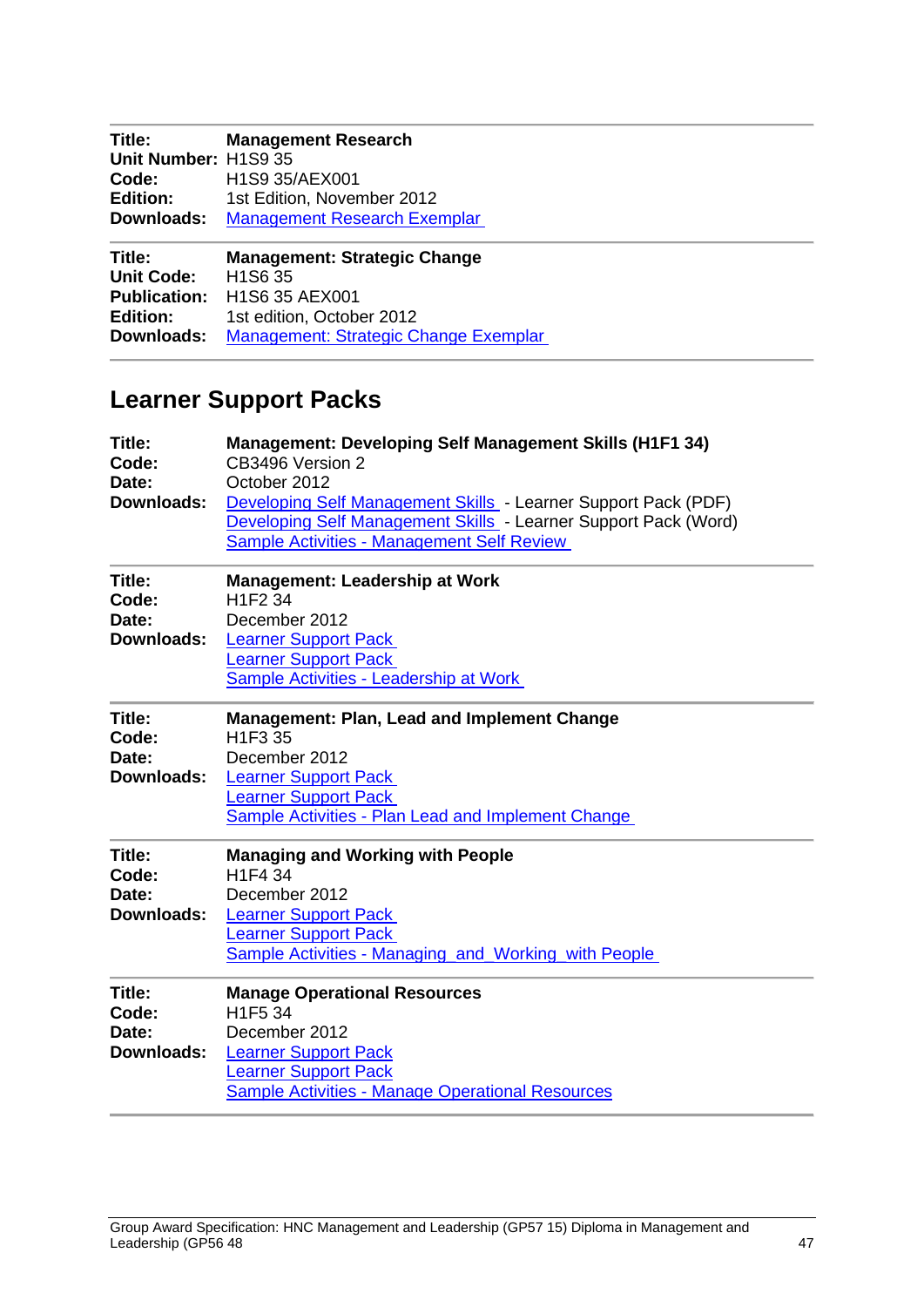| | |
|---|---|
| **Title:** | **Management Research** |
| **Unit Number:** | H1S9 35 |
| **Code:** | H1S9 35/AEX001 |
| **Edition:** | 1st Edition, November 2012 |
| **Downloads:** | Management Research Exemplar |

| | |
|---|---|
| **Title:** | **Management: Strategic Change** |
| **Unit Code:** | H1S6 35 |
| **Publication:** | H1S6 35 AEX001 |
| **Edition:** | 1st edition, October 2012 |
| **Downloads:** | Management: Strategic Change Exemplar |

## Learner Support Packs

| | |
|---|---|
| **Title:** | **Management: Developing Self Management Skills (H1F1 34)** |
| **Code:** | CB3496 Version 2 |
| **Date:** | October 2012 |
| **Downloads:** | Developing Self Management Skills - Learner Support Pack (PDF)<br>Developing Self Management Skills - Learner Support Pack (Word)<br>Sample Activities - Management Self Review |

| | |
|---|---|
| **Title:** | **Management: Leadership at Work** |
| **Code:** | H1F2 34 |
| **Date:** | December 2012 |
| **Downloads:** | Learner Support Pack<br>Learner Support Pack<br>Sample Activities - Leadership at Work |

| | |
|---|---|
| **Title:** | **Management: Plan, Lead and Implement Change** |
| **Code:** | H1F3 35 |
| **Date:** | December 2012 |
| **Downloads:** | Learner Support Pack<br>Learner Support Pack<br>Sample Activities - Plan Lead and Implement Change |

| | |
|---|---|
| **Title:** | **Managing and Working with People** |
| **Code:** | H1F4 34 |
| **Date:** | December 2012 |
| **Downloads:** | Learner Support Pack<br>Learner Support Pack<br>Sample Activities - Managing and Working with People |

| | |
|---|---|
| **Title:** | **Manage Operational Resources** |
| **Code:** | H1F5 34 |
| **Date:** | December 2012 |
| **Downloads:** | Learner Support Pack<br>Learner Support Pack<br>Sample Activities - Manage Operational Resources |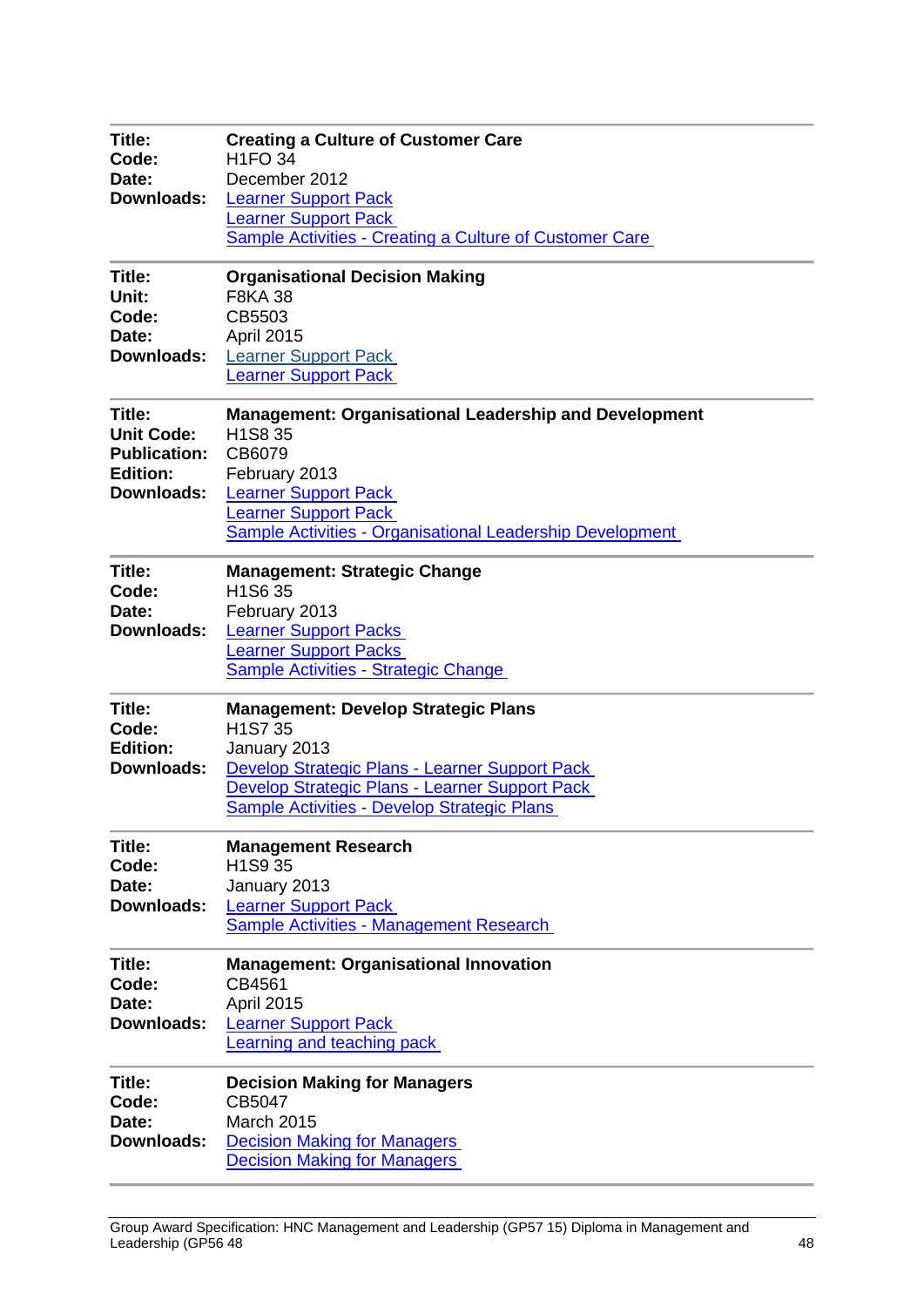| | |
|---|---|
| **Title:** | **Creating a Culture of Customer Care** |
| **Code:** | H1FO 34 |
| **Date:** | December 2012 |
| **Downloads:** | Learner Support Pack<br>Learner Support Pack<br>Sample Activities - Creating a Culture of Customer Care |

| | |
|---|---|
| **Title:** | **Organisational Decision Making** |
| **Unit:** | F8KA 38 |
| **Code:** | CB5503 |
| **Date:** | April 2015 |
| **Downloads:** | Learner Support Pack<br>Learner Support Pack |

| | |
|---|---|
| **Title:** | **Management: Organisational Leadership and Development** |
| **Unit Code:** | H1S8 35 |
| **Publication:** | CB6079 |
| **Edition:** | February 2013 |
| **Downloads:** | Learner Support Pack<br>Learner Support Pack<br>Sample Activities - Organisational Leadership Development |

| | |
|---|---|
| **Title:** | **Management: Strategic Change** |
| **Code:** | H1S6 35 |
| **Date:** | February 2013 |
| **Downloads:** | Learner Support Packs<br>Learner Support Packs<br>Sample Activities - Strategic Change |

| | |
|---|---|
| **Title:** | **Management: Develop Strategic Plans** |
| **Code:** | H1S7 35 |
| **Edition:** | January 2013 |
| **Downloads:** | Develop Strategic Plans - Learner Support Pack<br>Develop Strategic Plans - Learner Support Pack<br>Sample Activities - Develop Strategic Plans |

| | |
|---|---|
| **Title:** | **Management Research** |
| **Code:** | H1S9 35 |
| **Date:** | January 2013 |
| **Downloads:** | Learner Support Pack<br>Sample Activities - Management Research |

| | |
|---|---|
| **Title:** | **Management: Organisational Innovation** |
| **Code:** | CB4561 |
| **Date:** | April 2015 |
| **Downloads:** | Learner Support Pack<br>Learning and teaching pack |

| | |
|---|---|
| **Title:** | **Decision Making for Managers** |
| **Code:** | CB5047 |
| **Date:** | March 2015 |
| **Downloads:** | Decision Making for Managers<br>Decision Making for Managers |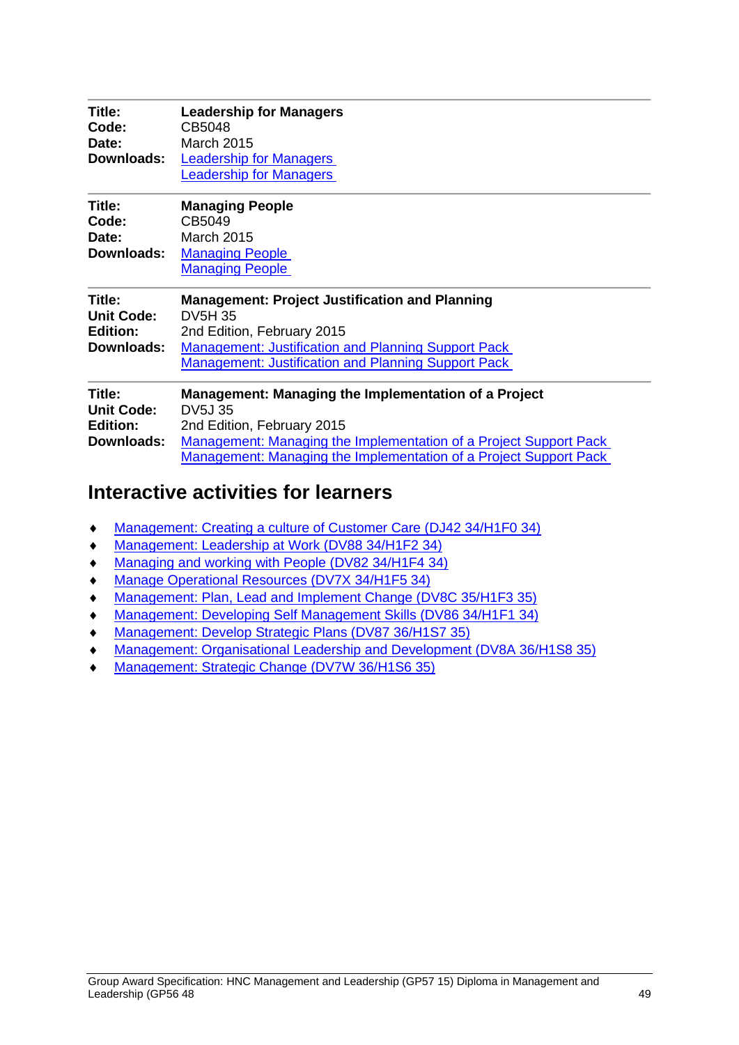**Title:** **Leadership for Managers**
**Code:** CB5048
**Date:** March 2015
**Downloads:** Leadership for Managers
Leadership for Managers

---

**Title:** **Managing People**
**Code:** CB5049
**Date:** March 2015
**Downloads:** Managing People
Managing People

---

**Title:** **Management: Project Justification and Planning**
**Unit Code:** DV5H 35
**Edition:** 2nd Edition, February 2015
**Downloads:** Management: Justification and Planning Support Pack
Management: Justification and Planning Support Pack

---

**Title:** **Management: Managing the Implementation of a Project**
**Unit Code:** DV5J 35
**Edition:** 2nd Edition, February 2015
**Downloads:** Management: Managing the Implementation of a Project Support Pack
Management: Managing the Implementation of a Project Support Pack

## Interactive activities for learners

- Management: Creating a culture of Customer Care (DJ42 34/H1F0 34)
- Management: Leadership at Work (DV88 34/H1F2 34)
- Managing and working with People (DV82 34/H1F4 34)
- Manage Operational Resources (DV7X 34/H1F5 34)
- Management: Plan, Lead and Implement Change (DV8C 35/H1F3 35)
- Management: Developing Self Management Skills (DV86 34/H1F1 34)
- Management: Develop Strategic Plans (DV87 36/H1S7 35)
- Management: Organisational Leadership and Development (DV8A 36/H1S8 35)
- Management: Strategic Change (DV7W 36/H1S6 35)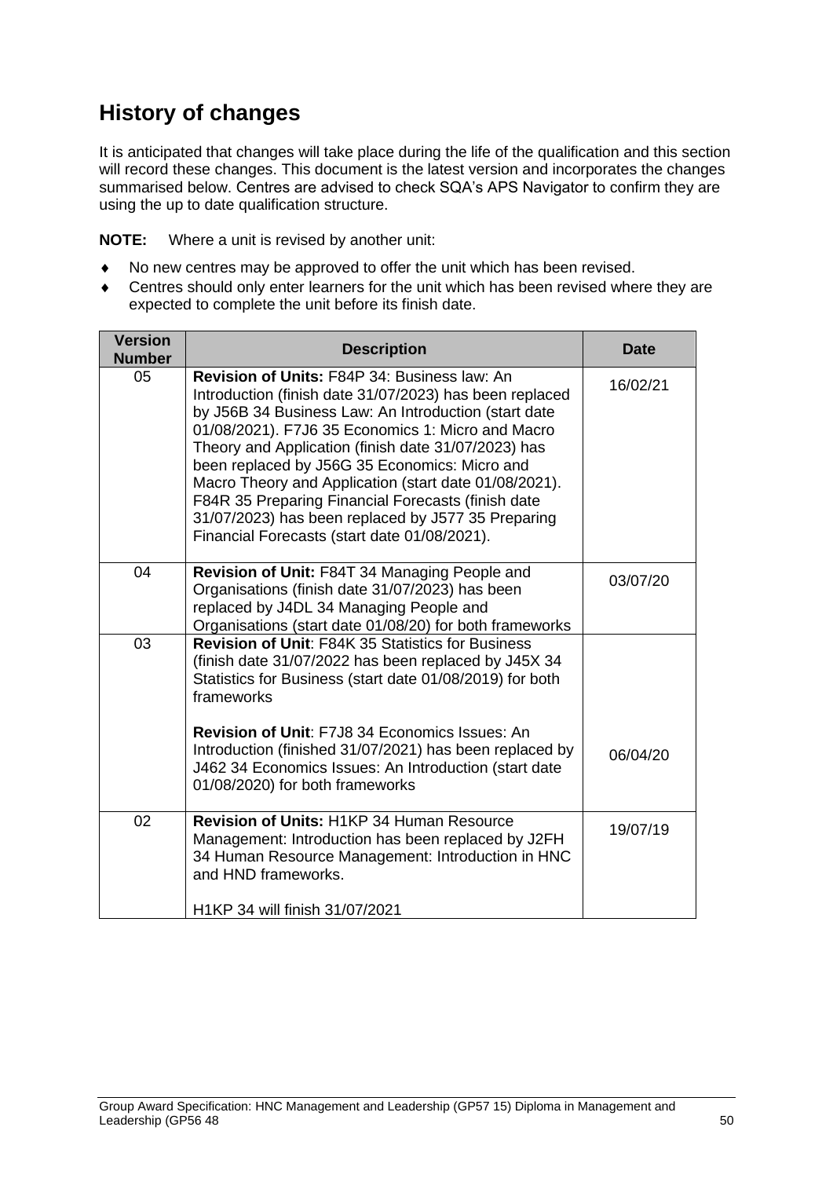## History of changes

It is anticipated that changes will take place during the life of the qualification and this section will record these changes. This document is the latest version and incorporates the changes summarised below. Centres are advised to check SQA's APS Navigator to confirm they are using the up to date qualification structure.

**NOTE:** Where a unit is revised by another unit:

- No new centres may be approved to offer the unit which has been revised.
- Centres should only enter learners for the unit which has been revised where they are expected to complete the unit before its finish date.

| Version Number | Description | Date |
|---|---|---|
| 05 | **Revision of Units:** F84P 34: Business law: An Introduction (finish date 31/07/2023) has been replaced by J56B 34 Business Law: An Introduction (start date 01/08/2021). F7J6 35 Economics 1: Micro and Macro Theory and Application (finish date 31/07/2023) has been replaced by J56G 35 Economics: Micro and Macro Theory and Application (start date 01/08/2021). F84R 35 Preparing Financial Forecasts (finish date 31/07/2023) has been replaced by J577 35 Preparing Financial Forecasts (start date 01/08/2021). | 16/02/21 |
| 04 | **Revision of Unit:** F84T 34 Managing People and Organisations (finish date 31/07/2023) has been replaced by J4DL 34 Managing People and Organisations (start date 01/08/20) for both frameworks | 03/07/20 |
| 03 | **Revision of Unit**: F84K 35 Statistics for Business (finish date 31/07/2022 has been replaced by J45X 34 Statistics for Business (start date 01/08/2019) for both frameworks<br><br>**Revision of Unit**: F7J8 34 Economics Issues: An Introduction (finished 31/07/2021) has been replaced by J462 34 Economics Issues: An Introduction (start date 01/08/2020) for both frameworks | 06/04/20 |
| 02 | **Revision of Units:** H1KP 34 Human Resource Management: Introduction has been replaced by J2FH 34 Human Resource Management: Introduction in HNC and HND frameworks.<br><br>H1KP 34 will finish 31/07/2021 | 19/07/19 |